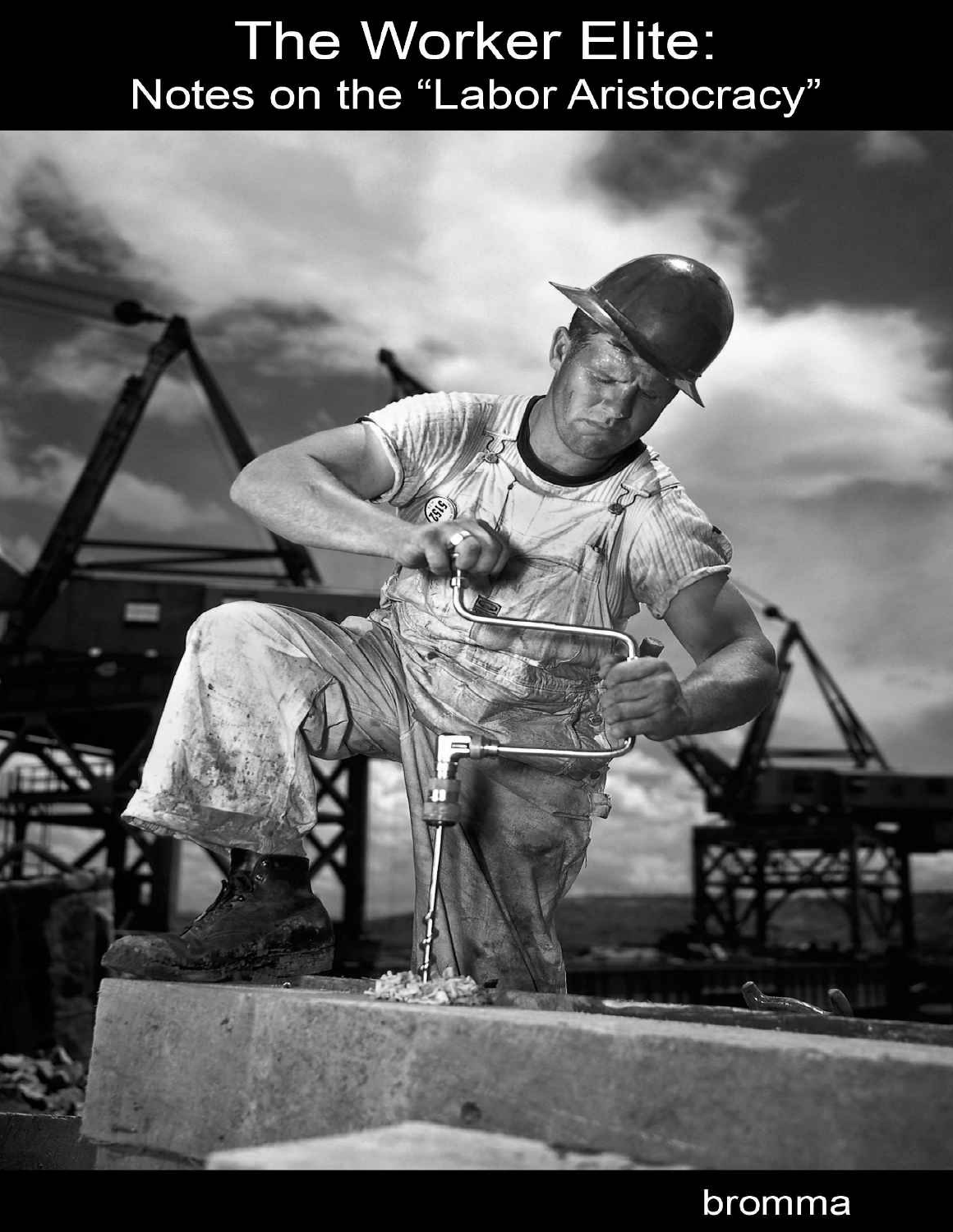# The Worker Elite:
## Notes on the "Labor Aristocracy"

bromma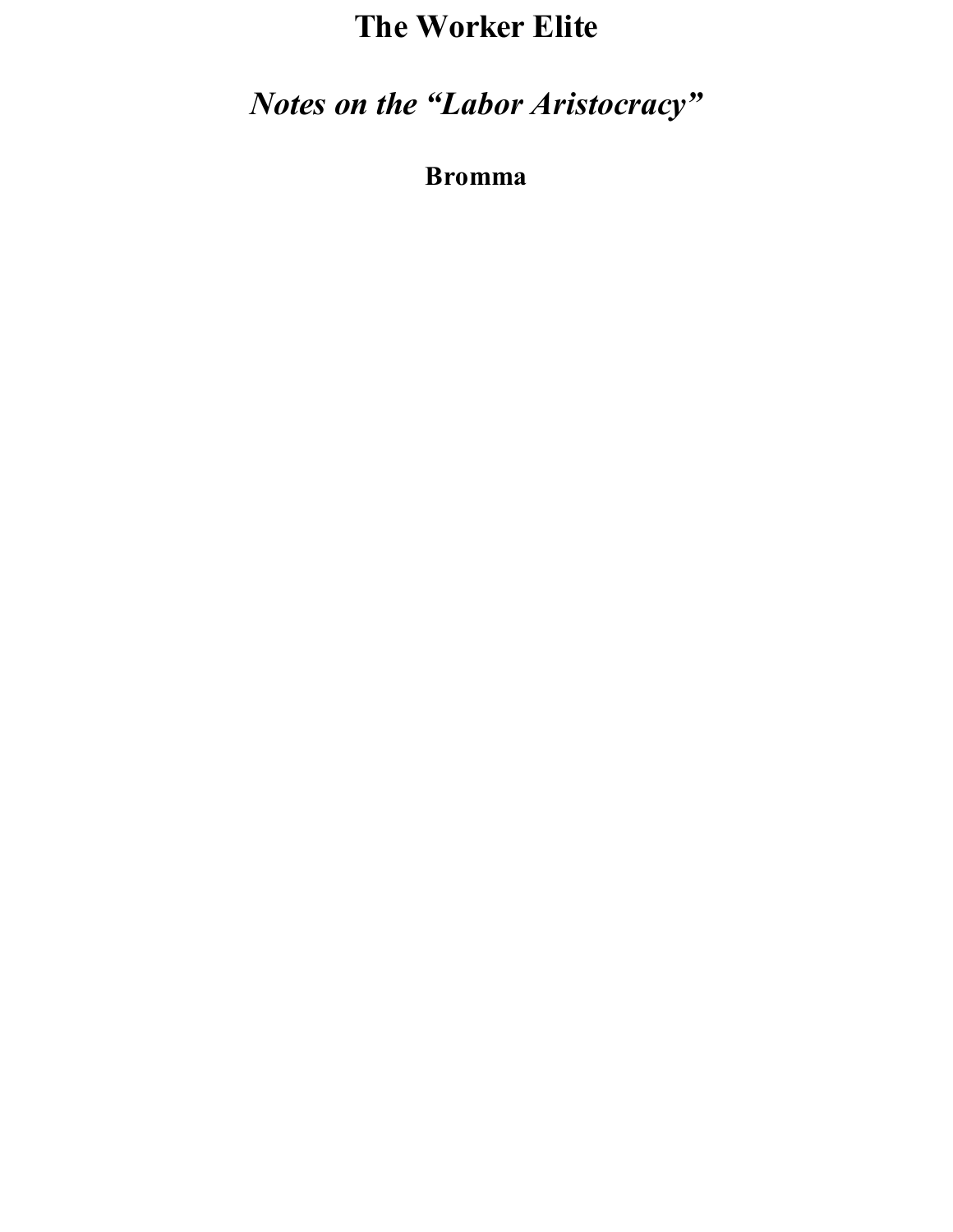# The Worker Elite

## *Notes on the "Labor Aristocracy"*

**Bromma**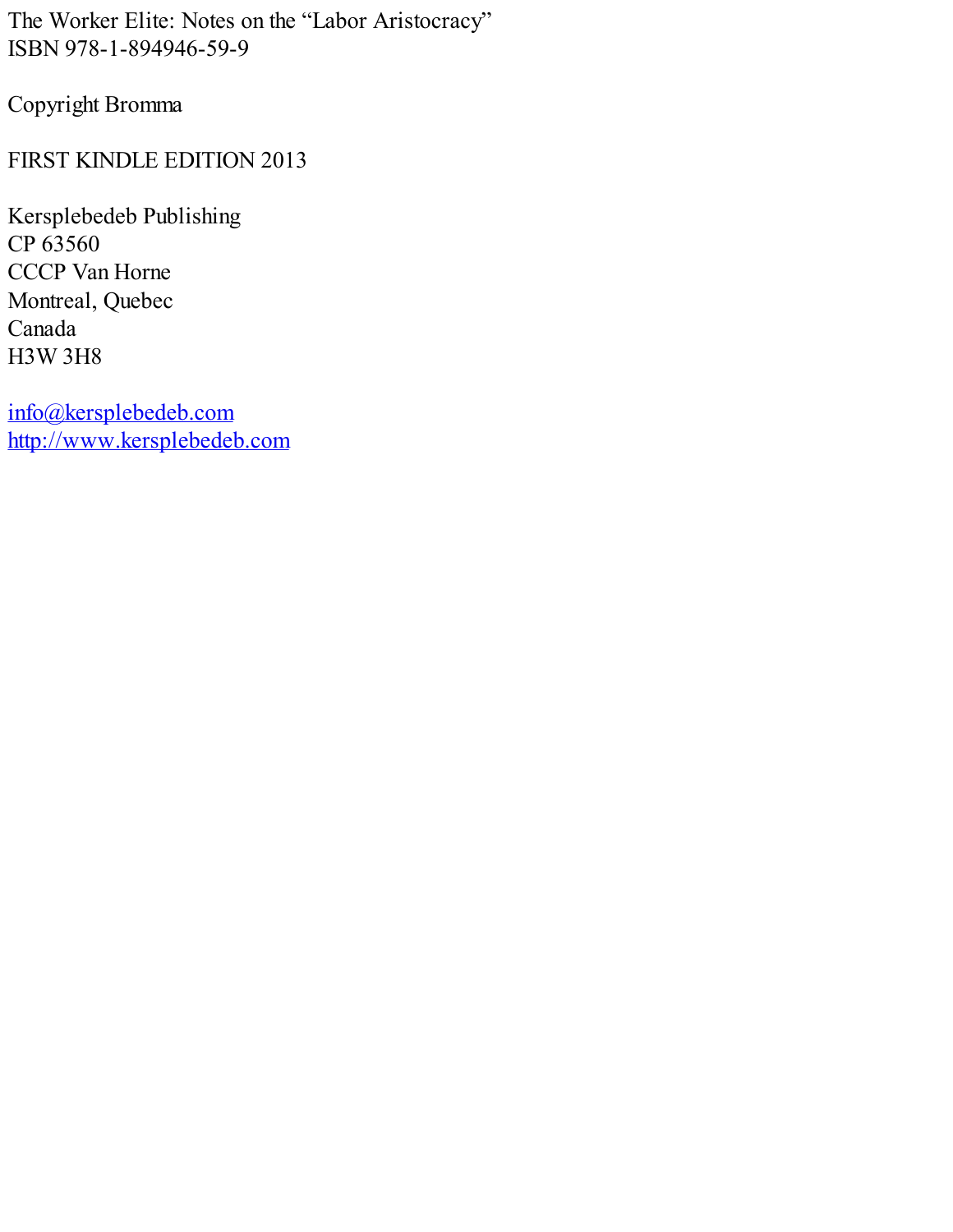The Worker Elite: Notes on the "Labor Aristocracy"
ISBN 978-1-894946-59-9

Copyright Bromma

FIRST KINDLE EDITION 2013

Kersplebedeb Publishing
CP 63560
CCCP Van Horne
Montreal, Quebec
Canada
H3W 3H8

[info@kersplebedeb.com](mailto:info@kersplebedeb.com)
[http://www.kersplebedeb.com](http://www.kersplebedeb.com)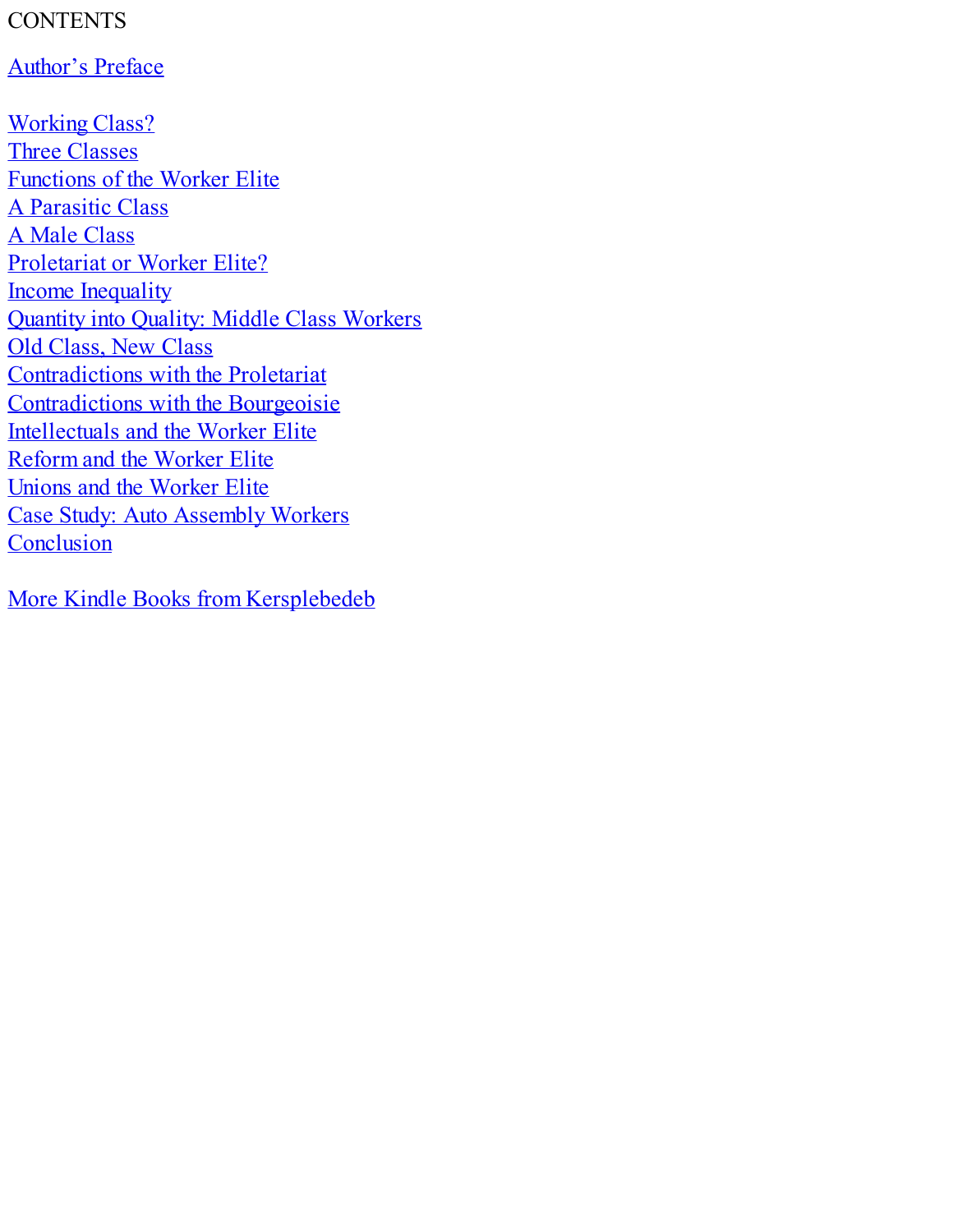CONTENTS

Author's Preface

Working Class?
Three Classes
Functions of the Worker Elite
A Parasitic Class
A Male Class
Proletariat or Worker Elite?
Income Inequality
Quantity into Quality: Middle Class Workers
Old Class, New Class
Contradictions with the Proletariat
Contradictions with the Bourgeoisie
Intellectuals and the Worker Elite
Reform and the Worker Elite
Unions and the Worker Elite
Case Study: Auto Assembly Workers
Conclusion

More Kindle Books from Kersplebedeb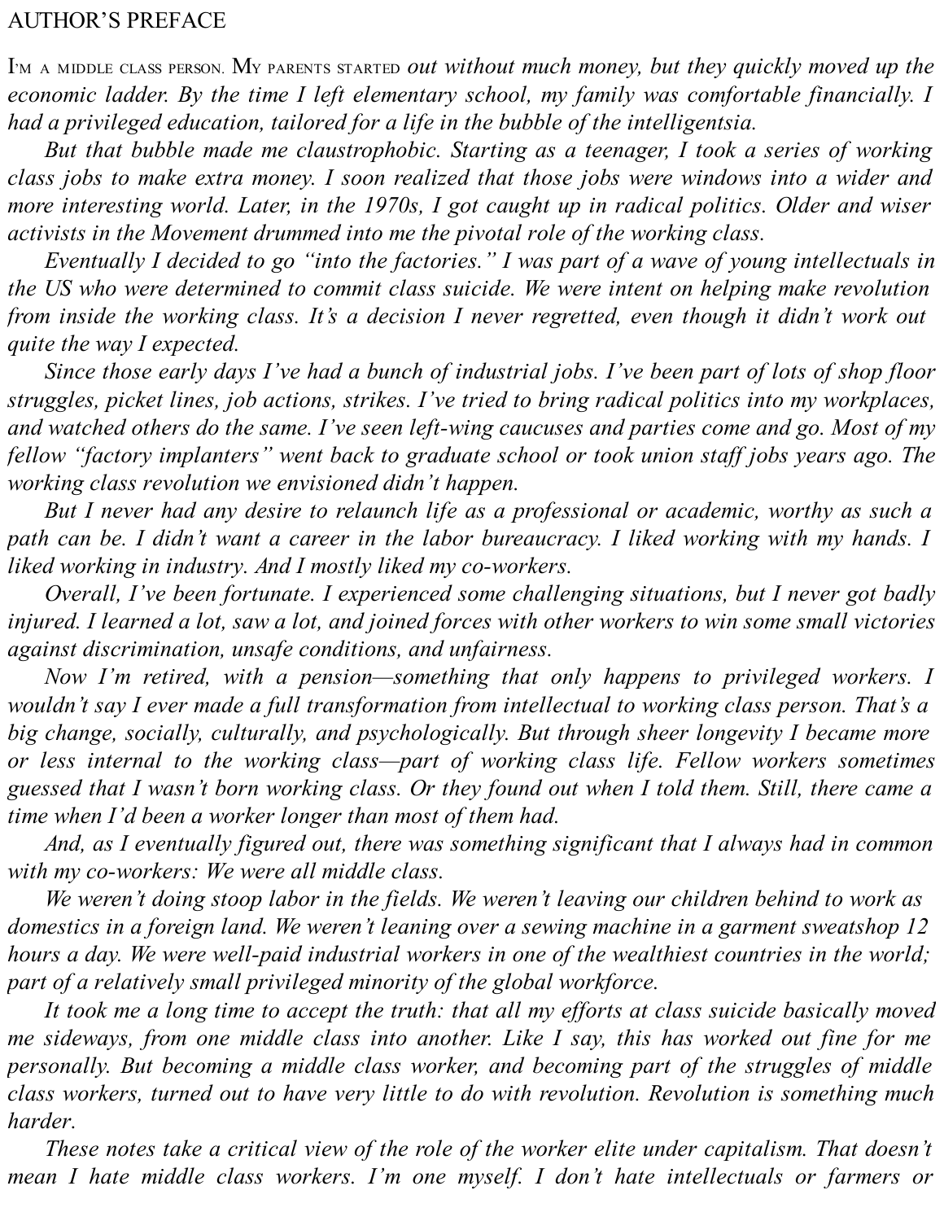# AUTHOR'S PREFACE

I'M A MIDDLE CLASS PERSON. MY PARENTS STARTED *out without much money, but they quickly moved up the economic ladder. By the time I left elementary school, my family was comfortable financially. I had a privileged education, tailored for a life in the bubble of the intelligentsia.*

*But that bubble made me claustrophobic. Starting as a teenager, I took a series of working class jobs to make extra money. I soon realized that those jobs were windows into a wider and more interesting world. Later, in the 1970s, I got caught up in radical politics. Older and wiser activists in the Movement drummed into me the pivotal role of the working class.*

*Eventually I decided to go "into the factories." I was part of a wave of young intellectuals in the US who were determined to commit class suicide. We were intent on helping make revolution from inside the working class. It's a decision I never regretted, even though it didn't work out quite the way I expected.*

*Since those early days I've had a bunch of industrial jobs. I've been part of lots of shop floor struggles, picket lines, job actions, strikes. I've tried to bring radical politics into my workplaces, and watched others do the same. I've seen left-wing caucuses and parties come and go. Most of my fellow "factory implanters" went back to graduate school or took union staff jobs years ago. The working class revolution we envisioned didn't happen.*

*But I never had any desire to relaunch life as a professional or academic, worthy as such a path can be. I didn't want a career in the labor bureaucracy. I liked working with my hands. I liked working in industry. And I mostly liked my co-workers.*

*Overall, I've been fortunate. I experienced some challenging situations, but I never got badly injured. I learned a lot, saw a lot, and joined forces with other workers to win some small victories against discrimination, unsafe conditions, and unfairness.*

*Now I'm retired, with a pension—something that only happens to privileged workers. I wouldn't say I ever made a full transformation from intellectual to working class person. That's a big change, socially, culturally, and psychologically. But through sheer longevity I became more or less internal to the working class—part of working class life. Fellow workers sometimes guessed that I wasn't born working class. Or they found out when I told them. Still, there came a time when I'd been a worker longer than most of them had.*

*And, as I eventually figured out, there was something significant that I always had in common with my co-workers: We were all middle class.*

*We weren't doing stoop labor in the fields. We weren't leaving our children behind to work as domestics in a foreign land. We weren't leaning over a sewing machine in a garment sweatshop 12 hours a day. We were well-paid industrial workers in one of the wealthiest countries in the world; part of a relatively small privileged minority of the global workforce.*

*It took me a long time to accept the truth: that all my efforts at class suicide basically moved me sideways, from one middle class into another. Like I say, this has worked out fine for me personally. But becoming a middle class worker, and becoming part of the struggles of middle class workers, turned out to have very little to do with revolution. Revolution is something much harder.*

*These notes take a critical view of the role of the worker elite under capitalism. That doesn't mean I hate middle class workers. I'm one myself. I don't hate intellectuals or farmers or*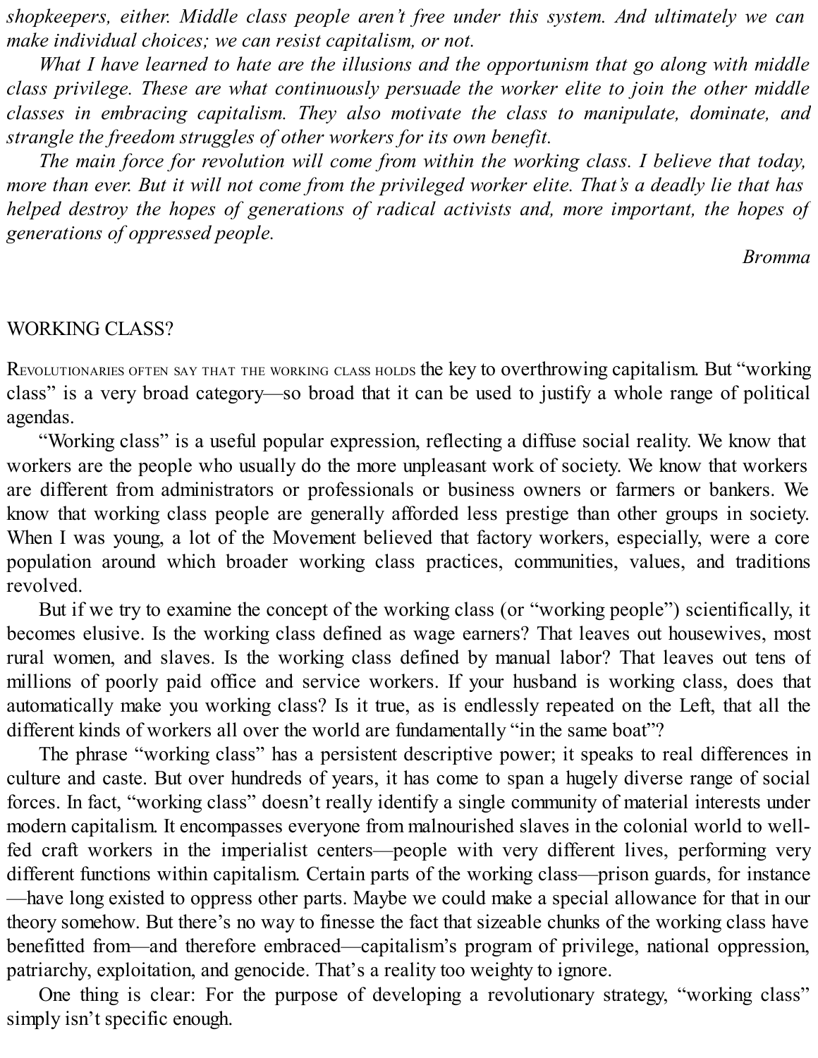*shopkeepers, either. Middle class people aren't free under this system. And ultimately we can make individual choices; we can resist capitalism, or not.*

*What I have learned to hate are the illusions and the opportunism that go along with middle class privilege. These are what continuously persuade the worker elite to join the other middle classes in embracing capitalism. They also motivate the class to manipulate, dominate, and strangle the freedom struggles of other workers for its own benefit.*

*The main force for revolution will come from within the working class. I believe that today, more than ever. But it will not come from the privileged worker elite. That's a deadly lie that has helped destroy the hopes of generations of radical activists and, more important, the hopes of generations of oppressed people.*

*Bromma*

## WORKING CLASS?

Revolutionaries often say that the working class holds the key to overthrowing capitalism. But "working class" is a very broad category—so broad that it can be used to justify a whole range of political agendas.

"Working class" is a useful popular expression, reflecting a diffuse social reality. We know that workers are the people who usually do the more unpleasant work of society. We know that workers are different from administrators or professionals or business owners or farmers or bankers. We know that working class people are generally afforded less prestige than other groups in society. When I was young, a lot of the Movement believed that factory workers, especially, were a core population around which broader working class practices, communities, values, and traditions revolved.

But if we try to examine the concept of the working class (or "working people") scientifically, it becomes elusive. Is the working class defined as wage earners? That leaves out housewives, most rural women, and slaves. Is the working class defined by manual labor? That leaves out tens of millions of poorly paid office and service workers. If your husband is working class, does that automatically make you working class? Is it true, as is endlessly repeated on the Left, that all the different kinds of workers all over the world are fundamentally "in the same boat"?

The phrase "working class" has a persistent descriptive power; it speaks to real differences in culture and caste. But over hundreds of years, it has come to span a hugely diverse range of social forces. In fact, "working class" doesn't really identify a single community of material interests under modern capitalism. It encompasses everyone from malnourished slaves in the colonial world to well-fed craft workers in the imperialist centers—people with very different lives, performing very different functions within capitalism. Certain parts of the working class—prison guards, for instance—have long existed to oppress other parts. Maybe we could make a special allowance for that in our theory somehow. But there's no way to finesse the fact that sizeable chunks of the working class have benefitted from—and therefore embraced—capitalism's program of privilege, national oppression, patriarchy, exploitation, and genocide. That's a reality too weighty to ignore.

One thing is clear: For the purpose of developing a revolutionary strategy, "working class" simply isn't specific enough.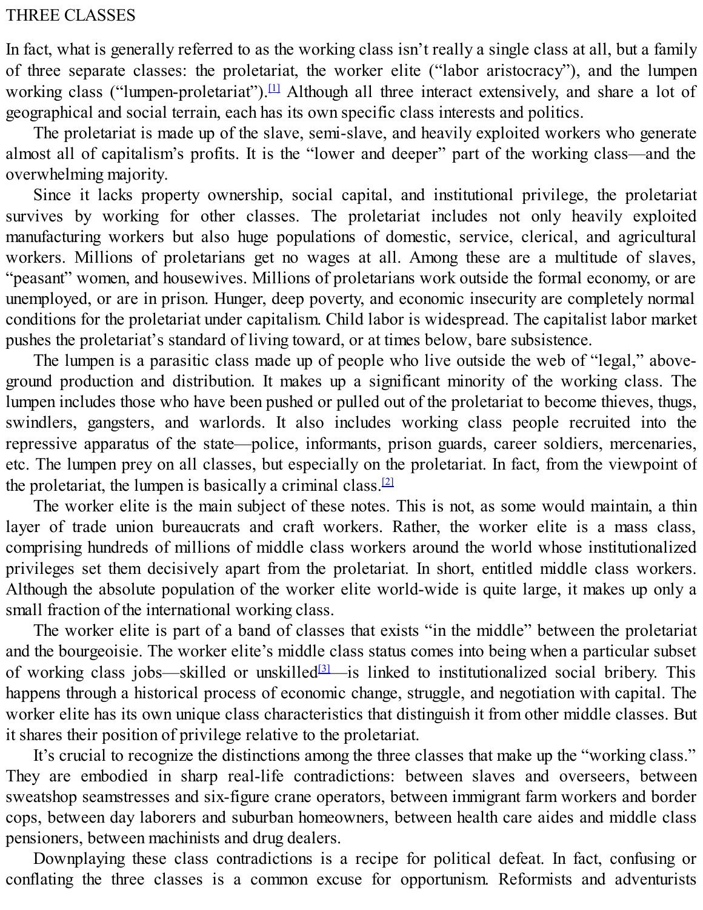## THREE CLASSES

In fact, what is generally referred to as the working class isn't really a single class at all, but a family of three separate classes: the proletariat, the worker elite ("labor aristocracy"), and the lumpen working class ("lumpen-proletariat").[1] Although all three interact extensively, and share a lot of geographical and social terrain, each has its own specific class interests and politics.

The proletariat is made up of the slave, semi-slave, and heavily exploited workers who generate almost all of capitalism's profits. It is the "lower and deeper" part of the working class—and the overwhelming majority.

Since it lacks property ownership, social capital, and institutional privilege, the proletariat survives by working for other classes. The proletariat includes not only heavily exploited manufacturing workers but also huge populations of domestic, service, clerical, and agricultural workers. Millions of proletarians get no wages at all. Among these are a multitude of slaves, "peasant" women, and housewives. Millions of proletarians work outside the formal economy, or are unemployed, or are in prison. Hunger, deep poverty, and economic insecurity are completely normal conditions for the proletariat under capitalism. Child labor is widespread. The capitalist labor market pushes the proletariat's standard of living toward, or at times below, bare subsistence.

The lumpen is a parasitic class made up of people who live outside the web of "legal," above-ground production and distribution. It makes up a significant minority of the working class. The lumpen includes those who have been pushed or pulled out of the proletariat to become thieves, thugs, swindlers, gangsters, and warlords. It also includes working class people recruited into the repressive apparatus of the state—police, informants, prison guards, career soldiers, mercenaries, etc. The lumpen prey on all classes, but especially on the proletariat. In fact, from the viewpoint of the proletariat, the lumpen is basically a criminal class.[2]

The worker elite is the main subject of these notes. This is not, as some would maintain, a thin layer of trade union bureaucrats and craft workers. Rather, the worker elite is a mass class, comprising hundreds of millions of middle class workers around the world whose institutionalized privileges set them decisively apart from the proletariat. In short, entitled middle class workers. Although the absolute population of the worker elite world-wide is quite large, it makes up only a small fraction of the international working class.

The worker elite is part of a band of classes that exists "in the middle" between the proletariat and the bourgeoisie. The worker elite's middle class status comes into being when a particular subset of working class jobs—skilled or unskilled[3]—is linked to institutionalized social bribery. This happens through a historical process of economic change, struggle, and negotiation with capital. The worker elite has its own unique class characteristics that distinguish it from other middle classes. But it shares their position of privilege relative to the proletariat.

It's crucial to recognize the distinctions among the three classes that make up the "working class." They are embodied in sharp real-life contradictions: between slaves and overseers, between sweatshop seamstresses and six-figure crane operators, between immigrant farm workers and border cops, between day laborers and suburban homeowners, between health care aides and middle class pensioners, between machinists and drug dealers.

Downplaying these class contradictions is a recipe for political defeat. In fact, confusing or conflating the three classes is a common excuse for opportunism. Reformists and adventurists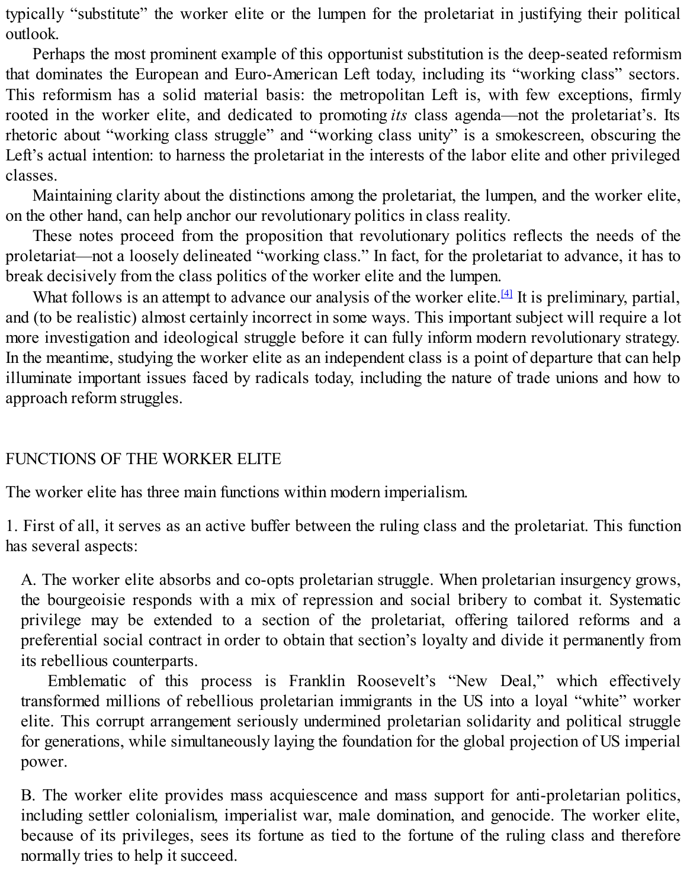typically "substitute" the worker elite or the lumpen for the proletariat in justifying their political outlook.

Perhaps the most prominent example of this opportunist substitution is the deep-seated reformism that dominates the European and Euro-American Left today, including its "working class" sectors. This reformism has a solid material basis: the metropolitan Left is, with few exceptions, firmly rooted in the worker elite, and dedicated to promoting *its* class agenda—not the proletariat's. Its rhetoric about "working class struggle" and "working class unity" is a smokescreen, obscuring the Left's actual intention: to harness the proletariat in the interests of the labor elite and other privileged classes.

Maintaining clarity about the distinctions among the proletariat, the lumpen, and the worker elite, on the other hand, can help anchor our revolutionary politics in class reality.

These notes proceed from the proposition that revolutionary politics reflects the needs of the proletariat—not a loosely delineated "working class." In fact, for the proletariat to advance, it has to break decisively from the class politics of the worker elite and the lumpen.

What follows is an attempt to advance our analysis of the worker elite.[4] It is preliminary, partial, and (to be realistic) almost certainly incorrect in some ways. This important subject will require a lot more investigation and ideological struggle before it can fully inform modern revolutionary strategy. In the meantime, studying the worker elite as an independent class is a point of departure that can help illuminate important issues faced by radicals today, including the nature of trade unions and how to approach reform struggles.

## FUNCTIONS OF THE WORKER ELITE

The worker elite has three main functions within modern imperialism.

1. First of all, it serves as an active buffer between the ruling class and the proletariat. This function has several aspects:

> A. The worker elite absorbs and co-opts proletarian struggle. When proletarian insurgency grows, the bourgeoisie responds with a mix of repression and social bribery to combat it. Systematic privilege may be extended to a section of the proletariat, offering tailored reforms and a preferential social contract in order to obtain that section's loyalty and divide it permanently from its rebellious counterparts.
>
> Emblematic of this process is Franklin Roosevelt's "New Deal," which effectively transformed millions of rebellious proletarian immigrants in the US into a loyal "white" worker elite. This corrupt arrangement seriously undermined proletarian solidarity and political struggle for generations, while simultaneously laying the foundation for the global projection of US imperial power.
>
> B. The worker elite provides mass acquiescence and mass support for anti-proletarian politics, including settler colonialism, imperialist war, male domination, and genocide. The worker elite, because of its privileges, sees its fortune as tied to the fortune of the ruling class and therefore normally tries to help it succeed.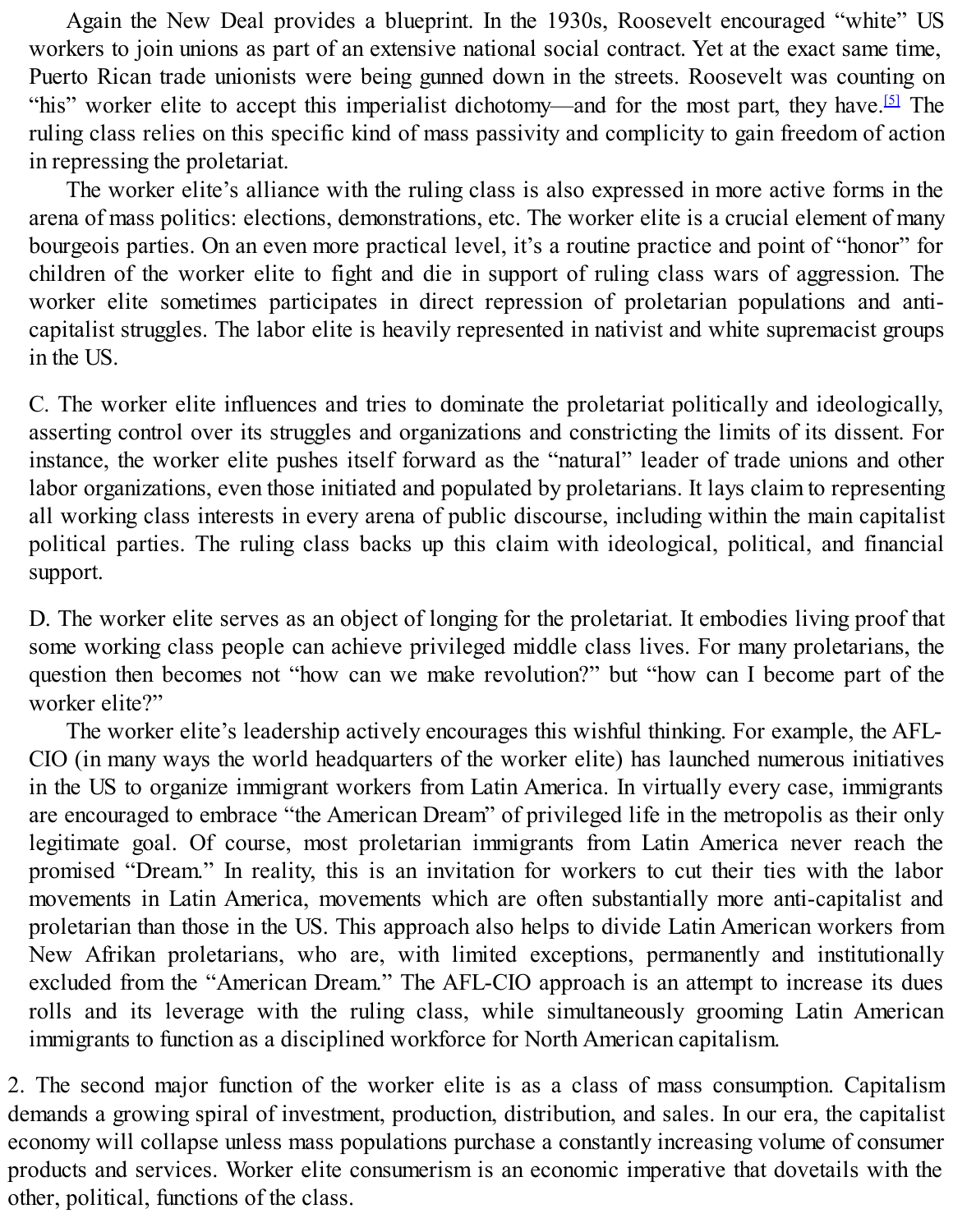Again the New Deal provides a blueprint. In the 1930s, Roosevelt encouraged "white" US workers to join unions as part of an extensive national social contract. Yet at the exact same time, Puerto Rican trade unionists were being gunned down in the streets. Roosevelt was counting on "his" worker elite to accept this imperialist dichotomy—and for the most part, they have.[5] The ruling class relies on this specific kind of mass passivity and complicity to gain freedom of action in repressing the proletariat.

The worker elite's alliance with the ruling class is also expressed in more active forms in the arena of mass politics: elections, demonstrations, etc. The worker elite is a crucial element of many bourgeois parties. On an even more practical level, it's a routine practice and point of "honor" for children of the worker elite to fight and die in support of ruling class wars of aggression. The worker elite sometimes participates in direct repression of proletarian populations and anti-capitalist struggles. The labor elite is heavily represented in nativist and white supremacist groups in the US.

C. The worker elite influences and tries to dominate the proletariat politically and ideologically, asserting control over its struggles and organizations and constricting the limits of its dissent. For instance, the worker elite pushes itself forward as the "natural" leader of trade unions and other labor organizations, even those initiated and populated by proletarians. It lays claim to representing all working class interests in every arena of public discourse, including within the main capitalist political parties. The ruling class backs up this claim with ideological, political, and financial support.

D. The worker elite serves as an object of longing for the proletariat. It embodies living proof that some working class people can achieve privileged middle class lives. For many proletarians, the question then becomes not "how can we make revolution?" but "how can I become part of the worker elite?"

The worker elite's leadership actively encourages this wishful thinking. For example, the AFL-CIO (in many ways the world headquarters of the worker elite) has launched numerous initiatives in the US to organize immigrant workers from Latin America. In virtually every case, immigrants are encouraged to embrace "the American Dream" of privileged life in the metropolis as their only legitimate goal. Of course, most proletarian immigrants from Latin America never reach the promised "Dream." In reality, this is an invitation for workers to cut their ties with the labor movements in Latin America, movements which are often substantially more anti-capitalist and proletarian than those in the US. This approach also helps to divide Latin American workers from New Afrikan proletarians, who are, with limited exceptions, permanently and institutionally excluded from the "American Dream." The AFL-CIO approach is an attempt to increase its dues rolls and its leverage with the ruling class, while simultaneously grooming Latin American immigrants to function as a disciplined workforce for North American capitalism.

2. The second major function of the worker elite is as a class of mass consumption. Capitalism demands a growing spiral of investment, production, distribution, and sales. In our era, the capitalist economy will collapse unless mass populations purchase a constantly increasing volume of consumer products and services. Worker elite consumerism is an economic imperative that dovetails with the other, political, functions of the class.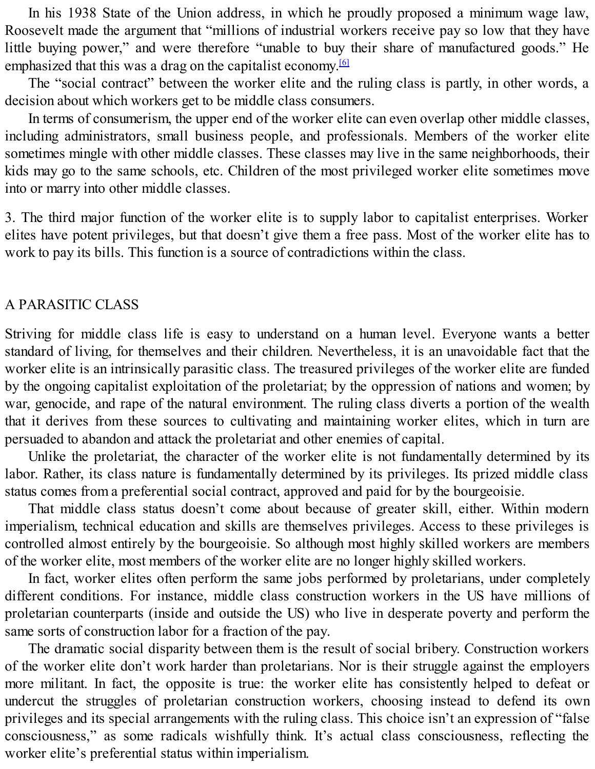In his 1938 State of the Union address, in which he proudly proposed a minimum wage law, Roosevelt made the argument that "millions of industrial workers receive pay so low that they have little buying power," and were therefore "unable to buy their share of manufactured goods." He emphasized that this was a drag on the capitalist economy.[6]

The "social contract" between the worker elite and the ruling class is partly, in other words, a decision about which workers get to be middle class consumers.

In terms of consumerism, the upper end of the worker elite can even overlap other middle classes, including administrators, small business people, and professionals. Members of the worker elite sometimes mingle with other middle classes. These classes may live in the same neighborhoods, their kids may go to the same schools, etc. Children of the most privileged worker elite sometimes move into or marry into other middle classes.

3. The third major function of the worker elite is to supply labor to capitalist enterprises. Worker elites have potent privileges, but that doesn't give them a free pass. Most of the worker elite has to work to pay its bills. This function is a source of contradictions within the class.

## A PARASITIC CLASS

Striving for middle class life is easy to understand on a human level. Everyone wants a better standard of living, for themselves and their children. Nevertheless, it is an unavoidable fact that the worker elite is an intrinsically parasitic class. The treasured privileges of the worker elite are funded by the ongoing capitalist exploitation of the proletariat; by the oppression of nations and women; by war, genocide, and rape of the natural environment. The ruling class diverts a portion of the wealth that it derives from these sources to cultivating and maintaining worker elites, which in turn are persuaded to abandon and attack the proletariat and other enemies of capital.

Unlike the proletariat, the character of the worker elite is not fundamentally determined by its labor. Rather, its class nature is fundamentally determined by its privileges. Its prized middle class status comes from a preferential social contract, approved and paid for by the bourgeoisie.

That middle class status doesn't come about because of greater skill, either. Within modern imperialism, technical education and skills are themselves privileges. Access to these privileges is controlled almost entirely by the bourgeoisie. So although most highly skilled workers are members of the worker elite, most members of the worker elite are no longer highly skilled workers.

In fact, worker elites often perform the same jobs performed by proletarians, under completely different conditions. For instance, middle class construction workers in the US have millions of proletarian counterparts (inside and outside the US) who live in desperate poverty and perform the same sorts of construction labor for a fraction of the pay.

The dramatic social disparity between them is the result of social bribery. Construction workers of the worker elite don't work harder than proletarians. Nor is their struggle against the employers more militant. In fact, the opposite is true: the worker elite has consistently helped to defeat or undercut the struggles of proletarian construction workers, choosing instead to defend its own privileges and its special arrangements with the ruling class. This choice isn't an expression of "false consciousness," as some radicals wishfully think. It's actual class consciousness, reflecting the worker elite's preferential status within imperialism.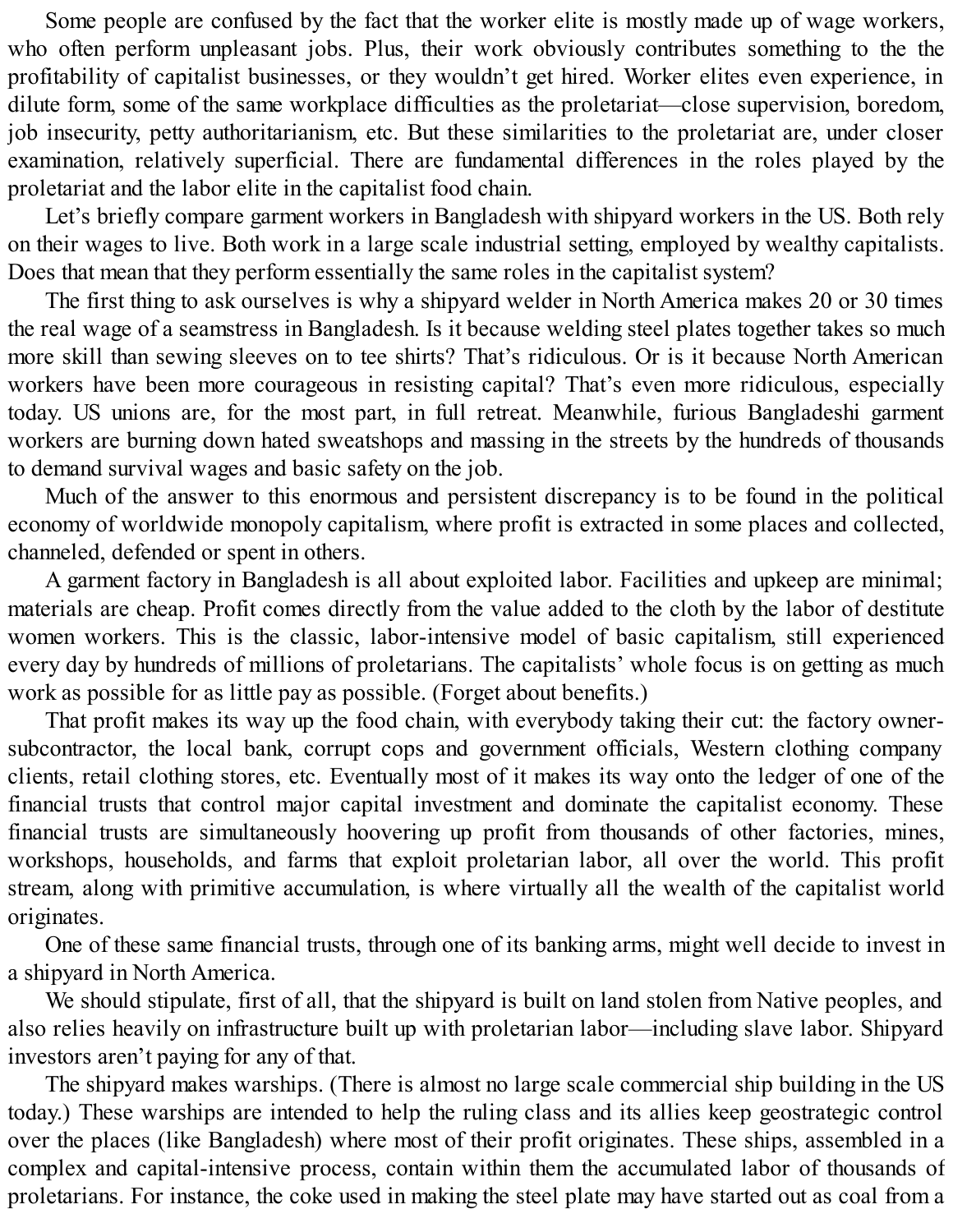Some people are confused by the fact that the worker elite is mostly made up of wage workers, who often perform unpleasant jobs. Plus, their work obviously contributes something to the the profitability of capitalist businesses, or they wouldn't get hired. Worker elites even experience, in dilute form, some of the same workplace difficulties as the proletariat—close supervision, boredom, job insecurity, petty authoritarianism, etc. But these similarities to the proletariat are, under closer examination, relatively superficial. There are fundamental differences in the roles played by the proletariat and the labor elite in the capitalist food chain.

Let's briefly compare garment workers in Bangladesh with shipyard workers in the US. Both rely on their wages to live. Both work in a large scale industrial setting, employed by wealthy capitalists. Does that mean that they perform essentially the same roles in the capitalist system?

The first thing to ask ourselves is why a shipyard welder in North America makes 20 or 30 times the real wage of a seamstress in Bangladesh. Is it because welding steel plates together takes so much more skill than sewing sleeves on to tee shirts? That's ridiculous. Or is it because North American workers have been more courageous in resisting capital? That's even more ridiculous, especially today. US unions are, for the most part, in full retreat. Meanwhile, furious Bangladeshi garment workers are burning down hated sweatshops and massing in the streets by the hundreds of thousands to demand survival wages and basic safety on the job.

Much of the answer to this enormous and persistent discrepancy is to be found in the political economy of worldwide monopoly capitalism, where profit is extracted in some places and collected, channeled, defended or spent in others.

A garment factory in Bangladesh is all about exploited labor. Facilities and upkeep are minimal; materials are cheap. Profit comes directly from the value added to the cloth by the labor of destitute women workers. This is the classic, labor-intensive model of basic capitalism, still experienced every day by hundreds of millions of proletarians. The capitalists' whole focus is on getting as much work as possible for as little pay as possible. (Forget about benefits.)

That profit makes its way up the food chain, with everybody taking their cut: the factory owner-subcontractor, the local bank, corrupt cops and government officials, Western clothing company clients, retail clothing stores, etc. Eventually most of it makes its way onto the ledger of one of the financial trusts that control major capital investment and dominate the capitalist economy. These financial trusts are simultaneously hoovering up profit from thousands of other factories, mines, workshops, households, and farms that exploit proletarian labor, all over the world. This profit stream, along with primitive accumulation, is where virtually all the wealth of the capitalist world originates.

One of these same financial trusts, through one of its banking arms, might well decide to invest in a shipyard in North America.

We should stipulate, first of all, that the shipyard is built on land stolen from Native peoples, and also relies heavily on infrastructure built up with proletarian labor—including slave labor. Shipyard investors aren't paying for any of that.

The shipyard makes warships. (There is almost no large scale commercial ship building in the US today.) These warships are intended to help the ruling class and its allies keep geostrategic control over the places (like Bangladesh) where most of their profit originates. These ships, assembled in a complex and capital-intensive process, contain within them the accumulated labor of thousands of proletarians. For instance, the coke used in making the steel plate may have started out as coal from a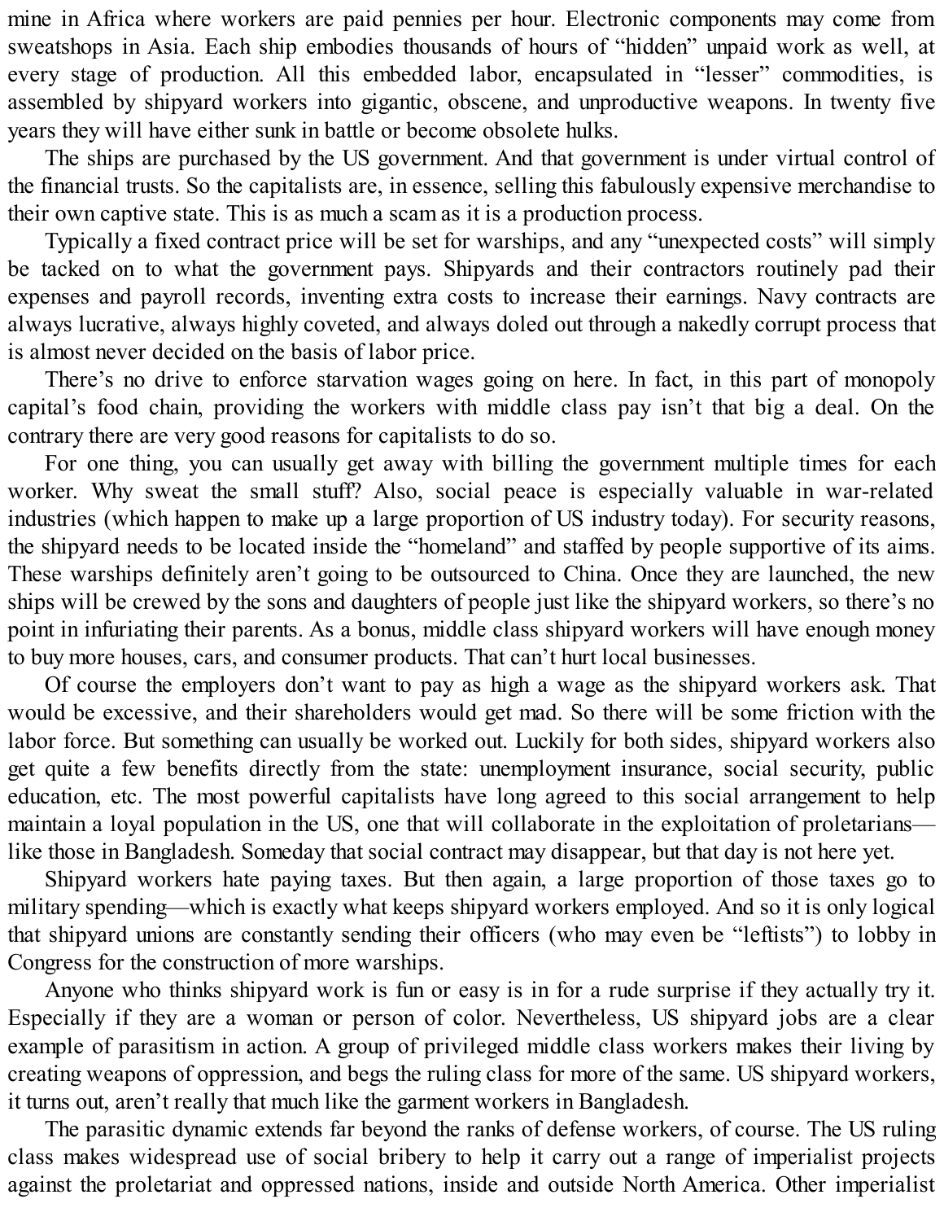mine in Africa where workers are paid pennies per hour. Electronic components may come from sweatshops in Asia. Each ship embodies thousands of hours of "hidden" unpaid work as well, at every stage of production. All this embedded labor, encapsulated in "lesser" commodities, is assembled by shipyard workers into gigantic, obscene, and unproductive weapons. In twenty five years they will have either sunk in battle or become obsolete hulks.

The ships are purchased by the US government. And that government is under virtual control of the financial trusts. So the capitalists are, in essence, selling this fabulously expensive merchandise to their own captive state. This is as much a scam as it is a production process.

Typically a fixed contract price will be set for warships, and any "unexpected costs" will simply be tacked on to what the government pays. Shipyards and their contractors routinely pad their expenses and payroll records, inventing extra costs to increase their earnings. Navy contracts are always lucrative, always highly coveted, and always doled out through a nakedly corrupt process that is almost never decided on the basis of labor price.

There's no drive to enforce starvation wages going on here. In fact, in this part of monopoly capital's food chain, providing the workers with middle class pay isn't that big a deal. On the contrary there are very good reasons for capitalists to do so.

For one thing, you can usually get away with billing the government multiple times for each worker. Why sweat the small stuff? Also, social peace is especially valuable in war-related industries (which happen to make up a large proportion of US industry today). For security reasons, the shipyard needs to be located inside the "homeland" and staffed by people supportive of its aims. These warships definitely aren't going to be outsourced to China. Once they are launched, the new ships will be crewed by the sons and daughters of people just like the shipyard workers, so there's no point in infuriating their parents. As a bonus, middle class shipyard workers will have enough money to buy more houses, cars, and consumer products. That can't hurt local businesses.

Of course the employers don't want to pay as high a wage as the shipyard workers ask. That would be excessive, and their shareholders would get mad. So there will be some friction with the labor force. But something can usually be worked out. Luckily for both sides, shipyard workers also get quite a few benefits directly from the state: unemployment insurance, social security, public education, etc. The most powerful capitalists have long agreed to this social arrangement to help maintain a loyal population in the US, one that will collaborate in the exploitation of proletarians—like those in Bangladesh. Someday that social contract may disappear, but that day is not here yet.

Shipyard workers hate paying taxes. But then again, a large proportion of those taxes go to military spending—which is exactly what keeps shipyard workers employed. And so it is only logical that shipyard unions are constantly sending their officers (who may even be "leftists") to lobby in Congress for the construction of more warships.

Anyone who thinks shipyard work is fun or easy is in for a rude surprise if they actually try it. Especially if they are a woman or person of color. Nevertheless, US shipyard jobs are a clear example of parasitism in action. A group of privileged middle class workers makes their living by creating weapons of oppression, and begs the ruling class for more of the same. US shipyard workers, it turns out, aren't really that much like the garment workers in Bangladesh.

The parasitic dynamic extends far beyond the ranks of defense workers, of course. The US ruling class makes widespread use of social bribery to help it carry out a range of imperialist projects against the proletariat and oppressed nations, inside and outside North America. Other imperialist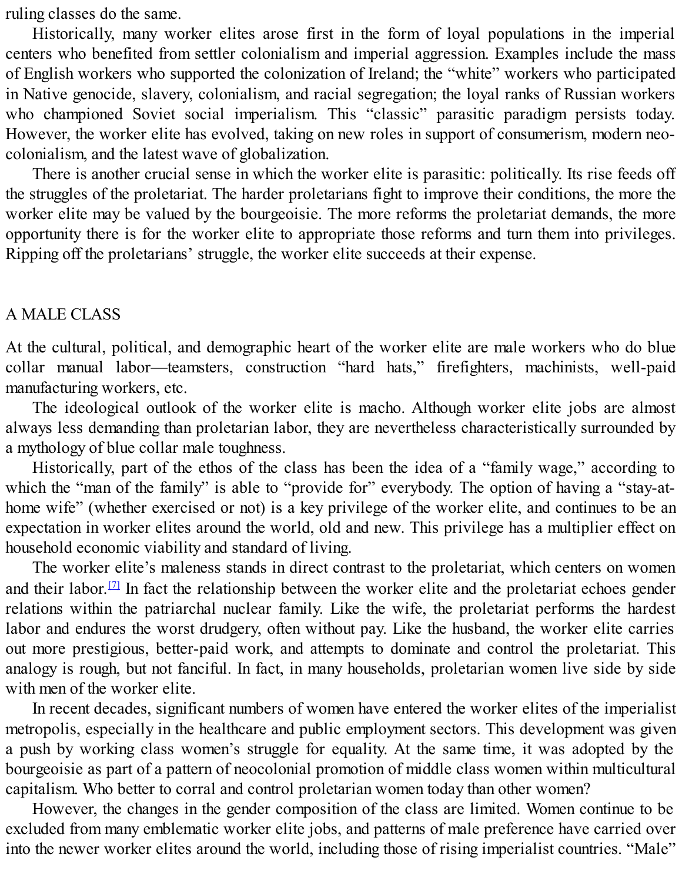ruling classes do the same.

Historically, many worker elites arose first in the form of loyal populations in the imperial centers who benefited from settler colonialism and imperial aggression. Examples include the mass of English workers who supported the colonization of Ireland; the "white" workers who participated in Native genocide, slavery, colonialism, and racial segregation; the loyal ranks of Russian workers who championed Soviet social imperialism. This "classic" parasitic paradigm persists today. However, the worker elite has evolved, taking on new roles in support of consumerism, modern neo-colonialism, and the latest wave of globalization.

There is another crucial sense in which the worker elite is parasitic: politically. Its rise feeds off the struggles of the proletariat. The harder proletarians fight to improve their conditions, the more the worker elite may be valued by the bourgeoisie. The more reforms the proletariat demands, the more opportunity there is for the worker elite to appropriate those reforms and turn them into privileges. Ripping off the proletarians' struggle, the worker elite succeeds at their expense.

## A MALE CLASS

At the cultural, political, and demographic heart of the worker elite are male workers who do blue collar manual labor—teamsters, construction "hard hats," firefighters, machinists, well-paid manufacturing workers, etc.

The ideological outlook of the worker elite is macho. Although worker elite jobs are almost always less demanding than proletarian labor, they are nevertheless characteristically surrounded by a mythology of blue collar male toughness.

Historically, part of the ethos of the class has been the idea of a "family wage," according to which the "man of the family" is able to "provide for" everybody. The option of having a "stay-at-home wife" (whether exercised or not) is a key privilege of the worker elite, and continues to be an expectation in worker elites around the world, old and new. This privilege has a multiplier effect on household economic viability and standard of living.

The worker elite's maleness stands in direct contrast to the proletariat, which centers on women and their labor.[7] In fact the relationship between the worker elite and the proletariat echoes gender relations within the patriarchal nuclear family. Like the wife, the proletariat performs the hardest labor and endures the worst drudgery, often without pay. Like the husband, the worker elite carries out more prestigious, better-paid work, and attempts to dominate and control the proletariat. This analogy is rough, but not fanciful. In fact, in many households, proletarian women live side by side with men of the worker elite.

In recent decades, significant numbers of women have entered the worker elites of the imperialist metropolis, especially in the healthcare and public employment sectors. This development was given a push by working class women's struggle for equality. At the same time, it was adopted by the bourgeoisie as part of a pattern of neocolonial promotion of middle class women within multicultural capitalism. Who better to corral and control proletarian women today than other women?

However, the changes in the gender composition of the class are limited. Women continue to be excluded from many emblematic worker elite jobs, and patterns of male preference have carried over into the newer worker elites around the world, including those of rising imperialist countries. "Male"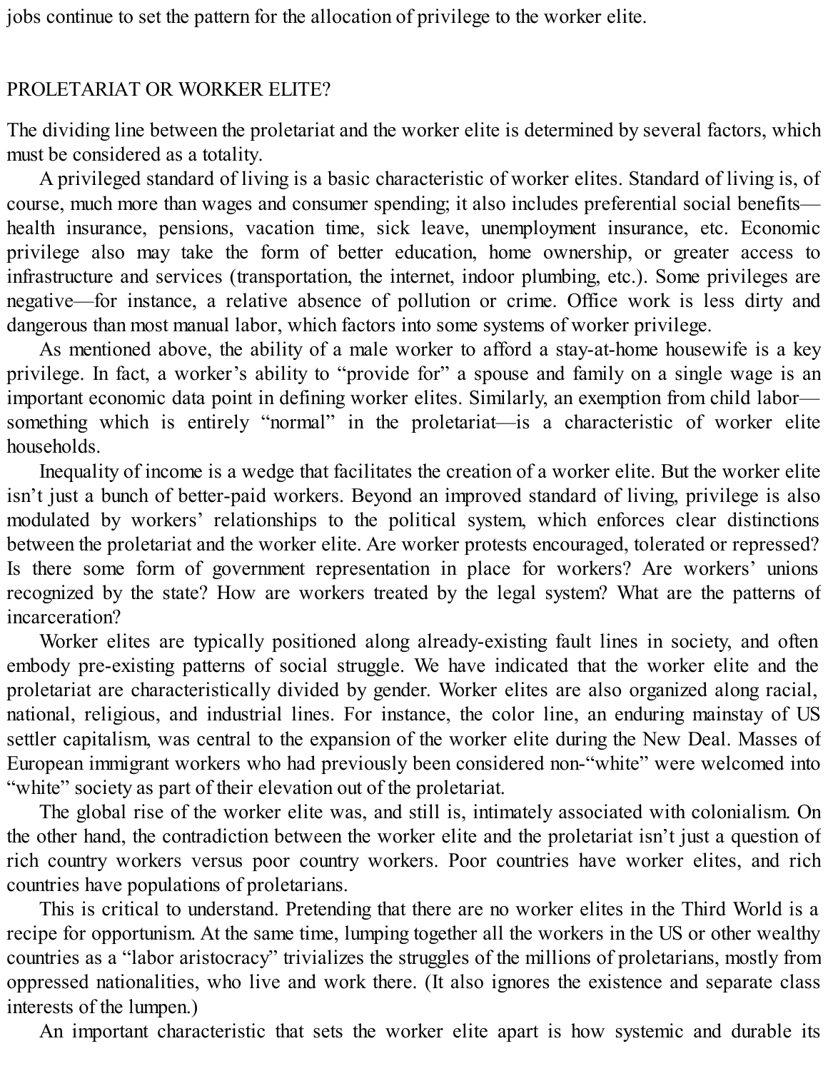jobs continue to set the pattern for the allocation of privilege to the worker elite.

## PROLETARIAT OR WORKER ELITE?

The dividing line between the proletariat and the worker elite is determined by several factors, which must be considered as a totality.

A privileged standard of living is a basic characteristic of worker elites. Standard of living is, of course, much more than wages and consumer spending; it also includes preferential social benefits—health insurance, pensions, vacation time, sick leave, unemployment insurance, etc. Economic privilege also may take the form of better education, home ownership, or greater access to infrastructure and services (transportation, the internet, indoor plumbing, etc.). Some privileges are negative—for instance, a relative absence of pollution or crime. Office work is less dirty and dangerous than most manual labor, which factors into some systems of worker privilege.

As mentioned above, the ability of a male worker to afford a stay-at-home housewife is a key privilege. In fact, a worker's ability to "provide for" a spouse and family on a single wage is an important economic data point in defining worker elites. Similarly, an exemption from child labor—something which is entirely "normal" in the proletariat—is a characteristic of worker elite households.

Inequality of income is a wedge that facilitates the creation of a worker elite. But the worker elite isn't just a bunch of better-paid workers. Beyond an improved standard of living, privilege is also modulated by workers' relationships to the political system, which enforces clear distinctions between the proletariat and the worker elite. Are worker protests encouraged, tolerated or repressed? Is there some form of government representation in place for workers? Are workers' unions recognized by the state? How are workers treated by the legal system? What are the patterns of incarceration?

Worker elites are typically positioned along already-existing fault lines in society, and often embody pre-existing patterns of social struggle. We have indicated that the worker elite and the proletariat are characteristically divided by gender. Worker elites are also organized along racial, national, religious, and industrial lines. For instance, the color line, an enduring mainstay of US settler capitalism, was central to the expansion of the worker elite during the New Deal. Masses of European immigrant workers who had previously been considered non-"white" were welcomed into "white" society as part of their elevation out of the proletariat.

The global rise of the worker elite was, and still is, intimately associated with colonialism. On the other hand, the contradiction between the worker elite and the proletariat isn't just a question of rich country workers versus poor country workers. Poor countries have worker elites, and rich countries have populations of proletarians.

This is critical to understand. Pretending that there are no worker elites in the Third World is a recipe for opportunism. At the same time, lumping together all the workers in the US or other wealthy countries as a "labor aristocracy" trivializes the struggles of the millions of proletarians, mostly from oppressed nationalities, who live and work there. (It also ignores the existence and separate class interests of the lumpen.)

An important characteristic that sets the worker elite apart is how systemic and durable its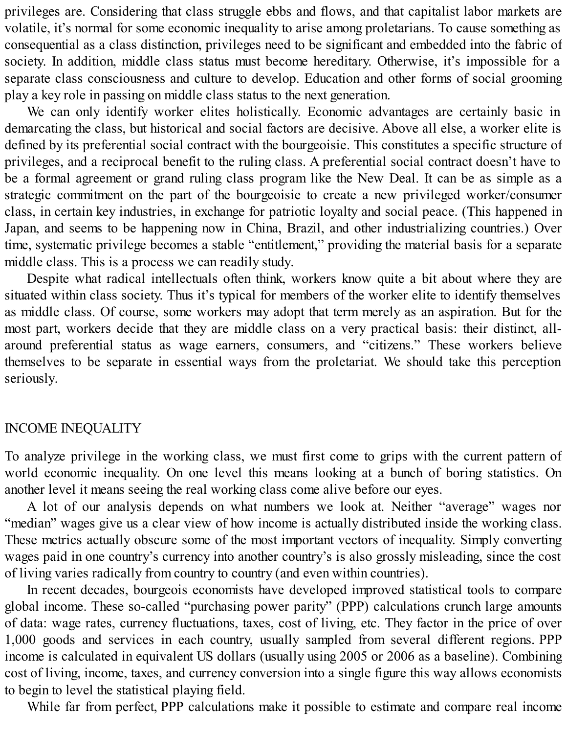privileges are. Considering that class struggle ebbs and flows, and that capitalist labor markets are volatile, it's normal for some economic inequality to arise among proletarians. To cause something as consequential as a class distinction, privileges need to be significant and embedded into the fabric of society. In addition, middle class status must become hereditary. Otherwise, it's impossible for a separate class consciousness and culture to develop. Education and other forms of social grooming play a key role in passing on middle class status to the next generation.

We can only identify worker elites holistically. Economic advantages are certainly basic in demarcating the class, but historical and social factors are decisive. Above all else, a worker elite is defined by its preferential social contract with the bourgeoisie. This constitutes a specific structure of privileges, and a reciprocal benefit to the ruling class. A preferential social contract doesn't have to be a formal agreement or grand ruling class program like the New Deal. It can be as simple as a strategic commitment on the part of the bourgeoisie to create a new privileged worker/consumer class, in certain key industries, in exchange for patriotic loyalty and social peace. (This happened in Japan, and seems to be happening now in China, Brazil, and other industrializing countries.) Over time, systematic privilege becomes a stable "entitlement," providing the material basis for a separate middle class. This is a process we can readily study.

Despite what radical intellectuals often think, workers know quite a bit about where they are situated within class society. Thus it's typical for members of the worker elite to identify themselves as middle class. Of course, some workers may adopt that term merely as an aspiration. But for the most part, workers decide that they are middle class on a very practical basis: their distinct, all-around preferential status as wage earners, consumers, and "citizens." These workers believe themselves to be separate in essential ways from the proletariat. We should take this perception seriously.

## INCOME INEQUALITY

To analyze privilege in the working class, we must first come to grips with the current pattern of world economic inequality. On one level this means looking at a bunch of boring statistics. On another level it means seeing the real working class come alive before our eyes.

A lot of our analysis depends on what numbers we look at. Neither "average" wages nor "median" wages give us a clear view of how income is actually distributed inside the working class. These metrics actually obscure some of the most important vectors of inequality. Simply converting wages paid in one country's currency into another country's is also grossly misleading, since the cost of living varies radically from country to country (and even within countries).

In recent decades, bourgeois economists have developed improved statistical tools to compare global income. These so-called "purchasing power parity" (PPP) calculations crunch large amounts of data: wage rates, currency fluctuations, taxes, cost of living, etc. They factor in the price of over 1,000 goods and services in each country, usually sampled from several different regions. PPP income is calculated in equivalent US dollars (usually using 2005 or 2006 as a baseline). Combining cost of living, income, taxes, and currency conversion into a single figure this way allows economists to begin to level the statistical playing field.

While far from perfect, PPP calculations make it possible to estimate and compare real income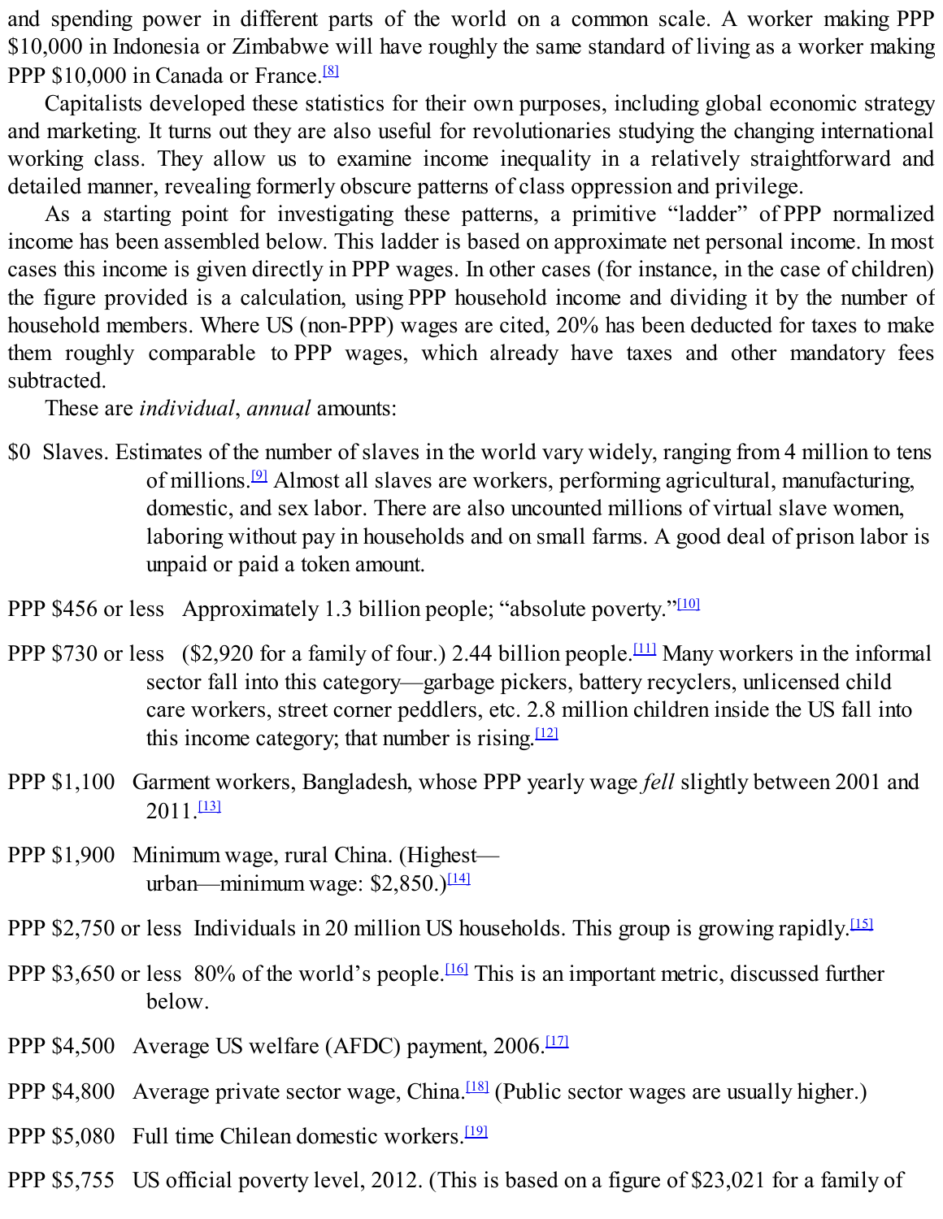and spending power in different parts of the world on a common scale. A worker making PPP $10,000 in Indonesia or Zimbabwe will have roughly the same standard of living as a worker making PPP $10,000 in Canada or France.[8]

Capitalists developed these statistics for their own purposes, including global economic strategy and marketing. It turns out they are also useful for revolutionaries studying the changing international working class. They allow us to examine income inequality in a relatively straightforward and detailed manner, revealing formerly obscure patterns of class oppression and privilege.

As a starting point for investigating these patterns, a primitive "ladder" of PPP normalized income has been assembled below. This ladder is based on approximate net personal income. In most cases this income is given directly in PPP wages. In other cases (for instance, in the case of children) the figure provided is a calculation, using PPP household income and dividing it by the number of household members. Where US (non-PPP) wages are cited, 20% has been deducted for taxes to make them roughly comparable to PPP wages, which already have taxes and other mandatory fees subtracted.

These are *individual*, *annual* amounts:

$0 Slaves. Estimates of the number of slaves in the world vary widely, ranging from 4 million to tens of millions.[9] Almost all slaves are workers, performing agricultural, manufacturing, domestic, and sex labor. There are also uncounted millions of virtual slave women, laboring without pay in households and on small farms. A good deal of prison labor is unpaid or paid a token amount.

PPP $456 or less Approximately 1.3 billion people; "absolute poverty."[10]

PPP $730 or less ($2,920 for a family of four.) 2.44 billion people.[11] Many workers in the informal sector fall into this category—garbage pickers, battery recyclers, unlicensed child care workers, street corner peddlers, etc. 2.8 million children inside the US fall into this income category; that number is rising.[12]

PPP $1,100 Garment workers, Bangladesh, whose PPP yearly wage *fell* slightly between 2001 and 2011.[13]

PPP $1,900 Minimum wage, rural China. (Highest—urban—minimum wage: $2,850.)[14]

PPP $2,750 or less Individuals in 20 million US households. This group is growing rapidly.[15]

PPP $3,650 or less 80% of the world's people.[16] This is an important metric, discussed further below.

PPP $4,500 Average US welfare (AFDC) payment, 2006.[17]

PPP $4,800 Average private sector wage, China.[18] (Public sector wages are usually higher.)

PPP $5,080 Full time Chilean domestic workers.[19]

PPP $5,755 US official poverty level, 2012. (This is based on a figure of $23,021 for a family of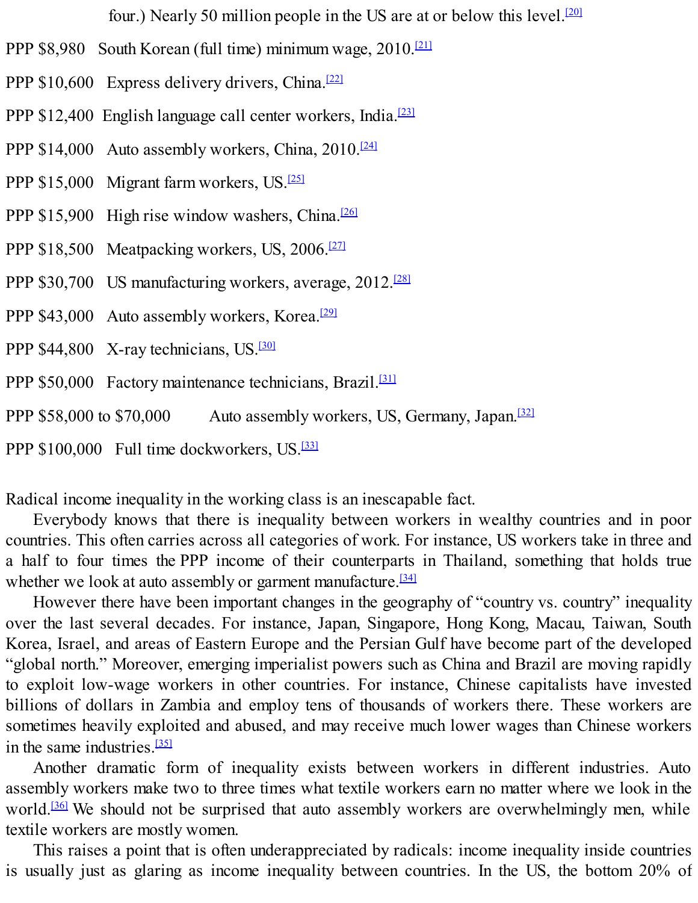four.) Nearly 50 million people in the US are at or below this level.[20]

PPP $8,980   South Korean (full time) minimum wage, 2010.[21]

PPP $10,600   Express delivery drivers, China.[22]

PPP $12,400  English language call center workers, India.[23]

PPP $14,000   Auto assembly workers, China, 2010.[24]

PPP $15,000   Migrant farm workers, US.[25]

PPP $15,900   High rise window washers, China.[26]

PPP $18,500   Meatpacking workers, US, 2006.[27]

PPP $30,700   US manufacturing workers, average, 2012.[28]

PPP $43,000   Auto assembly workers, Korea.[29]

PPP $44,800   X-ray technicians, US.[30]

PPP $50,000   Factory maintenance technicians, Brazil.[31]

PPP $58,000 to $70,000   Auto assembly workers, US, Germany, Japan.[32]

PPP $100,000   Full time dockworkers, US.[33]

Radical income inequality in the working class is an inescapable fact.

Everybody knows that there is inequality between workers in wealthy countries and in poor countries. This often carries across all categories of work. For instance, US workers take in three and a half to four times the PPP income of their counterparts in Thailand, something that holds true whether we look at auto assembly or garment manufacture.[34]

However there have been important changes in the geography of "country vs. country" inequality over the last several decades. For instance, Japan, Singapore, Hong Kong, Macau, Taiwan, South Korea, Israel, and areas of Eastern Europe and the Persian Gulf have become part of the developed "global north." Moreover, emerging imperialist powers such as China and Brazil are moving rapidly to exploit low-wage workers in other countries. For instance, Chinese capitalists have invested billions of dollars in Zambia and employ tens of thousands of workers there. These workers are sometimes heavily exploited and abused, and may receive much lower wages than Chinese workers in the same industries.[35]

Another dramatic form of inequality exists between workers in different industries. Auto assembly workers make two to three times what textile workers earn no matter where we look in the world.[36] We should not be surprised that auto assembly workers are overwhelmingly men, while textile workers are mostly women.

This raises a point that is often underappreciated by radicals: income inequality inside countries is usually just as glaring as income inequality between countries. In the US, the bottom 20% of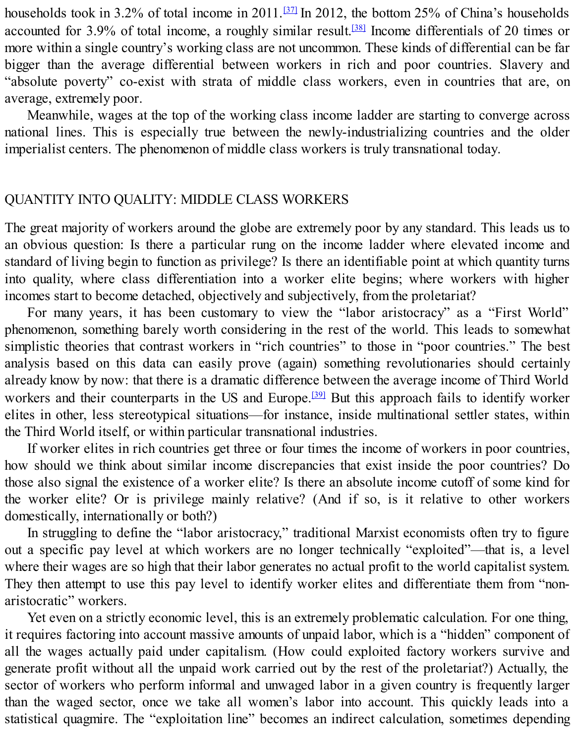households took in 3.2% of total income in 2011.[37] In 2012, the bottom 25% of China's households accounted for 3.9% of total income, a roughly similar result.[38] Income differentials of 20 times or more within a single country's working class are not uncommon. These kinds of differential can be far bigger than the average differential between workers in rich and poor countries. Slavery and "absolute poverty" co-exist with strata of middle class workers, even in countries that are, on average, extremely poor.

Meanwhile, wages at the top of the working class income ladder are starting to converge across national lines. This is especially true between the newly-industrializing countries and the older imperialist centers. The phenomenon of middle class workers is truly transnational today.

## QUANTITY INTO QUALITY: MIDDLE CLASS WORKERS

The great majority of workers around the globe are extremely poor by any standard. This leads us to an obvious question: Is there a particular rung on the income ladder where elevated income and standard of living begin to function as privilege? Is there an identifiable point at which quantity turns into quality, where class differentiation into a worker elite begins; where workers with higher incomes start to become detached, objectively and subjectively, from the proletariat?

For many years, it has been customary to view the "labor aristocracy" as a "First World" phenomenon, something barely worth considering in the rest of the world. This leads to somewhat simplistic theories that contrast workers in "rich countries" to those in "poor countries." The best analysis based on this data can easily prove (again) something revolutionaries should certainly already know by now: that there is a dramatic difference between the average income of Third World workers and their counterparts in the US and Europe.[39] But this approach fails to identify worker elites in other, less stereotypical situations—for instance, inside multinational settler states, within the Third World itself, or within particular transnational industries.

If worker elites in rich countries get three or four times the income of workers in poor countries, how should we think about similar income discrepancies that exist inside the poor countries? Do those also signal the existence of a worker elite? Is there an absolute income cutoff of some kind for the worker elite? Or is privilege mainly relative? (And if so, is it relative to other workers domestically, internationally or both?)

In struggling to define the "labor aristocracy," traditional Marxist economists often try to figure out a specific pay level at which workers are no longer technically "exploited"—that is, a level where their wages are so high that their labor generates no actual profit to the world capitalist system. They then attempt to use this pay level to identify worker elites and differentiate them from "non-aristocratic" workers.

Yet even on a strictly economic level, this is an extremely problematic calculation. For one thing, it requires factoring into account massive amounts of unpaid labor, which is a "hidden" component of all the wages actually paid under capitalism. (How could exploited factory workers survive and generate profit without all the unpaid work carried out by the rest of the proletariat?) Actually, the sector of workers who perform informal and unwaged labor in a given country is frequently larger than the waged sector, once we take all women's labor into account. This quickly leads into a statistical quagmire. The "exploitation line" becomes an indirect calculation, sometimes depending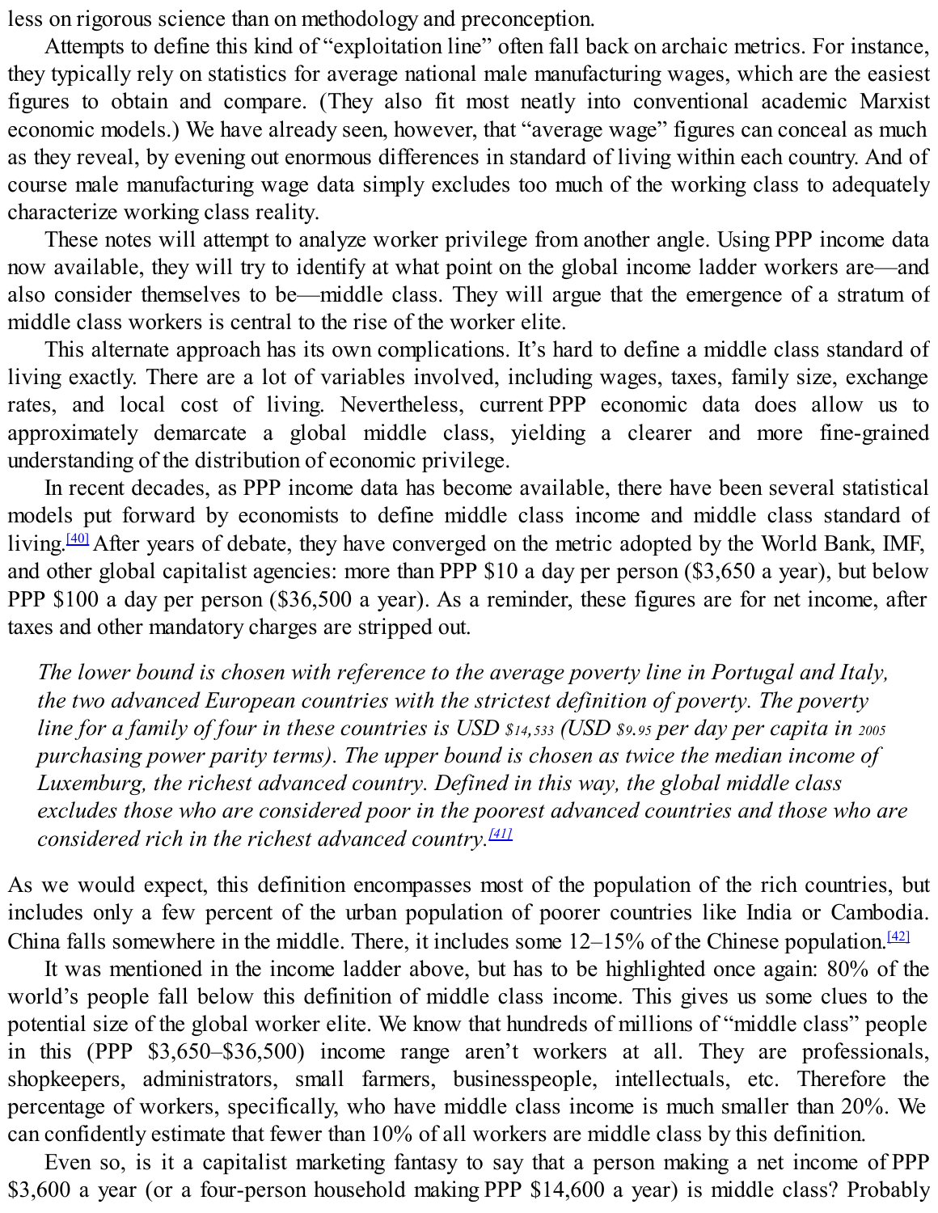less on rigorous science than on methodology and preconception.

Attempts to define this kind of "exploitation line" often fall back on archaic metrics. For instance, they typically rely on statistics for average national male manufacturing wages, which are the easiest figures to obtain and compare. (They also fit most neatly into conventional academic Marxist economic models.) We have already seen, however, that "average wage" figures can conceal as much as they reveal, by evening out enormous differences in standard of living within each country. And of course male manufacturing wage data simply excludes too much of the working class to adequately characterize working class reality.

These notes will attempt to analyze worker privilege from another angle. Using PPP income data now available, they will try to identify at what point on the global income ladder workers are—and also consider themselves to be—middle class. They will argue that the emergence of a stratum of middle class workers is central to the rise of the worker elite.

This alternate approach has its own complications. It's hard to define a middle class standard of living exactly. There are a lot of variables involved, including wages, taxes, family size, exchange rates, and local cost of living. Nevertheless, current PPP economic data does allow us to approximately demarcate a global middle class, yielding a clearer and more fine-grained understanding of the distribution of economic privilege.

In recent decades, as PPP income data has become available, there have been several statistical models put forward by economists to define middle class income and middle class standard of living.[40] After years of debate, they have converged on the metric adopted by the World Bank, IMF, and other global capitalist agencies: more than PPP $10 a day per person ($3,650 a year), but below PPP $100 a day per person ($36,500 a year). As a reminder, these figures are for net income, after taxes and other mandatory charges are stripped out.

> *The lower bound is chosen with reference to the average poverty line in Portugal and Italy, the two advanced European countries with the strictest definition of poverty. The poverty line for a family of four in these countries is USD $14,533 (USD $9.95 per day per capita in 2005 purchasing power parity terms). The upper bound is chosen as twice the median income of Luxemburg, the richest advanced country. Defined in this way, the global middle class excludes those who are considered poor in the poorest advanced countries and those who are considered rich in the richest advanced country.[41]*

As we would expect, this definition encompasses most of the population of the rich countries, but includes only a few percent of the urban population of poorer countries like India or Cambodia. China falls somewhere in the middle. There, it includes some 12–15% of the Chinese population.[42]

It was mentioned in the income ladder above, but has to be highlighted once again: 80% of the world's people fall below this definition of middle class income. This gives us some clues to the potential size of the global worker elite. We know that hundreds of millions of "middle class" people in this (PPP $3,650–$36,500) income range aren't workers at all. They are professionals, shopkeepers, administrators, small farmers, businesspeople, intellectuals, etc. Therefore the percentage of workers, specifically, who have middle class income is much smaller than 20%. We can confidently estimate that fewer than 10% of all workers are middle class by this definition.

Even so, is it a capitalist marketing fantasy to say that a person making a net income of PPP $3,600 a year (or a four-person household making PPP $14,600 a year) is middle class? Probably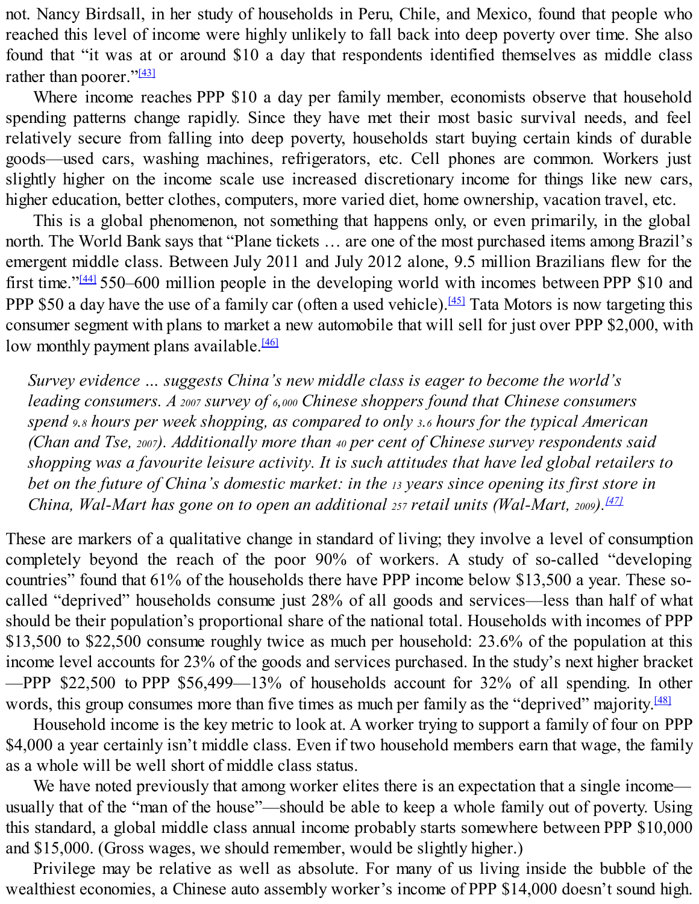not. Nancy Birdsall, in her study of households in Peru, Chile, and Mexico, found that people who reached this level of income were highly unlikely to fall back into deep poverty over time. She also found that "it was at or around $10 a day that respondents identified themselves as middle class rather than poorer."[43]

Where income reaches PPP $10 a day per family member, economists observe that household spending patterns change rapidly. Since they have met their most basic survival needs, and feel relatively secure from falling into deep poverty, households start buying certain kinds of durable goods—used cars, washing machines, refrigerators, etc. Cell phones are common. Workers just slightly higher on the income scale use increased discretionary income for things like new cars, higher education, better clothes, computers, more varied diet, home ownership, vacation travel, etc.

This is a global phenomenon, not something that happens only, or even primarily, in the global north. The World Bank says that "Plane tickets … are one of the most purchased items among Brazil's emergent middle class. Between July 2011 and July 2012 alone, 9.5 million Brazilians flew for the first time."[44] 550–600 million people in the developing world with incomes between PPP $10 and PPP $50 a day have the use of a family car (often a used vehicle).[45] Tata Motors is now targeting this consumer segment with plans to market a new automobile that will sell for just over PPP $2,000, with low monthly payment plans available.[46]

> *Survey evidence … suggests China's new middle class is eager to become the world's leading consumers. A 2007 survey of 6,000 Chinese shoppers found that Chinese consumers spend 9.8 hours per week shopping, as compared to only 3.6 hours for the typical American (Chan and Tse, 2007). Additionally more than 40 per cent of Chinese survey respondents said shopping was a favourite leisure activity. It is such attitudes that have led global retailers to bet on the future of China's domestic market: in the 13 years since opening its first store in China, Wal-Mart has gone on to open an additional 257 retail units (Wal-Mart, 2009).*[47]

These are markers of a qualitative change in standard of living; they involve a level of consumption completely beyond the reach of the poor 90% of workers. A study of so-called "developing countries" found that 61% of the households there have PPP income below $13,500 a year. These so-called "deprived" households consume just 28% of all goods and services—less than half of what should be their population's proportional share of the national total. Households with incomes of PPP $13,500 to $22,500 consume roughly twice as much per household: 23.6% of the population at this income level accounts for 23% of the goods and services purchased. In the study's next higher bracket—PPP $22,500 to PPP $56,499—13% of households account for 32% of all spending. In other words, this group consumes more than five times as much per family as the "deprived" majority.[48]

Household income is the key metric to look at. A worker trying to support a family of four on PPP $4,000 a year certainly isn't middle class. Even if two household members earn that wage, the family as a whole will be well short of middle class status.

We have noted previously that among worker elites there is an expectation that a single income—usually that of the "man of the house"—should be able to keep a whole family out of poverty. Using this standard, a global middle class annual income probably starts somewhere between PPP $10,000 and $15,000. (Gross wages, we should remember, would be slightly higher.)

Privilege may be relative as well as absolute. For many of us living inside the bubble of the wealthiest economies, a Chinese auto assembly worker's income of PPP $14,000 doesn't sound high.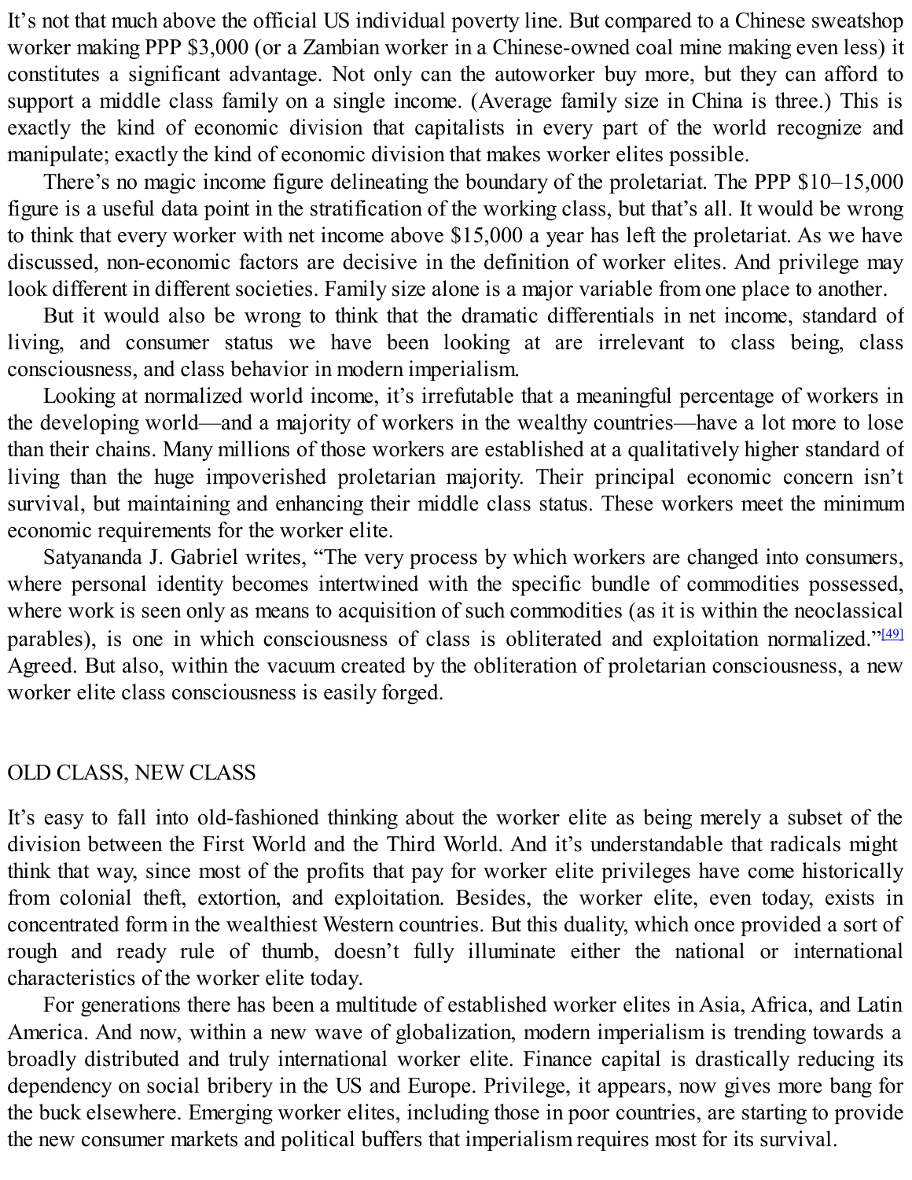It's not that much above the official US individual poverty line. But compared to a Chinese sweatshop worker making PPP $3,000 (or a Zambian worker in a Chinese-owned coal mine making even less) it constitutes a significant advantage. Not only can the autoworker buy more, but they can afford to support a middle class family on a single income. (Average family size in China is three.) This is exactly the kind of economic division that capitalists in every part of the world recognize and manipulate; exactly the kind of economic division that makes worker elites possible.

There's no magic income figure delineating the boundary of the proletariat. The PPP $10–15,000 figure is a useful data point in the stratification of the working class, but that's all. It would be wrong to think that every worker with net income above $15,000 a year has left the proletariat. As we have discussed, non-economic factors are decisive in the definition of worker elites. And privilege may look different in different societies. Family size alone is a major variable from one place to another.

But it would also be wrong to think that the dramatic differentials in net income, standard of living, and consumer status we have been looking at are irrelevant to class being, class consciousness, and class behavior in modern imperialism.

Looking at normalized world income, it's irrefutable that a meaningful percentage of workers in the developing world—and a majority of workers in the wealthy countries—have a lot more to lose than their chains. Many millions of those workers are established at a qualitatively higher standard of living than the huge impoverished proletarian majority. Their principal economic concern isn't survival, but maintaining and enhancing their middle class status. These workers meet the minimum economic requirements for the worker elite.

Satyananda J. Gabriel writes, "The very process by which workers are changed into consumers, where personal identity becomes intertwined with the specific bundle of commodities possessed, where work is seen only as means to acquisition of such commodities (as it is within the neoclassical parables), is one in which consciousness of class is obliterated and exploitation normalized."[49] Agreed. But also, within the vacuum created by the obliteration of proletarian consciousness, a new worker elite class consciousness is easily forged.

## OLD CLASS, NEW CLASS

It's easy to fall into old-fashioned thinking about the worker elite as being merely a subset of the division between the First World and the Third World. And it's understandable that radicals might think that way, since most of the profits that pay for worker elite privileges have come historically from colonial theft, extortion, and exploitation. Besides, the worker elite, even today, exists in concentrated form in the wealthiest Western countries. But this duality, which once provided a sort of rough and ready rule of thumb, doesn't fully illuminate either the national or international characteristics of the worker elite today.

For generations there has been a multitude of established worker elites in Asia, Africa, and Latin America. And now, within a new wave of globalization, modern imperialism is trending towards a broadly distributed and truly international worker elite. Finance capital is drastically reducing its dependency on social bribery in the US and Europe. Privilege, it appears, now gives more bang for the buck elsewhere. Emerging worker elites, including those in poor countries, are starting to provide the new consumer markets and political buffers that imperialism requires most for its survival.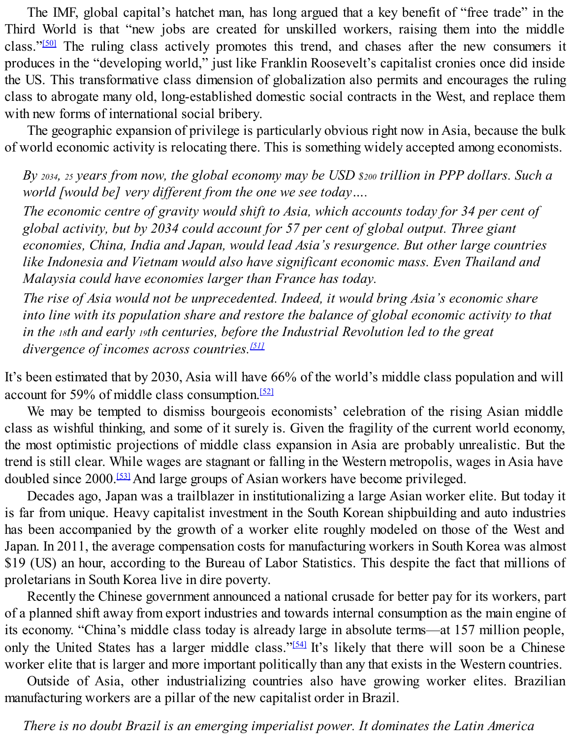The IMF, global capital's hatchet man, has long argued that a key benefit of "free trade" in the Third World is that "new jobs are created for unskilled workers, raising them into the middle class."[50] The ruling class actively promotes this trend, and chases after the new consumers it produces in the "developing world," just like Franklin Roosevelt's capitalist cronies once did inside the US. This transformative class dimension of globalization also permits and encourages the ruling class to abrogate many old, long-established domestic social contracts in the West, and replace them with new forms of international social bribery.

The geographic expansion of privilege is particularly obvious right now in Asia, because the bulk of world economic activity is relocating there. This is something widely accepted among economists.

> *By 2034, 25 years from now, the global economy may be USD $200 trillion in PPP dollars. Such a world [would be] very different from the one we see today….*
>
> *The economic centre of gravity would shift to Asia, which accounts today for 34 per cent of global activity, but by 2034 could account for 57 per cent of global output. Three giant economies, China, India and Japan, would lead Asia's resurgence. But other large countries like Indonesia and Vietnam would also have significant economic mass. Even Thailand and Malaysia could have economies larger than France has today.*
>
> *The rise of Asia would not be unprecedented. Indeed, it would bring Asia's economic share into line with its population share and restore the balance of global economic activity to that in the 18th and early 19th centuries, before the Industrial Revolution led to the great divergence of incomes across countries.*[51]

It's been estimated that by 2030, Asia will have 66% of the world's middle class population and will account for 59% of middle class consumption.[52]

We may be tempted to dismiss bourgeois economists' celebration of the rising Asian middle class as wishful thinking, and some of it surely is. Given the fragility of the current world economy, the most optimistic projections of middle class expansion in Asia are probably unrealistic. But the trend is still clear. While wages are stagnant or falling in the Western metropolis, wages in Asia have doubled since 2000.[53] And large groups of Asian workers have become privileged.

Decades ago, Japan was a trailblazer in institutionalizing a large Asian worker elite. But today it is far from unique. Heavy capitalist investment in the South Korean shipbuilding and auto industries has been accompanied by the growth of a worker elite roughly modeled on those of the West and Japan. In 2011, the average compensation costs for manufacturing workers in South Korea was almost $19 (US) an hour, according to the Bureau of Labor Statistics. This despite the fact that millions of proletarians in South Korea live in dire poverty.

Recently the Chinese government announced a national crusade for better pay for its workers, part of a planned shift away from export industries and towards internal consumption as the main engine of its economy. "China's middle class today is already large in absolute terms—at 157 million people, only the United States has a larger middle class."[54] It's likely that there will soon be a Chinese worker elite that is larger and more important politically than any that exists in the Western countries.

Outside of Asia, other industrializing countries also have growing worker elites. Brazilian manufacturing workers are a pillar of the new capitalist order in Brazil.

> *There is no doubt Brazil is an emerging imperialist power. It dominates the Latin America*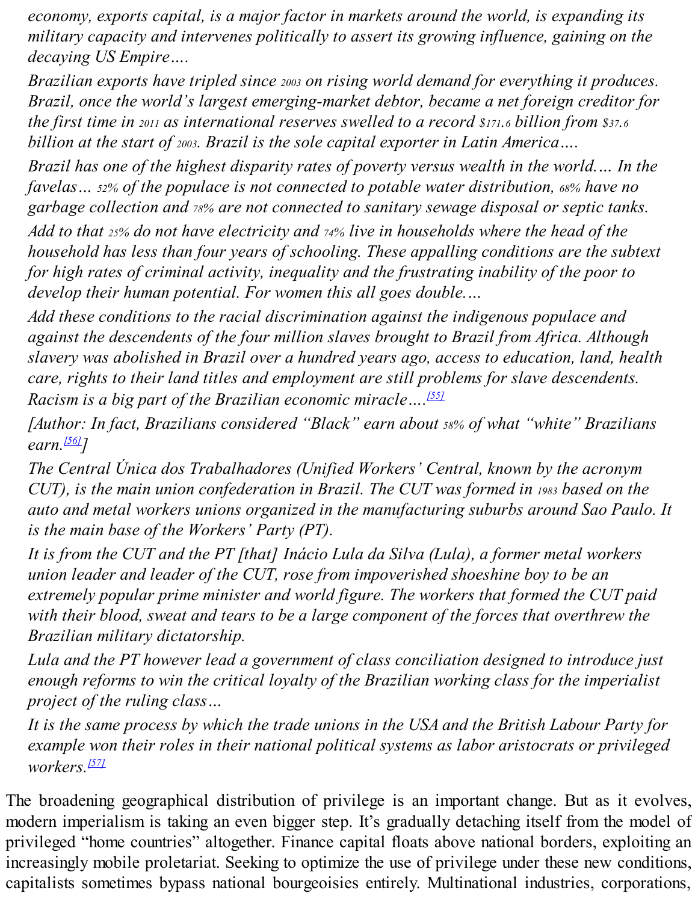*economy, exports capital, is a major factor in markets around the world, is expanding its military capacity and intervenes politically to assert its growing influence, gaining on the decaying US Empire….*

*Brazilian exports have tripled since 2003 on rising world demand for everything it produces. Brazil, once the world's largest emerging-market debtor, became a net foreign creditor for the first time in 2011 as international reserves swelled to a record $171.6 billion from $37.6 billion at the start of 2003. Brazil is the sole capital exporter in Latin America….*

*Brazil has one of the highest disparity rates of poverty versus wealth in the world…. In the favelas… 52% of the populace is not connected to potable water distribution, 68% have no garbage collection and 78% are not connected to sanitary sewage disposal or septic tanks. Add to that 25% do not have electricity and 74% live in households where the head of the household has less than four years of schooling. These appalling conditions are the subtext for high rates of criminal activity, inequality and the frustrating inability of the poor to develop their human potential. For women this all goes double….*

*Add these conditions to the racial discrimination against the indigenous populace and against the descendents of the four million slaves brought to Brazil from Africa. Although slavery was abolished in Brazil over a hundred years ago, access to education, land, health care, rights to their land titles and employment are still problems for slave descendents. Racism is a big part of the Brazilian economic miracle….*[55]

*[Author: In fact, Brazilians considered "Black" earn about 58% of what "white" Brazilians earn.*[56]*]*

*The Central Única dos Trabalhadores (Unified Workers' Central, known by the acronym CUT), is the main union confederation in Brazil. The CUT was formed in 1983 based on the auto and metal workers unions organized in the manufacturing suburbs around Sao Paulo. It is the main base of the Workers' Party (PT).*

*It is from the CUT and the PT [that] Inácio Lula da Silva (Lula), a former metal workers union leader and leader of the CUT, rose from impoverished shoeshine boy to be an extremely popular prime minister and world figure. The workers that formed the CUT paid with their blood, sweat and tears to be a large component of the forces that overthrew the Brazilian military dictatorship.*

*Lula and the PT however lead a government of class conciliation designed to introduce just enough reforms to win the critical loyalty of the Brazilian working class for the imperialist project of the ruling class…*

*It is the same process by which the trade unions in the USA and the British Labour Party for example won their roles in their national political systems as labor aristocrats or privileged workers.*[57]

The broadening geographical distribution of privilege is an important change. But as it evolves, modern imperialism is taking an even bigger step. It's gradually detaching itself from the model of privileged "home countries" altogether. Finance capital floats above national borders, exploiting an increasingly mobile proletariat. Seeking to optimize the use of privilege under these new conditions, capitalists sometimes bypass national bourgeoisies entirely. Multinational industries, corporations,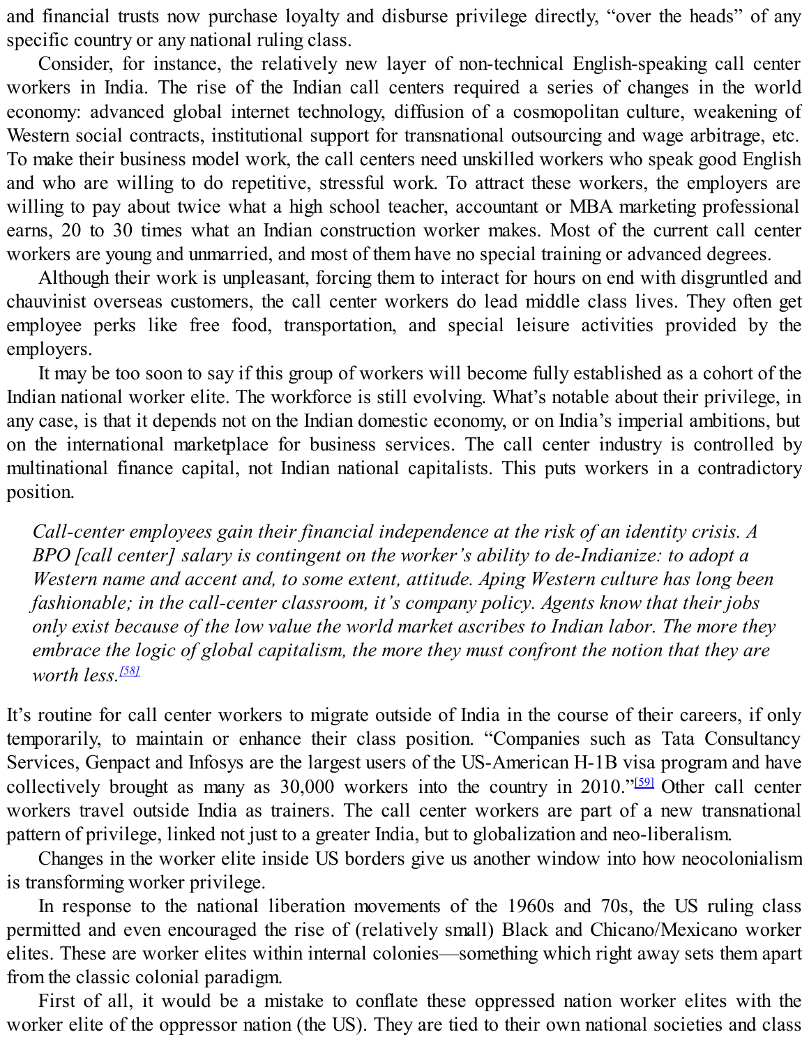and financial trusts now purchase loyalty and disburse privilege directly, "over the heads" of any specific country or any national ruling class.

Consider, for instance, the relatively new layer of non-technical English-speaking call center workers in India. The rise of the Indian call centers required a series of changes in the world economy: advanced global internet technology, diffusion of a cosmopolitan culture, weakening of Western social contracts, institutional support for transnational outsourcing and wage arbitrage, etc. To make their business model work, the call centers need unskilled workers who speak good English and who are willing to do repetitive, stressful work. To attract these workers, the employers are willing to pay about twice what a high school teacher, accountant or MBA marketing professional earns, 20 to 30 times what an Indian construction worker makes. Most of the current call center workers are young and unmarried, and most of them have no special training or advanced degrees.

Although their work is unpleasant, forcing them to interact for hours on end with disgruntled and chauvinist overseas customers, the call center workers do lead middle class lives. They often get employee perks like free food, transportation, and special leisure activities provided by the employers.

It may be too soon to say if this group of workers will become fully established as a cohort of the Indian national worker elite. The workforce is still evolving. What's notable about their privilege, in any case, is that it depends not on the Indian domestic economy, or on India's imperial ambitions, but on the international marketplace for business services. The call center industry is controlled by multinational finance capital, not Indian national capitalists. This puts workers in a contradictory position.

> *Call-center employees gain their financial independence at the risk of an identity crisis. A BPO [call center] salary is contingent on the worker's ability to de-Indianize: to adopt a Western name and accent and, to some extent, attitude. Aping Western culture has long been fashionable; in the call-center classroom, it's company policy. Agents know that their jobs only exist because of the low value the world market ascribes to Indian labor. The more they embrace the logic of global capitalism, the more they must confront the notion that they are worth less.*[58]

It's routine for call center workers to migrate outside of India in the course of their careers, if only temporarily, to maintain or enhance their class position. "Companies such as Tata Consultancy Services, Genpact and Infosys are the largest users of the US-American H-1B visa program and have collectively brought as many as 30,000 workers into the country in 2010."[59] Other call center workers travel outside India as trainers. The call center workers are part of a new transnational pattern of privilege, linked not just to a greater India, but to globalization and neo-liberalism.

Changes in the worker elite inside US borders give us another window into how neocolonialism is transforming worker privilege.

In response to the national liberation movements of the 1960s and 70s, the US ruling class permitted and even encouraged the rise of (relatively small) Black and Chicano/Mexicano worker elites. These are worker elites within internal colonies—something which right away sets them apart from the classic colonial paradigm.

First of all, it would be a mistake to conflate these oppressed nation worker elites with the worker elite of the oppressor nation (the US). They are tied to their own national societies and class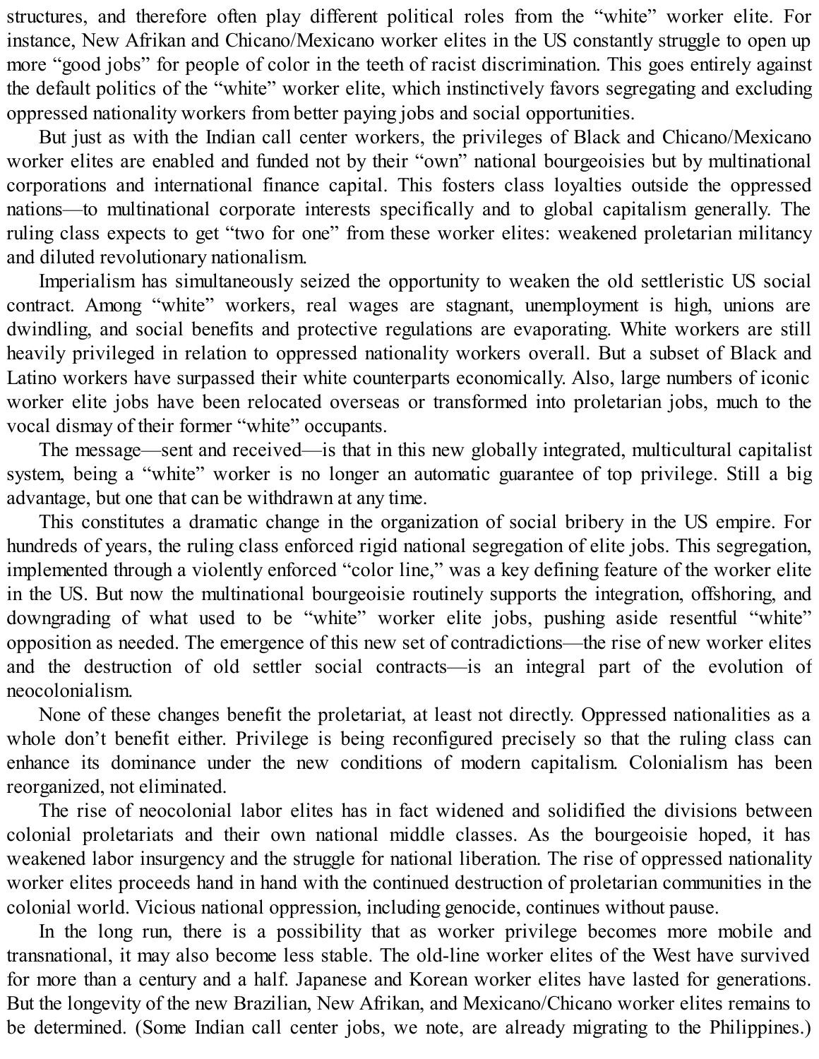structures, and therefore often play different political roles from the "white" worker elite. For instance, New Afrikan and Chicano/Mexicano worker elites in the US constantly struggle to open up more "good jobs" for people of color in the teeth of racist discrimination. This goes entirely against the default politics of the "white" worker elite, which instinctively favors segregating and excluding oppressed nationality workers from better paying jobs and social opportunities.

But just as with the Indian call center workers, the privileges of Black and Chicano/Mexicano worker elites are enabled and funded not by their "own" national bourgeoisies but by multinational corporations and international finance capital. This fosters class loyalties outside the oppressed nations—to multinational corporate interests specifically and to global capitalism generally. The ruling class expects to get "two for one" from these worker elites: weakened proletarian militancy and diluted revolutionary nationalism.

Imperialism has simultaneously seized the opportunity to weaken the old settleristic US social contract. Among "white" workers, real wages are stagnant, unemployment is high, unions are dwindling, and social benefits and protective regulations are evaporating. White workers are still heavily privileged in relation to oppressed nationality workers overall. But a subset of Black and Latino workers have surpassed their white counterparts economically. Also, large numbers of iconic worker elite jobs have been relocated overseas or transformed into proletarian jobs, much to the vocal dismay of their former "white" occupants.

The message—sent and received—is that in this new globally integrated, multicultural capitalist system, being a "white" worker is no longer an automatic guarantee of top privilege. Still a big advantage, but one that can be withdrawn at any time.

This constitutes a dramatic change in the organization of social bribery in the US empire. For hundreds of years, the ruling class enforced rigid national segregation of elite jobs. This segregation, implemented through a violently enforced "color line," was a key defining feature of the worker elite in the US. But now the multinational bourgeoisie routinely supports the integration, offshoring, and downgrading of what used to be "white" worker elite jobs, pushing aside resentful "white" opposition as needed. The emergence of this new set of contradictions—the rise of new worker elites and the destruction of old settler social contracts—is an integral part of the evolution of neocolonialism.

None of these changes benefit the proletariat, at least not directly. Oppressed nationalities as a whole don't benefit either. Privilege is being reconfigured precisely so that the ruling class can enhance its dominance under the new conditions of modern capitalism. Colonialism has been reorganized, not eliminated.

The rise of neocolonial labor elites has in fact widened and solidified the divisions between colonial proletariats and their own national middle classes. As the bourgeoisie hoped, it has weakened labor insurgency and the struggle for national liberation. The rise of oppressed nationality worker elites proceeds hand in hand with the continued destruction of proletarian communities in the colonial world. Vicious national oppression, including genocide, continues without pause.

In the long run, there is a possibility that as worker privilege becomes more mobile and transnational, it may also become less stable. The old-line worker elites of the West have survived for more than a century and a half. Japanese and Korean worker elites have lasted for generations. But the longevity of the new Brazilian, New Afrikan, and Mexicano/Chicano worker elites remains to be determined. (Some Indian call center jobs, we note, are already migrating to the Philippines.)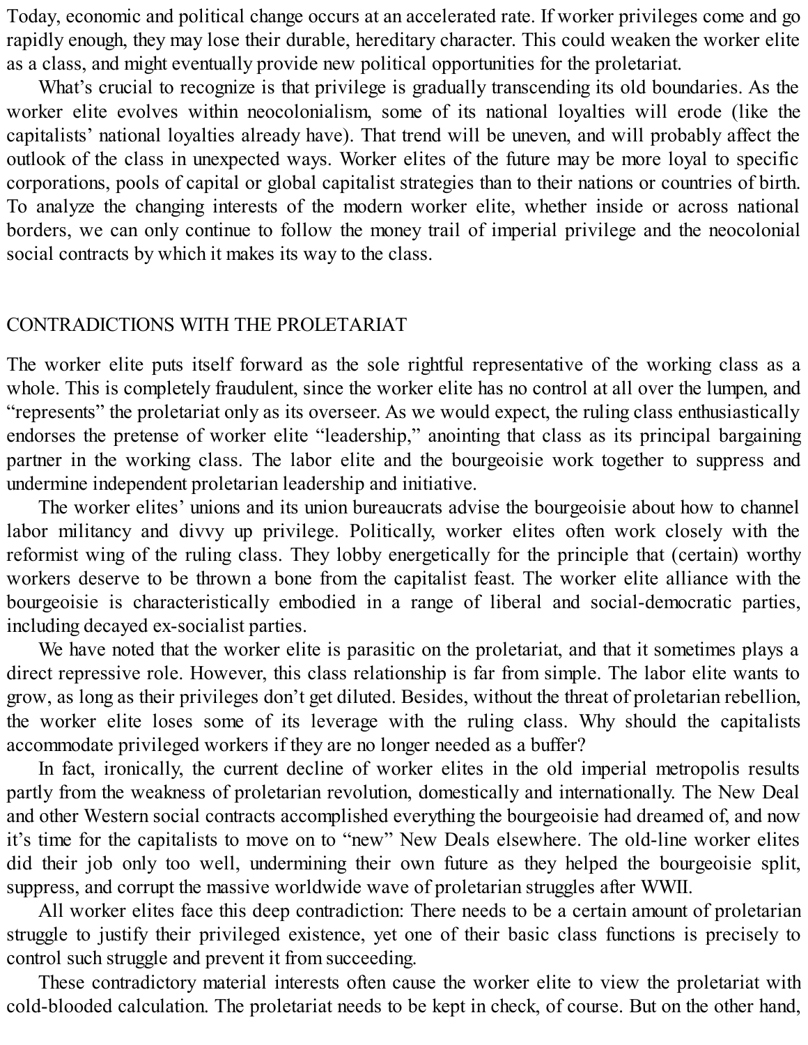Today, economic and political change occurs at an accelerated rate. If worker privileges come and go rapidly enough, they may lose their durable, hereditary character. This could weaken the worker elite as a class, and might eventually provide new political opportunities for the proletariat.

What's crucial to recognize is that privilege is gradually transcending its old boundaries. As the worker elite evolves within neocolonialism, some of its national loyalties will erode (like the capitalists' national loyalties already have). That trend will be uneven, and will probably affect the outlook of the class in unexpected ways. Worker elites of the future may be more loyal to specific corporations, pools of capital or global capitalist strategies than to their nations or countries of birth. To analyze the changing interests of the modern worker elite, whether inside or across national borders, we can only continue to follow the money trail of imperial privilege and the neocolonial social contracts by which it makes its way to the class.

## CONTRADICTIONS WITH THE PROLETARIAT

The worker elite puts itself forward as the sole rightful representative of the working class as a whole. This is completely fraudulent, since the worker elite has no control at all over the lumpen, and "represents" the proletariat only as its overseer. As we would expect, the ruling class enthusiastically endorses the pretense of worker elite "leadership," anointing that class as its principal bargaining partner in the working class. The labor elite and the bourgeoisie work together to suppress and undermine independent proletarian leadership and initiative.

The worker elites' unions and its union bureaucrats advise the bourgeoisie about how to channel labor militancy and divvy up privilege. Politically, worker elites often work closely with the reformist wing of the ruling class. They lobby energetically for the principle that (certain) worthy workers deserve to be thrown a bone from the capitalist feast. The worker elite alliance with the bourgeoisie is characteristically embodied in a range of liberal and social-democratic parties, including decayed ex-socialist parties.

We have noted that the worker elite is parasitic on the proletariat, and that it sometimes plays a direct repressive role. However, this class relationship is far from simple. The labor elite wants to grow, as long as their privileges don't get diluted. Besides, without the threat of proletarian rebellion, the worker elite loses some of its leverage with the ruling class. Why should the capitalists accommodate privileged workers if they are no longer needed as a buffer?

In fact, ironically, the current decline of worker elites in the old imperial metropolis results partly from the weakness of proletarian revolution, domestically and internationally. The New Deal and other Western social contracts accomplished everything the bourgeoisie had dreamed of, and now it's time for the capitalists to move on to "new" New Deals elsewhere. The old-line worker elites did their job only too well, undermining their own future as they helped the bourgeoisie split, suppress, and corrupt the massive worldwide wave of proletarian struggles after WWII.

All worker elites face this deep contradiction: There needs to be a certain amount of proletarian struggle to justify their privileged existence, yet one of their basic class functions is precisely to control such struggle and prevent it from succeeding.

These contradictory material interests often cause the worker elite to view the proletariat with cold-blooded calculation. The proletariat needs to be kept in check, of course. But on the other hand,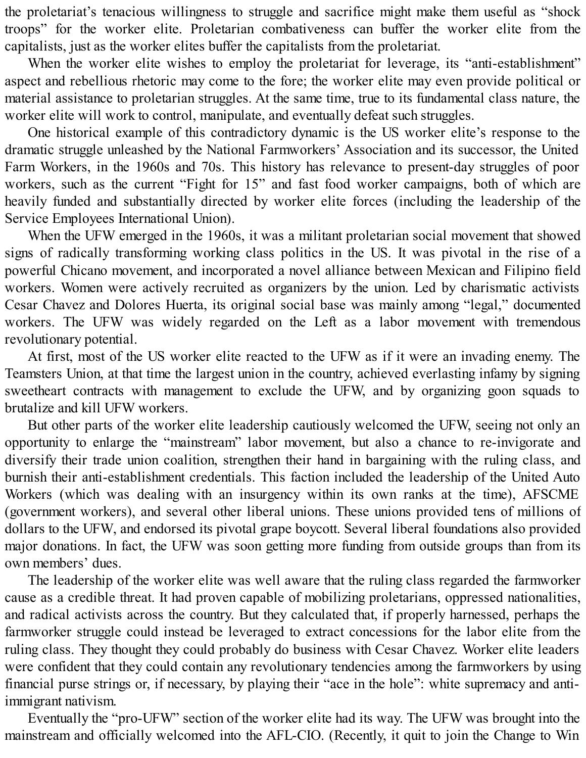the proletariat's tenacious willingness to struggle and sacrifice might make them useful as "shock troops" for the worker elite. Proletarian combativeness can buffer the worker elite from the capitalists, just as the worker elites buffer the capitalists from the proletariat.

When the worker elite wishes to employ the proletariat for leverage, its "anti-establishment" aspect and rebellious rhetoric may come to the fore; the worker elite may even provide political or material assistance to proletarian struggles. At the same time, true to its fundamental class nature, the worker elite will work to control, manipulate, and eventually defeat such struggles.

One historical example of this contradictory dynamic is the US worker elite's response to the dramatic struggle unleashed by the National Farmworkers' Association and its successor, the United Farm Workers, in the 1960s and 70s. This history has relevance to present-day struggles of poor workers, such as the current "Fight for 15" and fast food worker campaigns, both of which are heavily funded and substantially directed by worker elite forces (including the leadership of the Service Employees International Union).

When the UFW emerged in the 1960s, it was a militant proletarian social movement that showed signs of radically transforming working class politics in the US. It was pivotal in the rise of a powerful Chicano movement, and incorporated a novel alliance between Mexican and Filipino field workers. Women were actively recruited as organizers by the union. Led by charismatic activists Cesar Chavez and Dolores Huerta, its original social base was mainly among "legal," documented workers. The UFW was widely regarded on the Left as a labor movement with tremendous revolutionary potential.

At first, most of the US worker elite reacted to the UFW as if it were an invading enemy. The Teamsters Union, at that time the largest union in the country, achieved everlasting infamy by signing sweetheart contracts with management to exclude the UFW, and by organizing goon squads to brutalize and kill UFW workers.

But other parts of the worker elite leadership cautiously welcomed the UFW, seeing not only an opportunity to enlarge the "mainstream" labor movement, but also a chance to re-invigorate and diversify their trade union coalition, strengthen their hand in bargaining with the ruling class, and burnish their anti-establishment credentials. This faction included the leadership of the United Auto Workers (which was dealing with an insurgency within its own ranks at the time), AFSCME (government workers), and several other liberal unions. These unions provided tens of millions of dollars to the UFW, and endorsed its pivotal grape boycott. Several liberal foundations also provided major donations. In fact, the UFW was soon getting more funding from outside groups than from its own members' dues.

The leadership of the worker elite was well aware that the ruling class regarded the farmworker cause as a credible threat. It had proven capable of mobilizing proletarians, oppressed nationalities, and radical activists across the country. But they calculated that, if properly harnessed, perhaps the farmworker struggle could instead be leveraged to extract concessions for the labor elite from the ruling class. They thought they could probably do business with Cesar Chavez. Worker elite leaders were confident that they could contain any revolutionary tendencies among the farmworkers by using financial purse strings or, if necessary, by playing their "ace in the hole": white supremacy and anti-immigrant nativism.

Eventually the "pro-UFW" section of the worker elite had its way. The UFW was brought into the mainstream and officially welcomed into the AFL-CIO. (Recently, it quit to join the Change to Win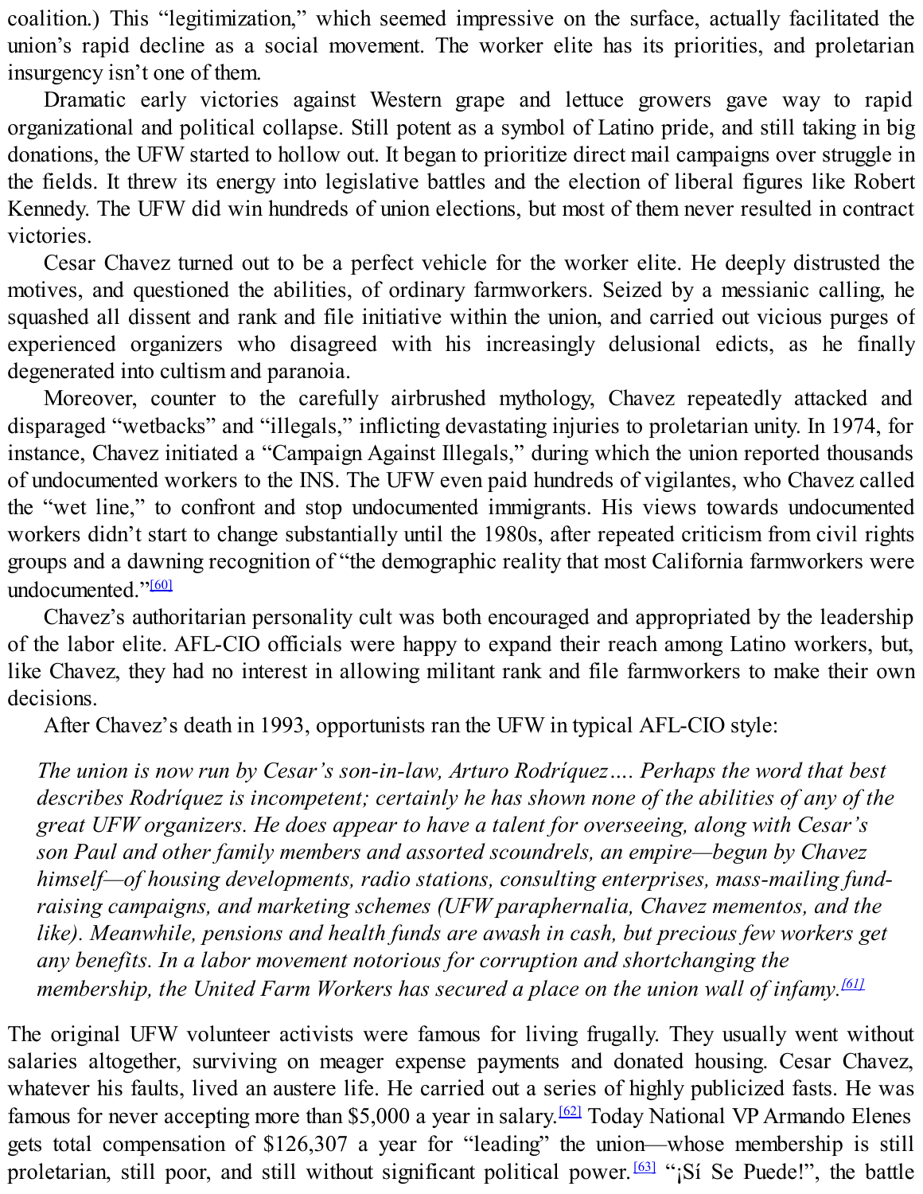coalition.) This "legitimization," which seemed impressive on the surface, actually facilitated the union's rapid decline as a social movement. The worker elite has its priorities, and proletarian insurgency isn't one of them.

Dramatic early victories against Western grape and lettuce growers gave way to rapid organizational and political collapse. Still potent as a symbol of Latino pride, and still taking in big donations, the UFW started to hollow out. It began to prioritize direct mail campaigns over struggle in the fields. It threw its energy into legislative battles and the election of liberal figures like Robert Kennedy. The UFW did win hundreds of union elections, but most of them never resulted in contract victories.

Cesar Chavez turned out to be a perfect vehicle for the worker elite. He deeply distrusted the motives, and questioned the abilities, of ordinary farmworkers. Seized by a messianic calling, he squashed all dissent and rank and file initiative within the union, and carried out vicious purges of experienced organizers who disagreed with his increasingly delusional edicts, as he finally degenerated into cultism and paranoia.

Moreover, counter to the carefully airbrushed mythology, Chavez repeatedly attacked and disparaged "wetbacks" and "illegals," inflicting devastating injuries to proletarian unity. In 1974, for instance, Chavez initiated a "Campaign Against Illegals," during which the union reported thousands of undocumented workers to the INS. The UFW even paid hundreds of vigilantes, who Chavez called the "wet line," to confront and stop undocumented immigrants. His views towards undocumented workers didn't start to change substantially until the 1980s, after repeated criticism from civil rights groups and a dawning recognition of "the demographic reality that most California farmworkers were undocumented."[60]

Chavez's authoritarian personality cult was both encouraged and appropriated by the leadership of the labor elite. AFL-CIO officials were happy to expand their reach among Latino workers, but, like Chavez, they had no interest in allowing militant rank and file farmworkers to make their own decisions.

After Chavez's death in 1993, opportunists ran the UFW in typical AFL-CIO style:

> *The union is now run by Cesar's son-in-law, Arturo Rodríquez…. Perhaps the word that best describes Rodríquez is incompetent; certainly he has shown none of the abilities of any of the great UFW organizers. He does appear to have a talent for overseeing, along with Cesar's son Paul and other family members and assorted scoundrels, an empire—begun by Chavez himself—of housing developments, radio stations, consulting enterprises, mass-mailing fund-raising campaigns, and marketing schemes (UFW paraphernalia, Chavez mementos, and the like). Meanwhile, pensions and health funds are awash in cash, but precious few workers get any benefits. In a labor movement notorious for corruption and shortchanging the membership, the United Farm Workers has secured a place on the union wall of infamy.*[61]

The original UFW volunteer activists were famous for living frugally. They usually went without salaries altogether, surviving on meager expense payments and donated housing. Cesar Chavez, whatever his faults, lived an austere life. He carried out a series of highly publicized fasts. He was famous for never accepting more than $5,000 a year in salary.[62] Today National VP Armando Elenes gets total compensation of $126,307 a year for "leading" the union—whose membership is still proletarian, still poor, and still without significant political power.[63] "¡Sí Se Puede!", the battle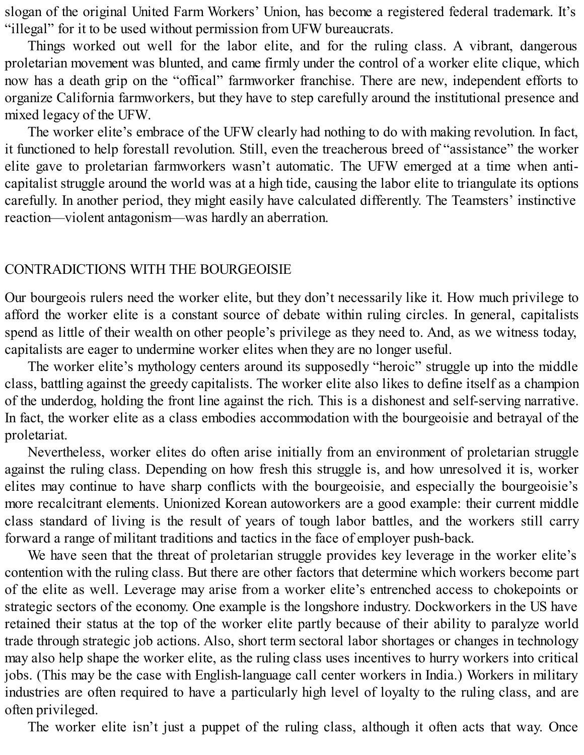slogan of the original United Farm Workers' Union, has become a registered federal trademark. It's "illegal" for it to be used without permission from UFW bureaucrats.

Things worked out well for the labor elite, and for the ruling class. A vibrant, dangerous proletarian movement was blunted, and came firmly under the control of a worker elite clique, which now has a death grip on the "offical" farmworker franchise. There are new, independent efforts to organize California farmworkers, but they have to step carefully around the institutional presence and mixed legacy of the UFW.

The worker elite's embrace of the UFW clearly had nothing to do with making revolution. In fact, it functioned to help forestall revolution. Still, even the treacherous breed of "assistance" the worker elite gave to proletarian farmworkers wasn't automatic. The UFW emerged at a time when anti-capitalist struggle around the world was at a high tide, causing the labor elite to triangulate its options carefully. In another period, they might easily have calculated differently. The Teamsters' instinctive reaction—violent antagonism—was hardly an aberration.

## CONTRADICTIONS WITH THE BOURGEOISIE

Our bourgeois rulers need the worker elite, but they don't necessarily like it. How much privilege to afford the worker elite is a constant source of debate within ruling circles. In general, capitalists spend as little of their wealth on other people's privilege as they need to. And, as we witness today, capitalists are eager to undermine worker elites when they are no longer useful.

The worker elite's mythology centers around its supposedly "heroic" struggle up into the middle class, battling against the greedy capitalists. The worker elite also likes to define itself as a champion of the underdog, holding the front line against the rich. This is a dishonest and self-serving narrative. In fact, the worker elite as a class embodies accommodation with the bourgeoisie and betrayal of the proletariat.

Nevertheless, worker elites do often arise initially from an environment of proletarian struggle against the ruling class. Depending on how fresh this struggle is, and how unresolved it is, worker elites may continue to have sharp conflicts with the bourgeoisie, and especially the bourgeoisie's more recalcitrant elements. Unionized Korean autoworkers are a good example: their current middle class standard of living is the result of years of tough labor battles, and the workers still carry forward a range of militant traditions and tactics in the face of employer push-back.

We have seen that the threat of proletarian struggle provides key leverage in the worker elite's contention with the ruling class. But there are other factors that determine which workers become part of the elite as well. Leverage may arise from a worker elite's entrenched access to chokepoints or strategic sectors of the economy. One example is the longshore industry. Dockworkers in the US have retained their status at the top of the worker elite partly because of their ability to paralyze world trade through strategic job actions. Also, short term sectoral labor shortages or changes in technology may also help shape the worker elite, as the ruling class uses incentives to hurry workers into critical jobs. (This may be the case with English-language call center workers in India.) Workers in military industries are often required to have a particularly high level of loyalty to the ruling class, and are often privileged.

The worker elite isn't just a puppet of the ruling class, although it often acts that way. Once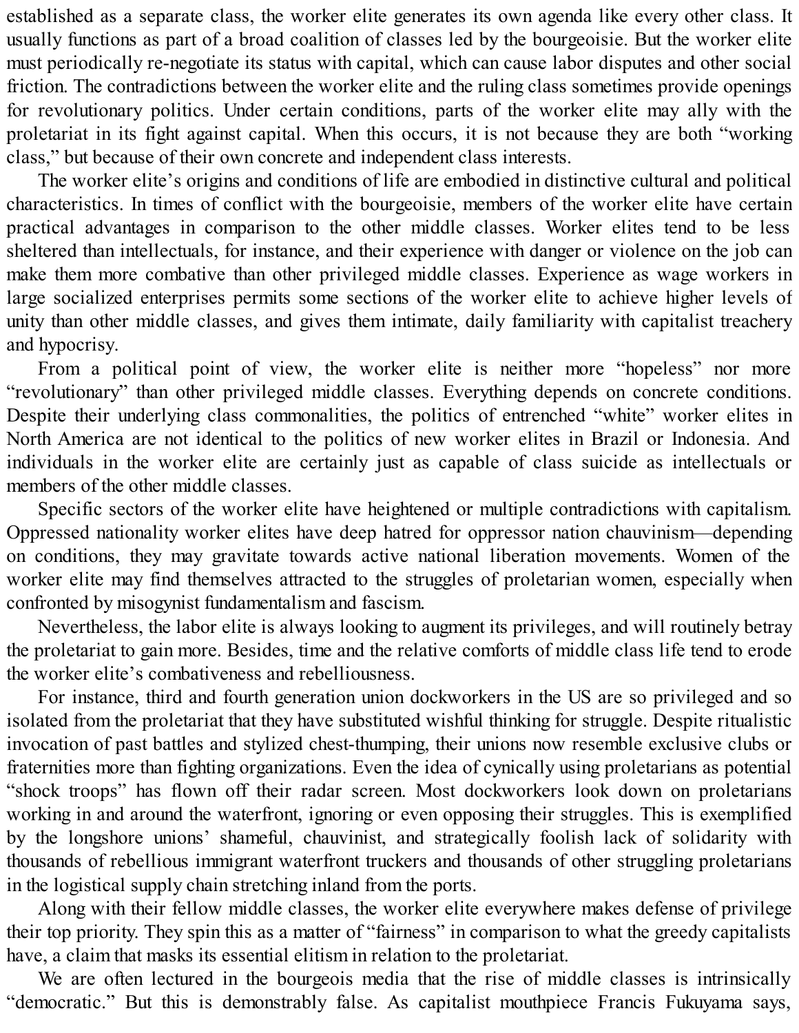established as a separate class, the worker elite generates its own agenda like every other class. It usually functions as part of a broad coalition of classes led by the bourgeoisie. But the worker elite must periodically re-negotiate its status with capital, which can cause labor disputes and other social friction. The contradictions between the worker elite and the ruling class sometimes provide openings for revolutionary politics. Under certain conditions, parts of the worker elite may ally with the proletariat in its fight against capital. When this occurs, it is not because they are both "working class," but because of their own concrete and independent class interests.

The worker elite's origins and conditions of life are embodied in distinctive cultural and political characteristics. In times of conflict with the bourgeoisie, members of the worker elite have certain practical advantages in comparison to the other middle classes. Worker elites tend to be less sheltered than intellectuals, for instance, and their experience with danger or violence on the job can make them more combative than other privileged middle classes. Experience as wage workers in large socialized enterprises permits some sections of the worker elite to achieve higher levels of unity than other middle classes, and gives them intimate, daily familiarity with capitalist treachery and hypocrisy.

From a political point of view, the worker elite is neither more "hopeless" nor more "revolutionary" than other privileged middle classes. Everything depends on concrete conditions. Despite their underlying class commonalities, the politics of entrenched "white" worker elites in North America are not identical to the politics of new worker elites in Brazil or Indonesia. And individuals in the worker elite are certainly just as capable of class suicide as intellectuals or members of the other middle classes.

Specific sectors of the worker elite have heightened or multiple contradictions with capitalism. Oppressed nationality worker elites have deep hatred for oppressor nation chauvinism—depending on conditions, they may gravitate towards active national liberation movements. Women of the worker elite may find themselves attracted to the struggles of proletarian women, especially when confronted by misogynist fundamentalism and fascism.

Nevertheless, the labor elite is always looking to augment its privileges, and will routinely betray the proletariat to gain more. Besides, time and the relative comforts of middle class life tend to erode the worker elite's combativeness and rebelliousness.

For instance, third and fourth generation union dockworkers in the US are so privileged and so isolated from the proletariat that they have substituted wishful thinking for struggle. Despite ritualistic invocation of past battles and stylized chest-thumping, their unions now resemble exclusive clubs or fraternities more than fighting organizations. Even the idea of cynically using proletarians as potential "shock troops" has flown off their radar screen. Most dockworkers look down on proletarians working in and around the waterfront, ignoring or even opposing their struggles. This is exemplified by the longshore unions' shameful, chauvinist, and strategically foolish lack of solidarity with thousands of rebellious immigrant waterfront truckers and thousands of other struggling proletarians in the logistical supply chain stretching inland from the ports.

Along with their fellow middle classes, the worker elite everywhere makes defense of privilege their top priority. They spin this as a matter of "fairness" in comparison to what the greedy capitalists have, a claim that masks its essential elitism in relation to the proletariat.

We are often lectured in the bourgeois media that the rise of middle classes is intrinsically "democratic." But this is demonstrably false. As capitalist mouthpiece Francis Fukuyama says,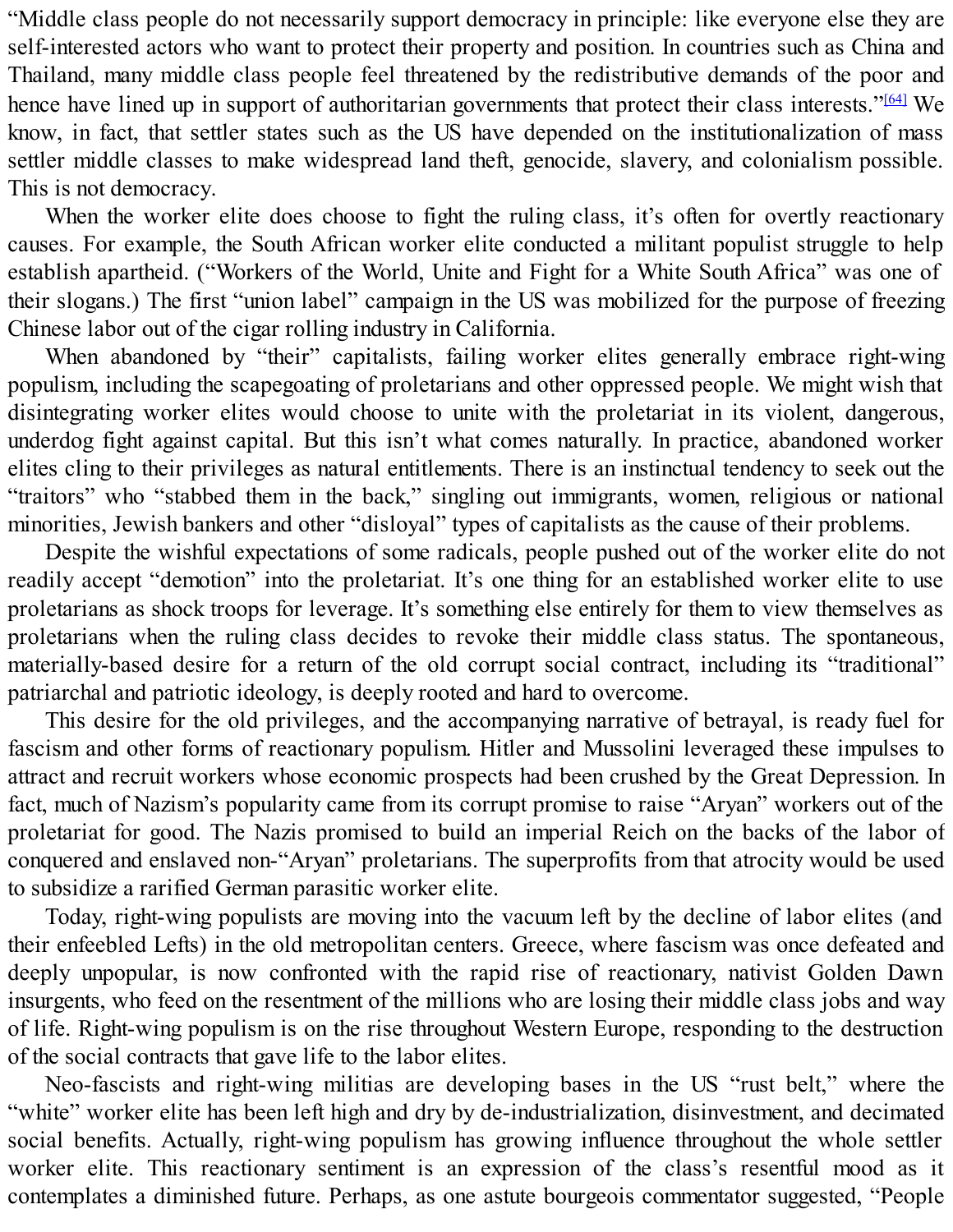"Middle class people do not necessarily support democracy in principle: like everyone else they are self-interested actors who want to protect their property and position. In countries such as China and Thailand, many middle class people feel threatened by the redistributive demands of the poor and hence have lined up in support of authoritarian governments that protect their class interests."[64] We know, in fact, that settler states such as the US have depended on the institutionalization of mass settler middle classes to make widespread land theft, genocide, slavery, and colonialism possible. This is not democracy.

When the worker elite does choose to fight the ruling class, it's often for overtly reactionary causes. For example, the South African worker elite conducted a militant populist struggle to help establish apartheid. ("Workers of the World, Unite and Fight for a White South Africa" was one of their slogans.) The first "union label" campaign in the US was mobilized for the purpose of freezing Chinese labor out of the cigar rolling industry in California.

When abandoned by "their" capitalists, failing worker elites generally embrace right-wing populism, including the scapegoating of proletarians and other oppressed people. We might wish that disintegrating worker elites would choose to unite with the proletariat in its violent, dangerous, underdog fight against capital. But this isn't what comes naturally. In practice, abandoned worker elites cling to their privileges as natural entitlements. There is an instinctual tendency to seek out the "traitors" who "stabbed them in the back," singling out immigrants, women, religious or national minorities, Jewish bankers and other "disloyal" types of capitalists as the cause of their problems.

Despite the wishful expectations of some radicals, people pushed out of the worker elite do not readily accept "demotion" into the proletariat. It's one thing for an established worker elite to use proletarians as shock troops for leverage. It's something else entirely for them to view themselves as proletarians when the ruling class decides to revoke their middle class status. The spontaneous, materially-based desire for a return of the old corrupt social contract, including its "traditional" patriarchal and patriotic ideology, is deeply rooted and hard to overcome.

This desire for the old privileges, and the accompanying narrative of betrayal, is ready fuel for fascism and other forms of reactionary populism. Hitler and Mussolini leveraged these impulses to attract and recruit workers whose economic prospects had been crushed by the Great Depression. In fact, much of Nazism's popularity came from its corrupt promise to raise "Aryan" workers out of the proletariat for good. The Nazis promised to build an imperial Reich on the backs of the labor of conquered and enslaved non-"Aryan" proletarians. The superprofits from that atrocity would be used to subsidize a rarified German parasitic worker elite.

Today, right-wing populists are moving into the vacuum left by the decline of labor elites (and their enfeebled Lefts) in the old metropolitan centers. Greece, where fascism was once defeated and deeply unpopular, is now confronted with the rapid rise of reactionary, nativist Golden Dawn insurgents, who feed on the resentment of the millions who are losing their middle class jobs and way of life. Right-wing populism is on the rise throughout Western Europe, responding to the destruction of the social contracts that gave life to the labor elites.

Neo-fascists and right-wing militias are developing bases in the US "rust belt," where the "white" worker elite has been left high and dry by de-industrialization, disinvestment, and decimated social benefits. Actually, right-wing populism has growing influence throughout the whole settler worker elite. This reactionary sentiment is an expression of the class's resentful mood as it contemplates a diminished future. Perhaps, as one astute bourgeois commentator suggested, "People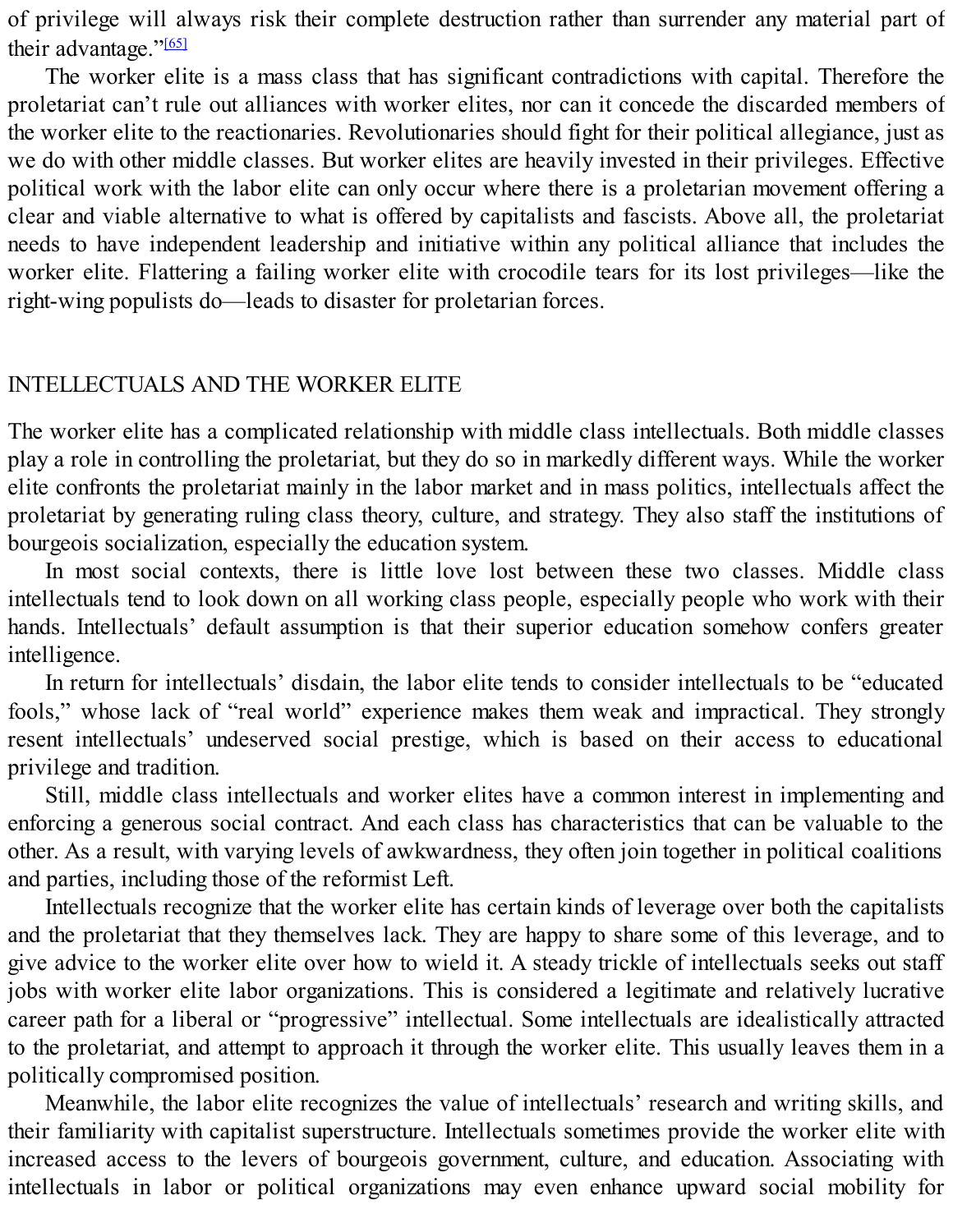of privilege will always risk their complete destruction rather than surrender any material part of their advantage."[65]

The worker elite is a mass class that has significant contradictions with capital. Therefore the proletariat can't rule out alliances with worker elites, nor can it concede the discarded members of the worker elite to the reactionaries. Revolutionaries should fight for their political allegiance, just as we do with other middle classes. But worker elites are heavily invested in their privileges. Effective political work with the labor elite can only occur where there is a proletarian movement offering a clear and viable alternative to what is offered by capitalists and fascists. Above all, the proletariat needs to have independent leadership and initiative within any political alliance that includes the worker elite. Flattering a failing worker elite with crocodile tears for its lost privileges—like the right-wing populists do—leads to disaster for proletarian forces.

## INTELLECTUALS AND THE WORKER ELITE

The worker elite has a complicated relationship with middle class intellectuals. Both middle classes play a role in controlling the proletariat, but they do so in markedly different ways. While the worker elite confronts the proletariat mainly in the labor market and in mass politics, intellectuals affect the proletariat by generating ruling class theory, culture, and strategy. They also staff the institutions of bourgeois socialization, especially the education system.

In most social contexts, there is little love lost between these two classes. Middle class intellectuals tend to look down on all working class people, especially people who work with their hands. Intellectuals' default assumption is that their superior education somehow confers greater intelligence.

In return for intellectuals' disdain, the labor elite tends to consider intellectuals to be "educated fools," whose lack of "real world" experience makes them weak and impractical. They strongly resent intellectuals' undeserved social prestige, which is based on their access to educational privilege and tradition.

Still, middle class intellectuals and worker elites have a common interest in implementing and enforcing a generous social contract. And each class has characteristics that can be valuable to the other. As a result, with varying levels of awkwardness, they often join together in political coalitions and parties, including those of the reformist Left.

Intellectuals recognize that the worker elite has certain kinds of leverage over both the capitalists and the proletariat that they themselves lack. They are happy to share some of this leverage, and to give advice to the worker elite over how to wield it. A steady trickle of intellectuals seeks out staff jobs with worker elite labor organizations. This is considered a legitimate and relatively lucrative career path for a liberal or "progressive" intellectual. Some intellectuals are idealistically attracted to the proletariat, and attempt to approach it through the worker elite. This usually leaves them in a politically compromised position.

Meanwhile, the labor elite recognizes the value of intellectuals' research and writing skills, and their familiarity with capitalist superstructure. Intellectuals sometimes provide the worker elite with increased access to the levers of bourgeois government, culture, and education. Associating with intellectuals in labor or political organizations may even enhance upward social mobility for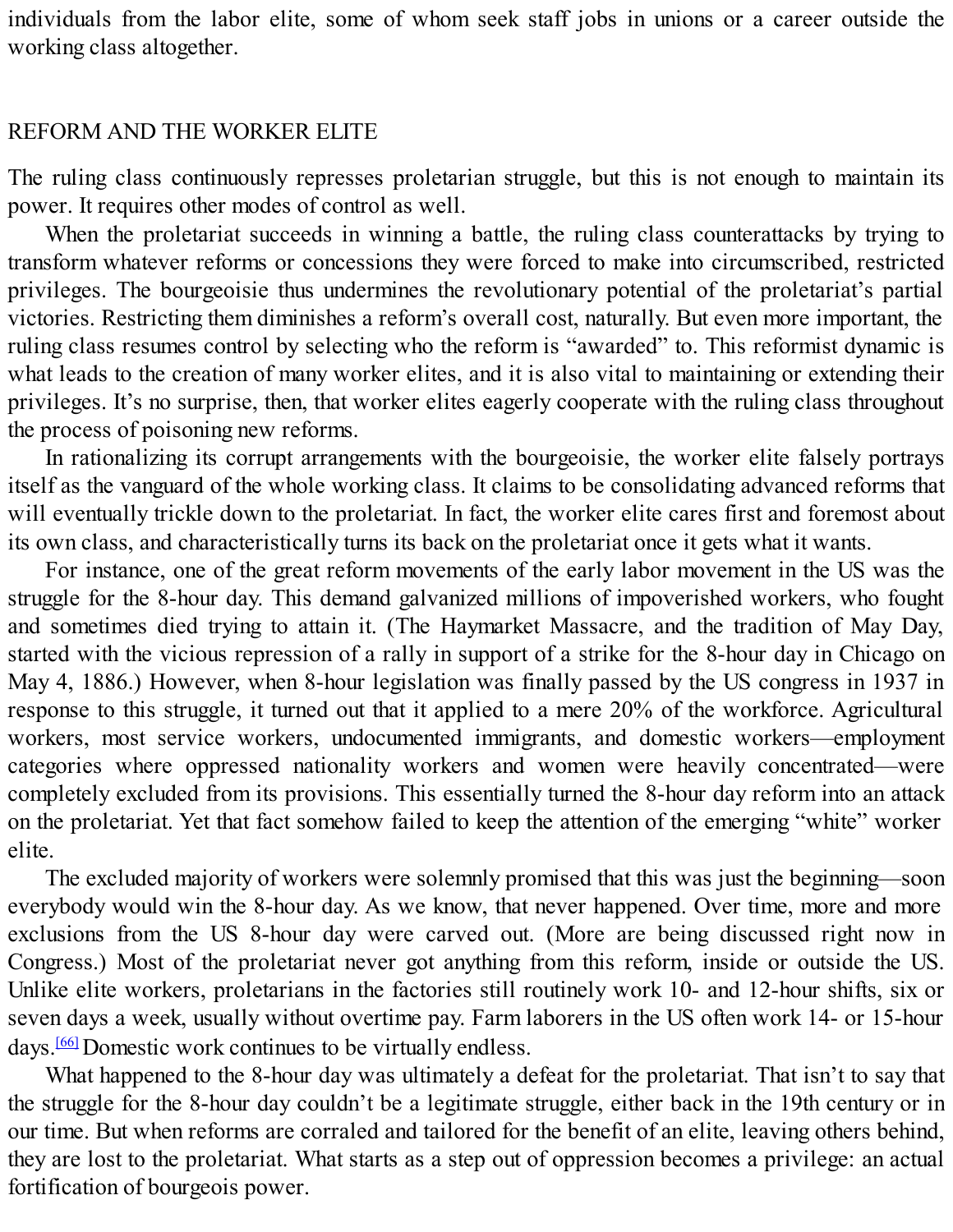individuals from the labor elite, some of whom seek staff jobs in unions or a career outside the working class altogether.

## REFORM AND THE WORKER ELITE

The ruling class continuously represses proletarian struggle, but this is not enough to maintain its power. It requires other modes of control as well.

When the proletariat succeeds in winning a battle, the ruling class counterattacks by trying to transform whatever reforms or concessions they were forced to make into circumscribed, restricted privileges. The bourgeoisie thus undermines the revolutionary potential of the proletariat's partial victories. Restricting them diminishes a reform's overall cost, naturally. But even more important, the ruling class resumes control by selecting who the reform is "awarded" to. This reformist dynamic is what leads to the creation of many worker elites, and it is also vital to maintaining or extending their privileges. It's no surprise, then, that worker elites eagerly cooperate with the ruling class throughout the process of poisoning new reforms.

In rationalizing its corrupt arrangements with the bourgeoisie, the worker elite falsely portrays itself as the vanguard of the whole working class. It claims to be consolidating advanced reforms that will eventually trickle down to the proletariat. In fact, the worker elite cares first and foremost about its own class, and characteristically turns its back on the proletariat once it gets what it wants.

For instance, one of the great reform movements of the early labor movement in the US was the struggle for the 8-hour day. This demand galvanized millions of impoverished workers, who fought and sometimes died trying to attain it. (The Haymarket Massacre, and the tradition of May Day, started with the vicious repression of a rally in support of a strike for the 8-hour day in Chicago on May 4, 1886.) However, when 8-hour legislation was finally passed by the US congress in 1937 in response to this struggle, it turned out that it applied to a mere 20% of the workforce. Agricultural workers, most service workers, undocumented immigrants, and domestic workers—employment categories where oppressed nationality workers and women were heavily concentrated—were completely excluded from its provisions. This essentially turned the 8-hour day reform into an attack on the proletariat. Yet that fact somehow failed to keep the attention of the emerging "white" worker elite.

The excluded majority of workers were solemnly promised that this was just the beginning—soon everybody would win the 8-hour day. As we know, that never happened. Over time, more and more exclusions from the US 8-hour day were carved out. (More are being discussed right now in Congress.) Most of the proletariat never got anything from this reform, inside or outside the US. Unlike elite workers, proletarians in the factories still routinely work 10- and 12-hour shifts, six or seven days a week, usually without overtime pay. Farm laborers in the US often work 14- or 15-hour days.[66] Domestic work continues to be virtually endless.

What happened to the 8-hour day was ultimately a defeat for the proletariat. That isn't to say that the struggle for the 8-hour day couldn't be a legitimate struggle, either back in the 19th century or in our time. But when reforms are corraled and tailored for the benefit of an elite, leaving others behind, they are lost to the proletariat. What starts as a step out of oppression becomes a privilege: an actual fortification of bourgeois power.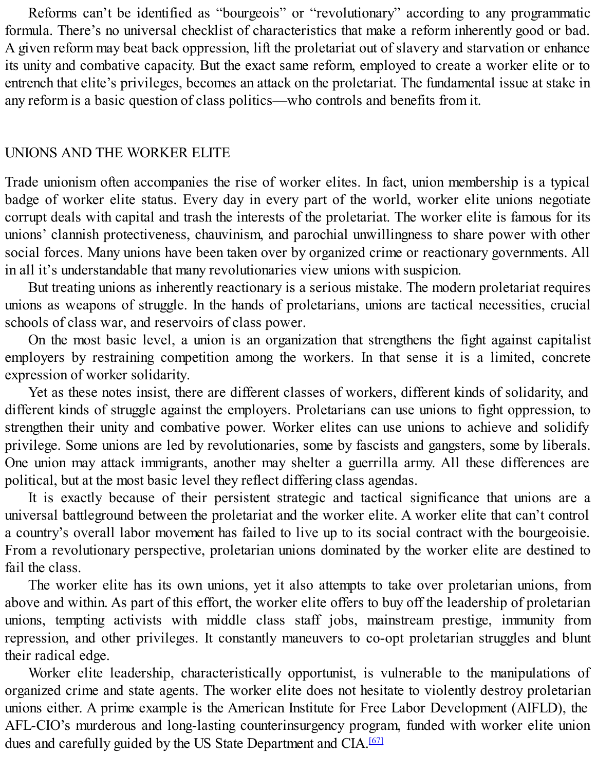Reforms can't be identified as "bourgeois" or "revolutionary" according to any programmatic formula. There's no universal checklist of characteristics that make a reform inherently good or bad. A given reform may beat back oppression, lift the proletariat out of slavery and starvation or enhance its unity and combative capacity. But the exact same reform, employed to create a worker elite or to entrench that elite's privileges, becomes an attack on the proletariat. The fundamental issue at stake in any reform is a basic question of class politics—who controls and benefits from it.

## UNIONS AND THE WORKER ELITE

Trade unionism often accompanies the rise of worker elites. In fact, union membership is a typical badge of worker elite status. Every day in every part of the world, worker elite unions negotiate corrupt deals with capital and trash the interests of the proletariat. The worker elite is famous for its unions' clannish protectiveness, chauvinism, and parochial unwillingness to share power with other social forces. Many unions have been taken over by organized crime or reactionary governments. All in all it's understandable that many revolutionaries view unions with suspicion.

But treating unions as inherently reactionary is a serious mistake. The modern proletariat requires unions as weapons of struggle. In the hands of proletarians, unions are tactical necessities, crucial schools of class war, and reservoirs of class power.

On the most basic level, a union is an organization that strengthens the fight against capitalist employers by restraining competition among the workers. In that sense it is a limited, concrete expression of worker solidarity.

Yet as these notes insist, there are different classes of workers, different kinds of solidarity, and different kinds of struggle against the employers. Proletarians can use unions to fight oppression, to strengthen their unity and combative power. Worker elites can use unions to achieve and solidify privilege. Some unions are led by revolutionaries, some by fascists and gangsters, some by liberals. One union may attack immigrants, another may shelter a guerrilla army. All these differences are political, but at the most basic level they reflect differing class agendas.

It is exactly because of their persistent strategic and tactical significance that unions are a universal battleground between the proletariat and the worker elite. A worker elite that can't control a country's overall labor movement has failed to live up to its social contract with the bourgeoisie. From a revolutionary perspective, proletarian unions dominated by the worker elite are destined to fail the class.

The worker elite has its own unions, yet it also attempts to take over proletarian unions, from above and within. As part of this effort, the worker elite offers to buy off the leadership of proletarian unions, tempting activists with middle class staff jobs, mainstream prestige, immunity from repression, and other privileges. It constantly maneuvers to co-opt proletarian struggles and blunt their radical edge.

Worker elite leadership, characteristically opportunist, is vulnerable to the manipulations of organized crime and state agents. The worker elite does not hesitate to violently destroy proletarian unions either. A prime example is the American Institute for Free Labor Development (AIFLD), the AFL-CIO's murderous and long-lasting counterinsurgency program, funded with worker elite union dues and carefully guided by the US State Department and CIA.[67]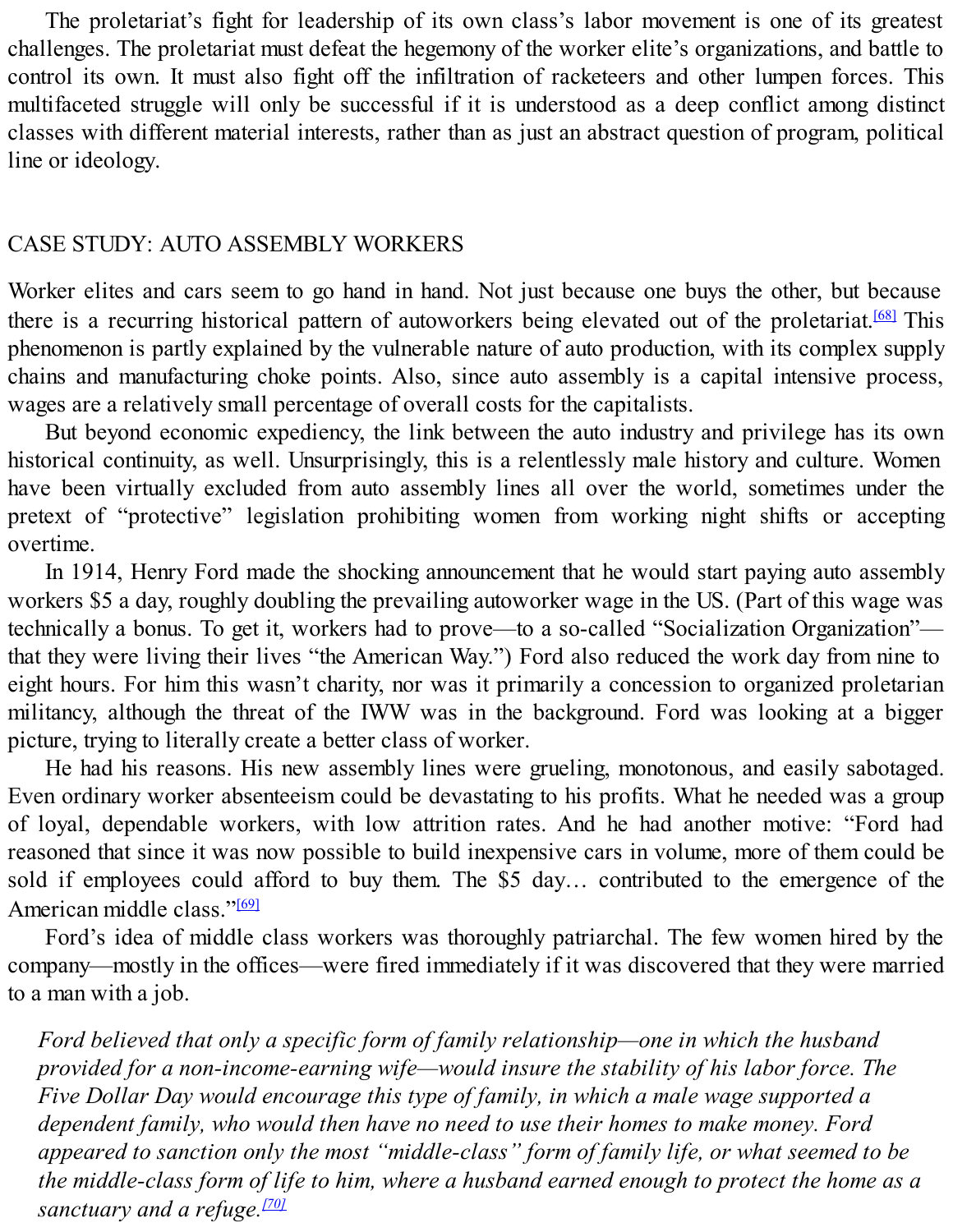The proletariat's fight for leadership of its own class's labor movement is one of its greatest challenges. The proletariat must defeat the hegemony of the worker elite's organizations, and battle to control its own. It must also fight off the infiltration of racketeers and other lumpen forces. This multifaceted struggle will only be successful if it is understood as a deep conflict among distinct classes with different material interests, rather than as just an abstract question of program, political line or ideology.

## CASE STUDY: AUTO ASSEMBLY WORKERS

Worker elites and cars seem to go hand in hand. Not just because one buys the other, but because there is a recurring historical pattern of autoworkers being elevated out of the proletariat.[68] This phenomenon is partly explained by the vulnerable nature of auto production, with its complex supply chains and manufacturing choke points. Also, since auto assembly is a capital intensive process, wages are a relatively small percentage of overall costs for the capitalists.

But beyond economic expediency, the link between the auto industry and privilege has its own historical continuity, as well. Unsurprisingly, this is a relentlessly male history and culture. Women have been virtually excluded from auto assembly lines all over the world, sometimes under the pretext of "protective" legislation prohibiting women from working night shifts or accepting overtime.

In 1914, Henry Ford made the shocking announcement that he would start paying auto assembly workers $5 a day, roughly doubling the prevailing autoworker wage in the US. (Part of this wage was technically a bonus. To get it, workers had to prove—to a so-called "Socialization Organization"—that they were living their lives "the American Way.") Ford also reduced the work day from nine to eight hours. For him this wasn't charity, nor was it primarily a concession to organized proletarian militancy, although the threat of the IWW was in the background. Ford was looking at a bigger picture, trying to literally create a better class of worker.

He had his reasons. His new assembly lines were grueling, monotonous, and easily sabotaged. Even ordinary worker absenteeism could be devastating to his profits. What he needed was a group of loyal, dependable workers, with low attrition rates. And he had another motive: "Ford had reasoned that since it was now possible to build inexpensive cars in volume, more of them could be sold if employees could afford to buy them. The $5 day… contributed to the emergence of the American middle class."[69]

Ford's idea of middle class workers was thoroughly patriarchal. The few women hired by the company—mostly in the offices—were fired immediately if it was discovered that they were married to a man with a job.

> *Ford believed that only a specific form of family relationship—one in which the husband provided for a non-income-earning wife—would insure the stability of his labor force. The Five Dollar Day would encourage this type of family, in which a male wage supported a dependent family, who would then have no need to use their homes to make money. Ford appeared to sanction only the most "middle-class" form of family life, or what seemed to be the middle-class form of life to him, where a husband earned enough to protect the home as a sanctuary and a refuge.*[70]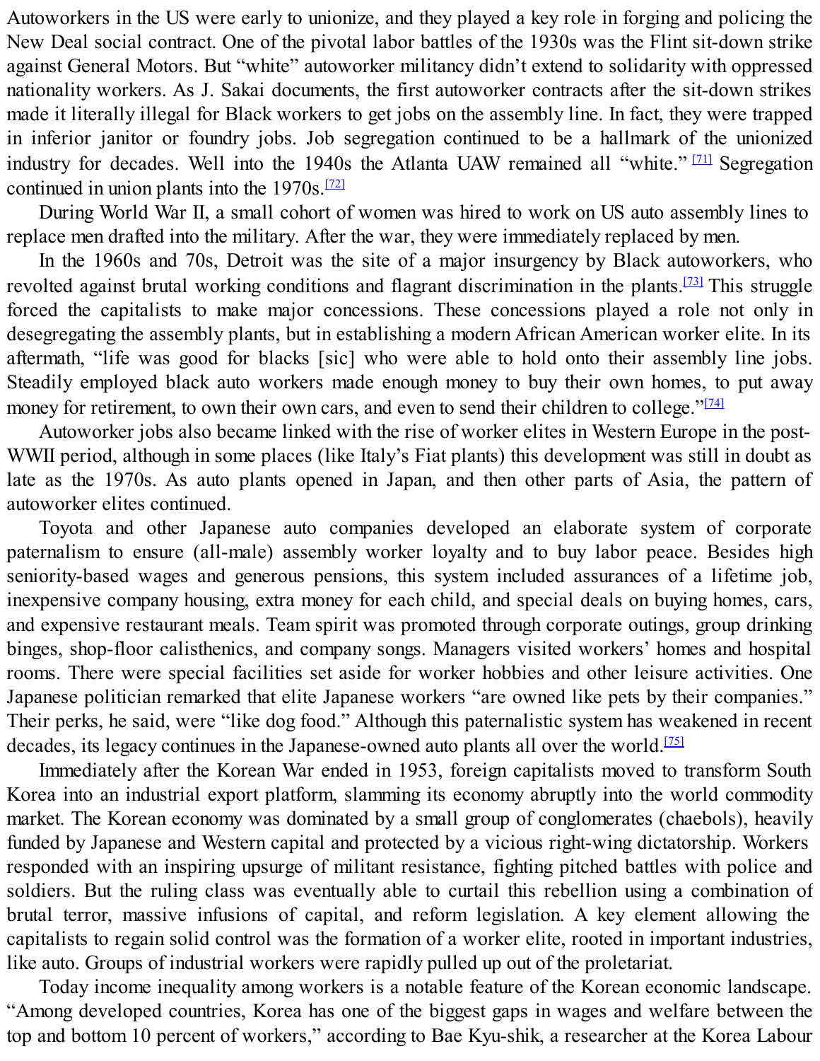Autoworkers in the US were early to unionize, and they played a key role in forging and policing the New Deal social contract. One of the pivotal labor battles of the 1930s was the Flint sit-down strike against General Motors. But "white" autoworker militancy didn't extend to solidarity with oppressed nationality workers. As J. Sakai documents, the first autoworker contracts after the sit-down strikes made it literally illegal for Black workers to get jobs on the assembly line. In fact, they were trapped in inferior janitor or foundry jobs. Job segregation continued to be a hallmark of the unionized industry for decades. Well into the 1940s the Atlanta UAW remained all "white." [71] Segregation continued in union plants into the 1970s.[72]

During World War II, a small cohort of women was hired to work on US auto assembly lines to replace men drafted into the military. After the war, they were immediately replaced by men.

In the 1960s and 70s, Detroit was the site of a major insurgency by Black autoworkers, who revolted against brutal working conditions and flagrant discrimination in the plants.[73] This struggle forced the capitalists to make major concessions. These concessions played a role not only in desegregating the assembly plants, but in establishing a modern African American worker elite. In its aftermath, "life was good for blacks [sic] who were able to hold onto their assembly line jobs. Steadily employed black auto workers made enough money to buy their own homes, to put away money for retirement, to own their own cars, and even to send their children to college."[74]

Autoworker jobs also became linked with the rise of worker elites in Western Europe in the post-WWII period, although in some places (like Italy's Fiat plants) this development was still in doubt as late as the 1970s. As auto plants opened in Japan, and then other parts of Asia, the pattern of autoworker elites continued.

Toyota and other Japanese auto companies developed an elaborate system of corporate paternalism to ensure (all-male) assembly worker loyalty and to buy labor peace. Besides high seniority-based wages and generous pensions, this system included assurances of a lifetime job, inexpensive company housing, extra money for each child, and special deals on buying homes, cars, and expensive restaurant meals. Team spirit was promoted through corporate outings, group drinking binges, shop-floor calisthenics, and company songs. Managers visited workers' homes and hospital rooms. There were special facilities set aside for worker hobbies and other leisure activities. One Japanese politician remarked that elite Japanese workers "are owned like pets by their companies." Their perks, he said, were "like dog food." Although this paternalistic system has weakened in recent decades, its legacy continues in the Japanese-owned auto plants all over the world.[75]

Immediately after the Korean War ended in 1953, foreign capitalists moved to transform South Korea into an industrial export platform, slamming its economy abruptly into the world commodity market. The Korean economy was dominated by a small group of conglomerates (chaebols), heavily funded by Japanese and Western capital and protected by a vicious right-wing dictatorship. Workers responded with an inspiring upsurge of militant resistance, fighting pitched battles with police and soldiers. But the ruling class was eventually able to curtail this rebellion using a combination of brutal terror, massive infusions of capital, and reform legislation. A key element allowing the capitalists to regain solid control was the formation of a worker elite, rooted in important industries, like auto. Groups of industrial workers were rapidly pulled up out of the proletariat.

Today income inequality among workers is a notable feature of the Korean economic landscape. "Among developed countries, Korea has one of the biggest gaps in wages and welfare between the top and bottom 10 percent of workers," according to Bae Kyu-shik, a researcher at the Korea Labour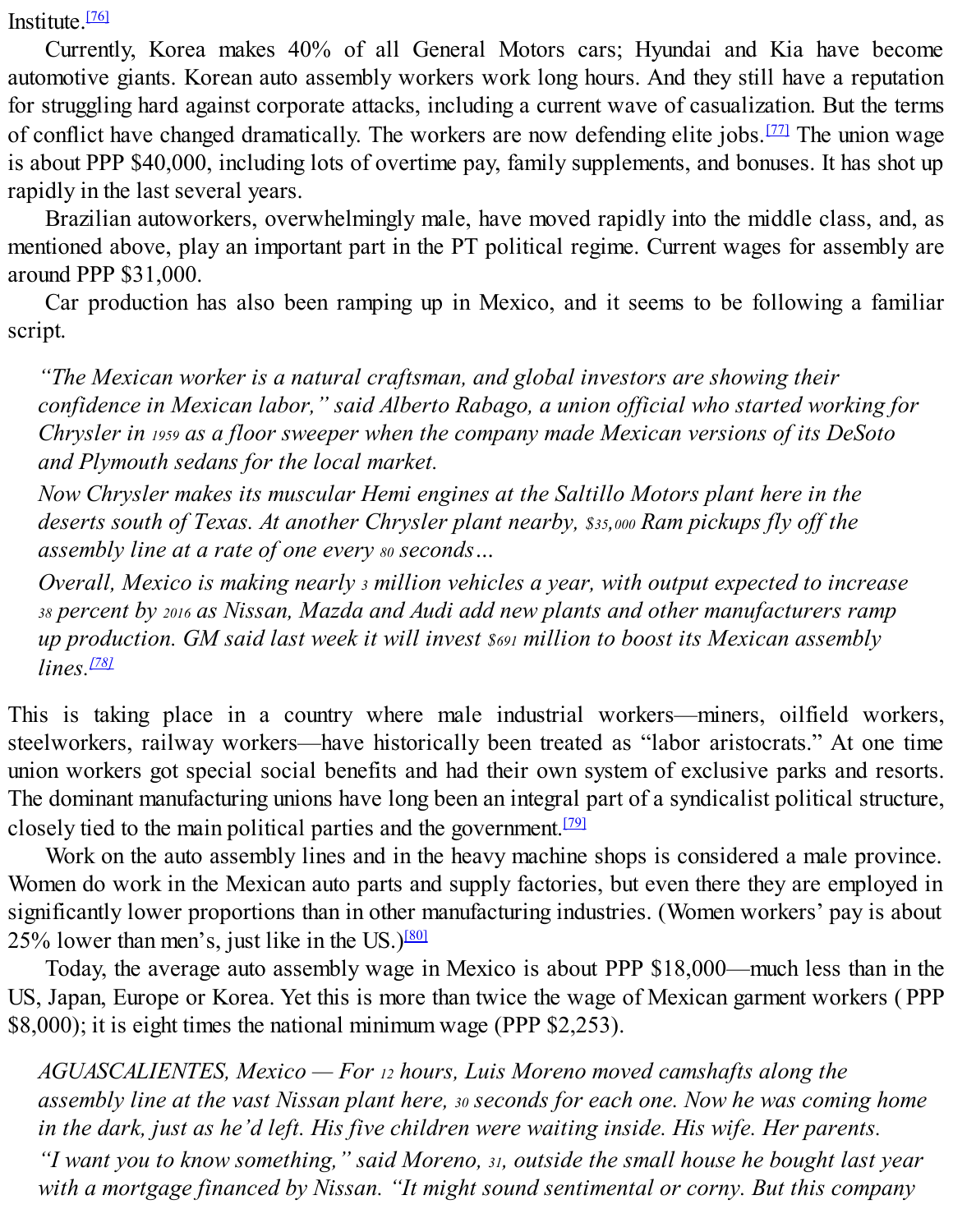Institute.[76]

Currently, Korea makes 40% of all General Motors cars; Hyundai and Kia have become automotive giants. Korean auto assembly workers work long hours. And they still have a reputation for struggling hard against corporate attacks, including a current wave of casualization. But the terms of conflict have changed dramatically. The workers are now defending elite jobs.[77] The union wage is about PPP $40,000, including lots of overtime pay, family supplements, and bonuses. It has shot up rapidly in the last several years.

Brazilian autoworkers, overwhelmingly male, have moved rapidly into the middle class, and, as mentioned above, play an important part in the PT political regime. Current wages for assembly are around PPP $31,000.

Car production has also been ramping up in Mexico, and it seems to be following a familiar script.

> *"The Mexican worker is a natural craftsman, and global investors are showing their confidence in Mexican labor," said Alberto Rabago, a union official who started working for Chrysler in 1959 as a floor sweeper when the company made Mexican versions of its DeSoto and Plymouth sedans for the local market.*
>
> *Now Chrysler makes its muscular Hemi engines at the Saltillo Motors plant here in the deserts south of Texas. At another Chrysler plant nearby, $35,000 Ram pickups fly off the assembly line at a rate of one every 80 seconds…*
>
> *Overall, Mexico is making nearly 3 million vehicles a year, with output expected to increase 38 percent by 2016 as Nissan, Mazda and Audi add new plants and other manufacturers ramp up production. GM said last week it will invest $691 million to boost its Mexican assembly lines.*[78]

This is taking place in a country where male industrial workers—miners, oilfield workers, steelworkers, railway workers—have historically been treated as "labor aristocrats." At one time union workers got special social benefits and had their own system of exclusive parks and resorts. The dominant manufacturing unions have long been an integral part of a syndicalist political structure, closely tied to the main political parties and the government.[79]

Work on the auto assembly lines and in the heavy machine shops is considered a male province. Women do work in the Mexican auto parts and supply factories, but even there they are employed in significantly lower proportions than in other manufacturing industries. (Women workers' pay is about 25% lower than men's, just like in the US.)[80]

Today, the average auto assembly wage in Mexico is about PPP $18,000—much less than in the US, Japan, Europe or Korea. Yet this is more than twice the wage of Mexican garment workers (PPP $8,000); it is eight times the national minimum wage (PPP $2,253).

> *AGUASCALIENTES, Mexico — For 12 hours, Luis Moreno moved camshafts along the assembly line at the vast Nissan plant here, 30 seconds for each one. Now he was coming home in the dark, just as he'd left. His five children were waiting inside. His wife. Her parents.*
>
> *"I want you to know something," said Moreno, 31, outside the small house he bought last year with a mortgage financed by Nissan. "It might sound sentimental or corny. But this company*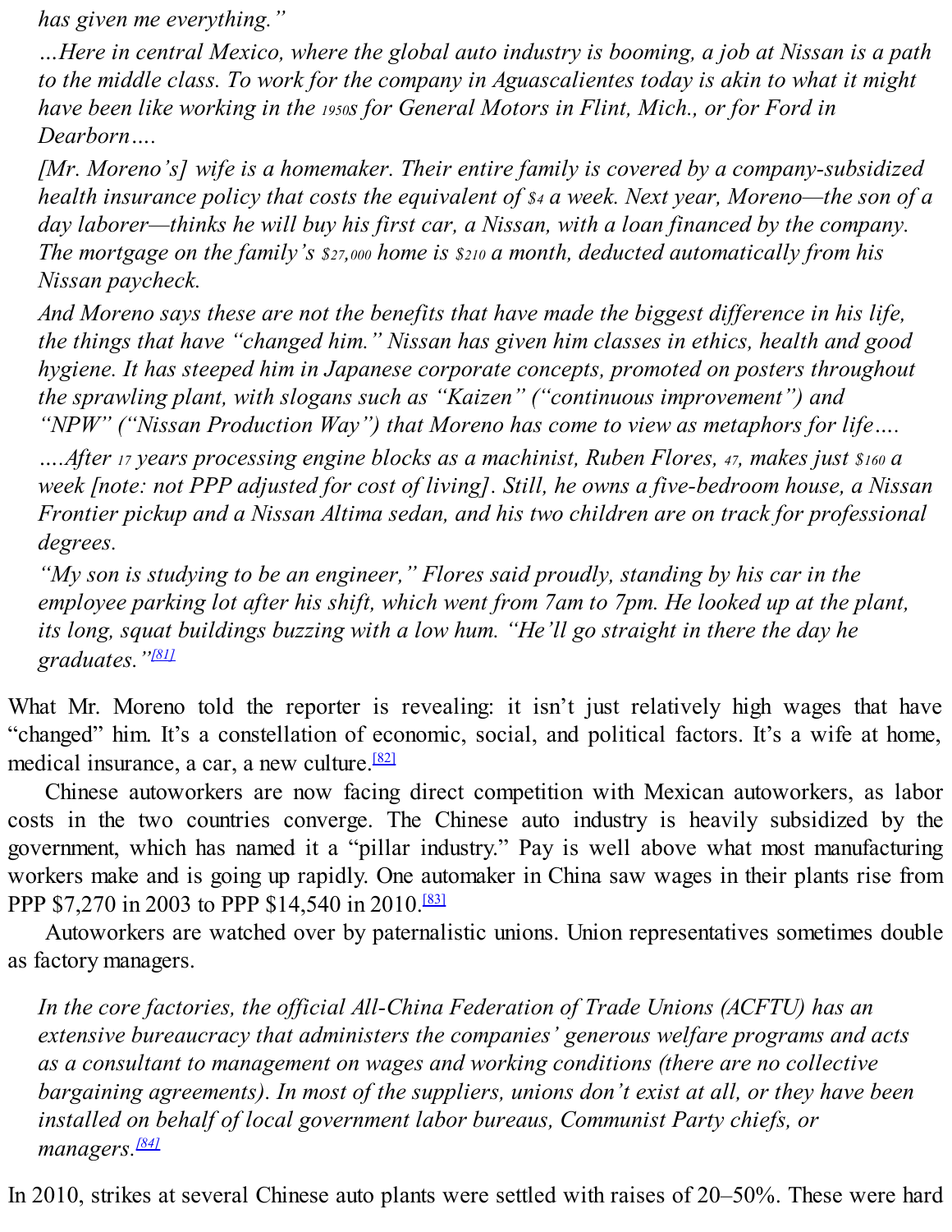*has given me everything."*

*…Here in central Mexico, where the global auto industry is booming, a job at Nissan is a path to the middle class. To work for the company in Aguascalientes today is akin to what it might have been like working in the 1950s for General Motors in Flint, Mich., or for Ford in Dearborn….*

*[Mr. Moreno's] wife is a homemaker. Their entire family is covered by a company-subsidized health insurance policy that costs the equivalent of $4 a week. Next year, Moreno—the son of a day laborer—thinks he will buy his first car, a Nissan, with a loan financed by the company. The mortgage on the family's $27,000 home is $210 a month, deducted automatically from his Nissan paycheck.*

*And Moreno says these are not the benefits that have made the biggest difference in his life, the things that have "changed him." Nissan has given him classes in ethics, health and good hygiene. It has steeped him in Japanese corporate concepts, promoted on posters throughout the sprawling plant, with slogans such as "Kaizen" ("continuous improvement") and "NPW" ("Nissan Production Way") that Moreno has come to view as metaphors for life….*

*….After 17 years processing engine blocks as a machinist, Ruben Flores, 47, makes just $160 a week [note: not PPP adjusted for cost of living]. Still, he owns a five-bedroom house, a Nissan Frontier pickup and a Nissan Altima sedan, and his two children are on track for professional degrees.*

*"My son is studying to be an engineer," Flores said proudly, standing by his car in the employee parking lot after his shift, which went from 7am to 7pm. He looked up at the plant, its long, squat buildings buzzing with a low hum. "He'll go straight in there the day he graduates."*[81]

What Mr. Moreno told the reporter is revealing: it isn't just relatively high wages that have "changed" him. It's a constellation of economic, social, and political factors. It's a wife at home, medical insurance, a car, a new culture.[82]

Chinese autoworkers are now facing direct competition with Mexican autoworkers, as labor costs in the two countries converge. The Chinese auto industry is heavily subsidized by the government, which has named it a "pillar industry." Pay is well above what most manufacturing workers make and is going up rapidly. One automaker in China saw wages in their plants rise from PPP $7,270 in 2003 to PPP $14,540 in 2010.[83]

Autoworkers are watched over by paternalistic unions. Union representatives sometimes double as factory managers.

*In the core factories, the official All-China Federation of Trade Unions (ACFTU) has an extensive bureaucracy that administers the companies' generous welfare programs and acts as a consultant to management on wages and working conditions (there are no collective bargaining agreements). In most of the suppliers, unions don't exist at all, or they have been installed on behalf of local government labor bureaus, Communist Party chiefs, or managers.*[84]

In 2010, strikes at several Chinese auto plants were settled with raises of 20–50%. These were hard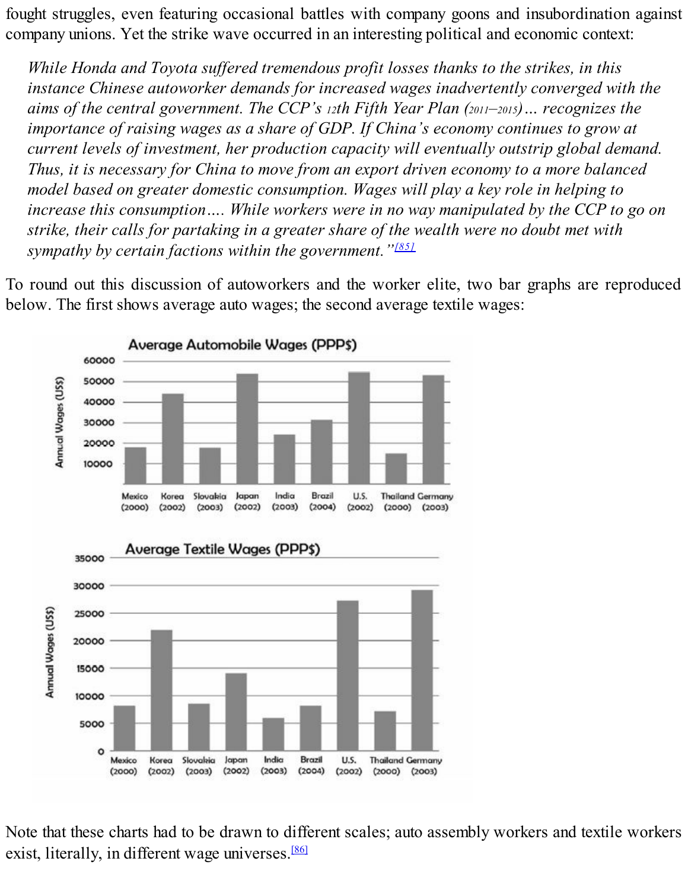fought struggles, even featuring occasional battles with company goons and insubordination against company unions. Yet the strike wave occurred in an interesting political and economic context:

> *While Honda and Toyota suffered tremendous profit losses thanks to the strikes, in this instance Chinese autoworker demands for increased wages inadvertently converged with the aims of the central government. The CCP's 12th Fifth Year Plan (2011–2015)… recognizes the importance of raising wages as a share of GDP. If China's economy continues to grow at current levels of investment, her production capacity will eventually outstrip global demand. Thus, it is necessary for China to move from an export driven economy to a more balanced model based on greater domestic consumption. Wages will play a key role in helping to increase this consumption…. While workers were in no way manipulated by the CCP to go on strike, their calls for partaking in a greater share of the wealth were no doubt met with sympathy by certain factions within the government."*[85]

To round out this discussion of autoworkers and the worker elite, two bar graphs are reproduced below. The first shows average auto wages; the second average textile wages:

Note that these charts had to be drawn to different scales; auto assembly workers and textile workers exist, literally, in different wage universes.[86]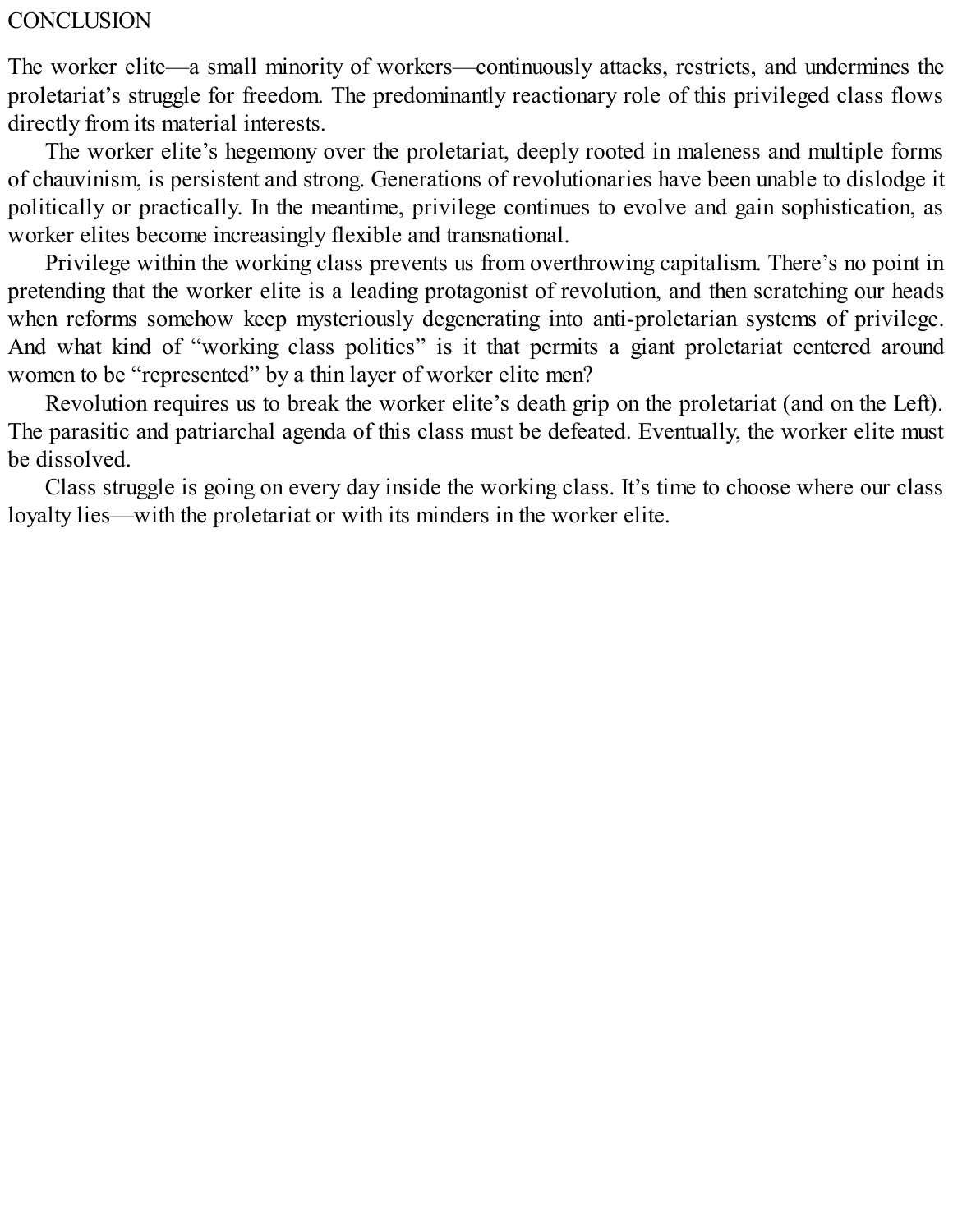# CONCLUSION

The worker elite—a small minority of workers—continuously attacks, restricts, and undermines the proletariat's struggle for freedom. The predominantly reactionary role of this privileged class flows directly from its material interests.

The worker elite's hegemony over the proletariat, deeply rooted in maleness and multiple forms of chauvinism, is persistent and strong. Generations of revolutionaries have been unable to dislodge it politically or practically. In the meantime, privilege continues to evolve and gain sophistication, as worker elites become increasingly flexible and transnational.

Privilege within the working class prevents us from overthrowing capitalism. There's no point in pretending that the worker elite is a leading protagonist of revolution, and then scratching our heads when reforms somehow keep mysteriously degenerating into anti-proletarian systems of privilege. And what kind of "working class politics" is it that permits a giant proletariat centered around women to be "represented" by a thin layer of worker elite men?

Revolution requires us to break the worker elite's death grip on the proletariat (and on the Left). The parasitic and patriarchal agenda of this class must be defeated. Eventually, the worker elite must be dissolved.

Class struggle is going on every day inside the working class. It's time to choose where our class loyalty lies—with the proletariat or with its minders in the worker elite.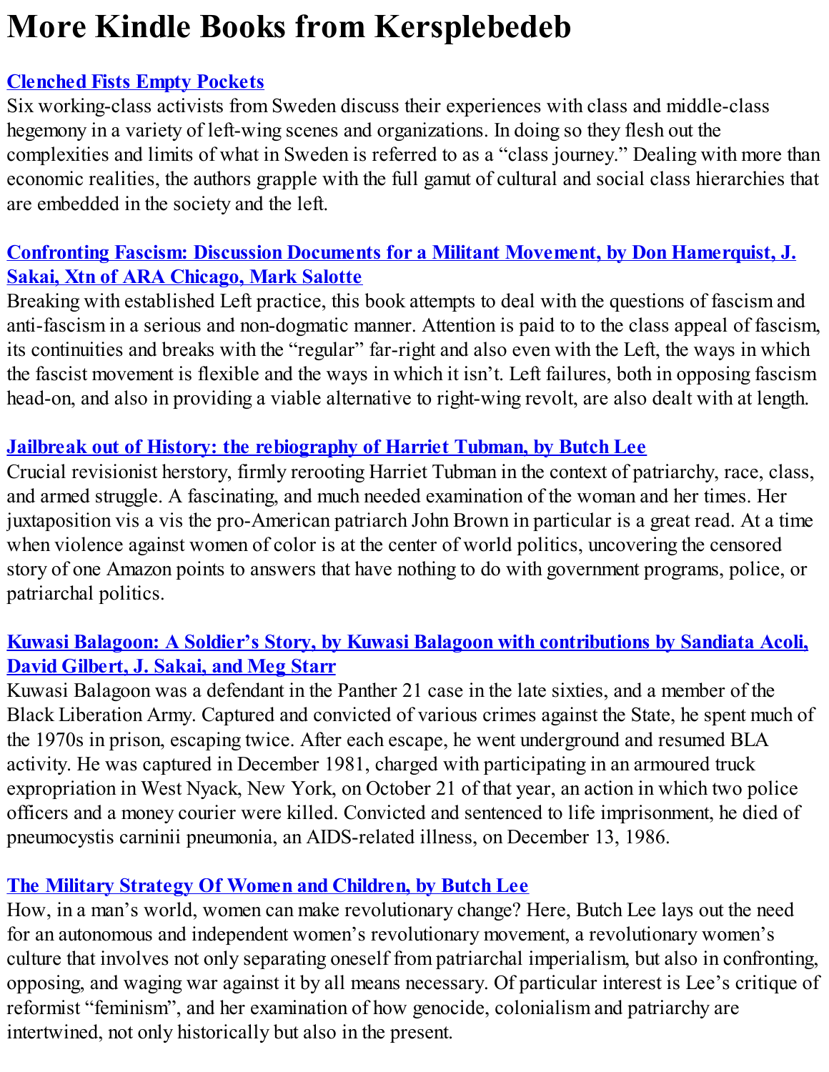# More Kindle Books from Kersplebedeb

**Clenched Fists Empty Pockets**

Six working-class activists from Sweden discuss their experiences with class and middle-class hegemony in a variety of left-wing scenes and organizations. In doing so they flesh out the complexities and limits of what in Sweden is referred to as a "class journey." Dealing with more than economic realities, the authors grapple with the full gamut of cultural and social class hierarchies that are embedded in the society and the left.

**Confronting Fascism: Discussion Documents for a Militant Movement, by Don Hamerquist, J. Sakai, Xtn of ARA Chicago, Mark Salotte**

Breaking with established Left practice, this book attempts to deal with the questions of fascism and anti-fascism in a serious and non-dogmatic manner. Attention is paid to to the class appeal of fascism, its continuities and breaks with the "regular" far-right and also even with the Left, the ways in which the fascist movement is flexible and the ways in which it isn't. Left failures, both in opposing fascism head-on, and also in providing a viable alternative to right-wing revolt, are also dealt with at length.

**Jailbreak out of History: the rebiography of Harriet Tubman, by Butch Lee**

Crucial revisionist herstory, firmly rerooting Harriet Tubman in the context of patriarchy, race, class, and armed struggle. A fascinating, and much needed examination of the woman and her times. Her juxtaposition vis a vis the pro-American patriarch John Brown in particular is a great read. At a time when violence against women of color is at the center of world politics, uncovering the censored story of one Amazon points to answers that have nothing to do with government programs, police, or patriarchal politics.

**Kuwasi Balagoon: A Soldier's Story, by Kuwasi Balagoon with contributions by Sandiata Acoli, David Gilbert, J. Sakai, and Meg Starr**

Kuwasi Balagoon was a defendant in the Panther 21 case in the late sixties, and a member of the Black Liberation Army. Captured and convicted of various crimes against the State, he spent much of the 1970s in prison, escaping twice. After each escape, he went underground and resumed BLA activity. He was captured in December 1981, charged with participating in an armoured truck expropriation in West Nyack, New York, on October 21 of that year, an action in which two police officers and a money courier were killed. Convicted and sentenced to life imprisonment, he died of pneumocystis carninii pneumonia, an AIDS-related illness, on December 13, 1986.

**The Military Strategy Of Women and Children, by Butch Lee**

How, in a man's world, women can make revolutionary change? Here, Butch Lee lays out the need for an autonomous and independent women's revolutionary movement, a revolutionary women's culture that involves not only separating oneself from patriarchal imperialism, but also in confronting, opposing, and waging war against it by all means necessary. Of particular interest is Lee's critique of reformist "feminism", and her examination of how genocide, colonialism and patriarchy are intertwined, not only historically but also in the present.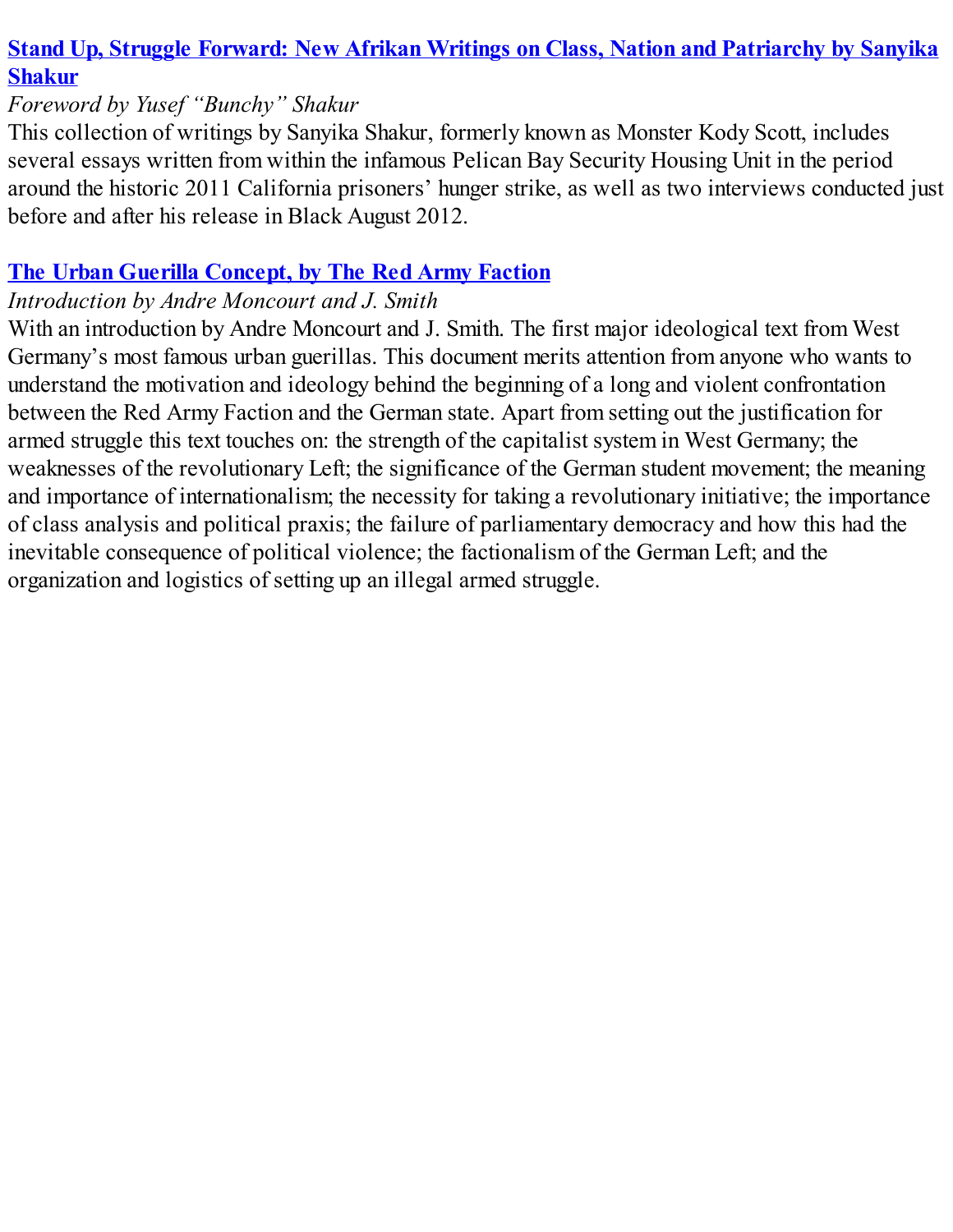**[Stand Up, Struggle Forward: New Afrikan Writings on Class, Nation and Patriarchy by Sanyika Shakur]**

*Foreword by Yusef "Bunchy" Shakur*

This collection of writings by Sanyika Shakur, formerly known as Monster Kody Scott, includes several essays written from within the infamous Pelican Bay Security Housing Unit in the period around the historic 2011 California prisoners' hunger strike, as well as two interviews conducted just before and after his release in Black August 2012.

**[The Urban Guerilla Concept, by The Red Army Faction]**

*Introduction by Andre Moncourt and J. Smith*

With an introduction by Andre Moncourt and J. Smith. The first major ideological text from West Germany's most famous urban guerillas. This document merits attention from anyone who wants to understand the motivation and ideology behind the beginning of a long and violent confrontation between the Red Army Faction and the German state. Apart from setting out the justification for armed struggle this text touches on: the strength of the capitalist system in West Germany; the weaknesses of the revolutionary Left; the significance of the German student movement; the meaning and importance of internationalism; the necessity for taking a revolutionary initiative; the importance of class analysis and political praxis; the failure of parliamentary democracy and how this had the inevitable consequence of political violence; the factionalism of the German Left; and the organization and logistics of setting up an illegal armed struggle.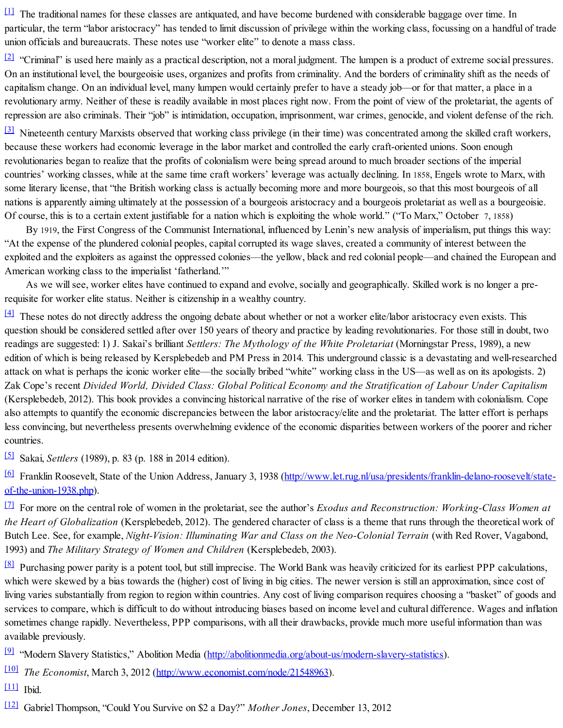[1] The traditional names for these classes are antiquated, and have become burdened with considerable baggage over time. In particular, the term "labor aristocracy" has tended to limit discussion of privilege within the working class, focussing on a handful of trade union officials and bureaucrats. These notes use "worker elite" to denote a mass class.

[2] "Criminal" is used here mainly as a practical description, not a moral judgment. The lumpen is a product of extreme social pressures. On an institutional level, the bourgeoisie uses, organizes and profits from criminality. And the borders of criminality shift as the needs of capitalism change. On an individual level, many lumpen would certainly prefer to have a steady job—or for that matter, a place in a revolutionary army. Neither of these is readily available in most places right now. From the point of view of the proletariat, the agents of repression are also criminals. Their "job" is intimidation, occupation, imprisonment, war crimes, genocide, and violent defense of the rich.

[3] Nineteenth century Marxists observed that working class privilege (in their time) was concentrated among the skilled craft workers, because these workers had economic leverage in the labor market and controlled the early craft-oriented unions. Soon enough revolutionaries began to realize that the profits of colonialism were being spread around to much broader sections of the imperial countries' working classes, while at the same time craft workers' leverage was actually declining. In 1858, Engels wrote to Marx, with some literary license, that "the British working class is actually becoming more and more bourgeois, so that this most bourgeois of all nations is apparently aiming ultimately at the possession of a bourgeois aristocracy and a bourgeois proletariat as well as a bourgeoisie. Of course, this is to a certain extent justifiable for a nation which is exploiting the whole world." ("To Marx," October 7, 1858)

By 1919, the First Congress of the Communist International, influenced by Lenin's new analysis of imperialism, put things this way: "At the expense of the plundered colonial peoples, capital corrupted its wage slaves, created a community of interest between the exploited and the exploiters as against the oppressed colonies—the yellow, black and red colonial people—and chained the European and American working class to the imperialist 'fatherland.'"

As we will see, worker elites have continued to expand and evolve, socially and geographically. Skilled work is no longer a pre-requisite for worker elite status. Neither is citizenship in a wealthy country.

[4] These notes do not directly address the ongoing debate about whether or not a worker elite/labor aristocracy even exists. This question should be considered settled after over 150 years of theory and practice by leading revolutionaries. For those still in doubt, two readings are suggested: 1) J. Sakai's brilliant *Settlers: The Mythology of the White Proletariat* (Morningstar Press, 1989), a new edition of which is being released by Kersplebedeb and PM Press in 2014. This underground classic is a devastating and well-researched attack on what is perhaps the iconic worker elite—the socially bribed "white" working class in the US—as well as on its apologists. 2) Zak Cope's recent *Divided World, Divided Class: Global Political Economy and the Stratification of Labour Under Capitalism* (Kersplebedeb, 2012). This book provides a convincing historical narrative of the rise of worker elites in tandem with colonialism. Cope also attempts to quantify the economic discrepancies between the labor aristocracy/elite and the proletariat. The latter effort is perhaps less convincing, but nevertheless presents overwhelming evidence of the economic disparities between workers of the poorer and richer countries.

[5] Sakai, *Settlers* (1989), p. 83 (p. 188 in 2014 edition).

[6] Franklin Roosevelt, State of the Union Address, January 3, 1938 (http://www.let.rug.nl/usa/presidents/franklin-delano-roosevelt/state-of-the-union-1938.php).

[7] For more on the central role of women in the proletariat, see the author's *Exodus and Reconstruction: Working-Class Women at the Heart of Globalization* (Kersplebedeb, 2012). The gendered character of class is a theme that runs through the theoretical work of Butch Lee. See, for example, *Night-Vision: Illuminating War and Class on the Neo-Colonial Terrain* (with Red Rover, Vagabond, 1993) and *The Military Strategy of Women and Children* (Kersplebedeb, 2003).

[8] Purchasing power parity is a potent tool, but still imprecise. The World Bank was heavily criticized for its earliest PPP calculations, which were skewed by a bias towards the (higher) cost of living in big cities. The newer version is still an approximation, since cost of living varies substantially from region to region within countries. Any cost of living comparison requires choosing a "basket" of goods and services to compare, which is difficult to do without introducing biases based on income level and cultural difference. Wages and inflation sometimes change rapidly. Nevertheless, PPP comparisons, with all their drawbacks, provide much more useful information than was available previously.

[9] "Modern Slavery Statistics," Abolition Media (http://abolitionmedia.org/about-us/modern-slavery-statistics).

[10] *The Economist*, March 3, 2012 (http://www.economist.com/node/21548963).

[11] Ibid.

[12] Gabriel Thompson, "Could You Survive on $2 a Day?" *Mother Jones*, December 13, 2012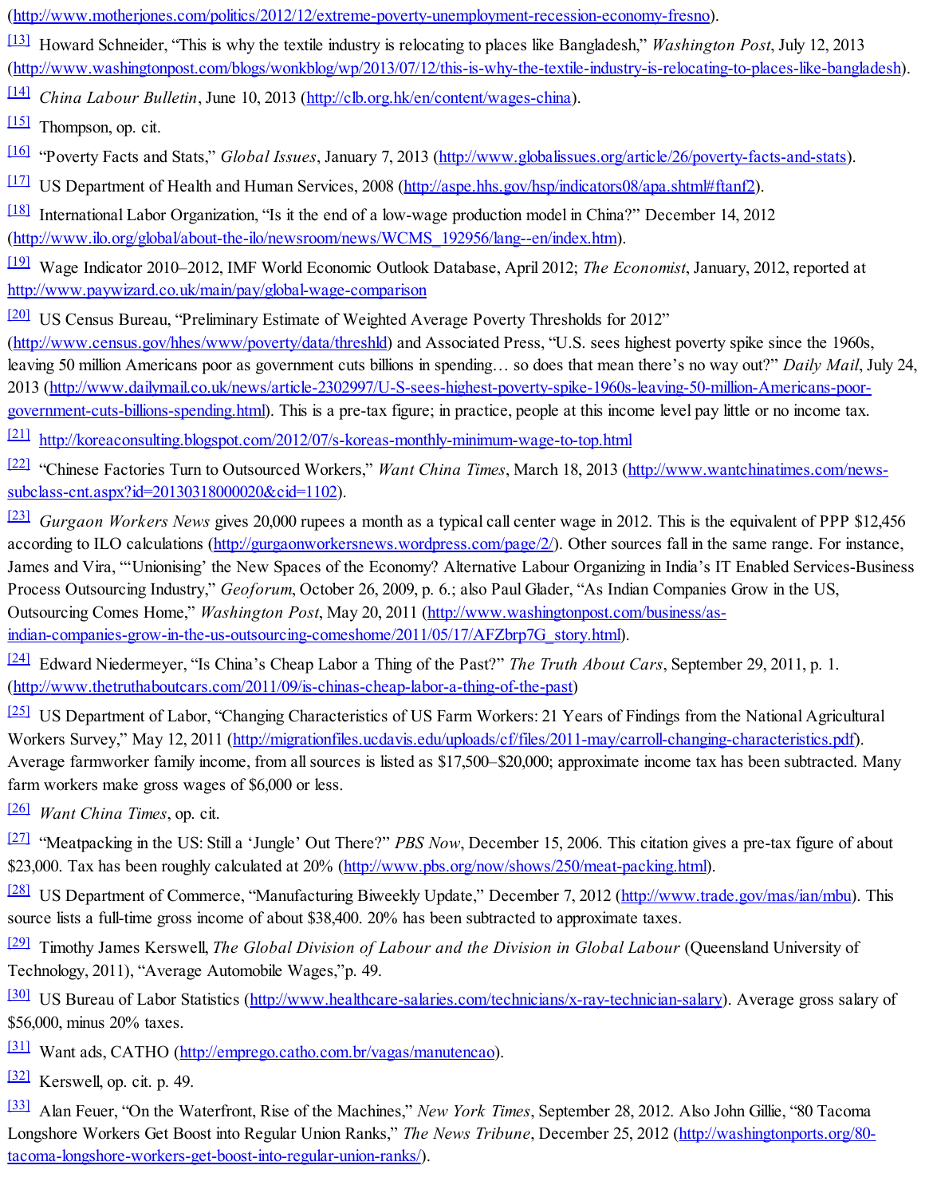(http://www.motherjones.com/politics/2012/12/extreme-poverty-unemployment-recession-economy-fresno).

[13] Howard Schneider, “This is why the textile industry is relocating to places like Bangladesh,” *Washington Post*, July 12, 2013 (http://www.washingtonpost.com/blogs/wonkblog/wp/2013/07/12/this-is-why-the-textile-industry-is-relocating-to-places-like-bangladesh).

[14] *China Labour Bulletin*, June 10, 2013 (http://clb.org.hk/en/content/wages-china).

[15] Thompson, op. cit.

[16] “Poverty Facts and Stats,” *Global Issues*, January 7, 2013 (http://www.globalissues.org/article/26/poverty-facts-and-stats).

[17] US Department of Health and Human Services, 2008 (http://aspe.hhs.gov/hsp/indicators08/apa.shtml#ftanf2).

[18] International Labor Organization, “Is it the end of a low-wage production model in China?” December 14, 2012 (http://www.ilo.org/global/about-the-ilo/newsroom/news/WCMS_192956/lang--en/index.htm).

[19] Wage Indicator 2010–2012, IMF World Economic Outlook Database, April 2012; *The Economist*, January, 2012, reported at http://www.paywizard.co.uk/main/pay/global-wage-comparison

[20] US Census Bureau, “Preliminary Estimate of Weighted Average Poverty Thresholds for 2012” (http://www.census.gov/hhes/www/poverty/data/threshld) and Associated Press, “U.S. sees highest poverty spike since the 1960s, leaving 50 million Americans poor as government cuts billions in spending… so does that mean there’s no way out?” *Daily Mail*, July 24, 2013 (http://www.dailymail.co.uk/news/article-2302997/U-S-sees-highest-poverty-spike-1960s-leaving-50-million-Americans-poor-government-cuts-billions-spending.html). This is a pre-tax figure; in practice, people at this income level pay little or no income tax.

[21] http://koreaconsulting.blogspot.com/2012/07/s-koreas-monthly-minimum-wage-to-top.html

[22] “Chinese Factories Turn to Outsourced Workers,” *Want China Times*, March 18, 2013 (http://www.wantchinatimes.com/news-subclass-cnt.aspx?id=20130318000020&cid=1102).

[23] *Gurgaon Workers News* gives 20,000 rupees a month as a typical call center wage in 2012. This is the equivalent of PPP $12,456 according to ILO calculations (http://gurgaonworkersnews.wordpress.com/page/2/). Other sources fall in the same range. For instance, James and Vira, “‘Unionising’ the New Spaces of the Economy? Alternative Labour Organizing in India’s IT Enabled Services-Business Process Outsourcing Industry,” *Geoforum*, October 26, 2009, p. 6.; also Paul Glader, “As Indian Companies Grow in the US, Outsourcing Comes Home,” *Washington Post*, May 20, 2011 (http://www.washingtonpost.com/business/as-indian-companies-grow-in-the-us-outsourcing-comeshome/2011/05/17/AFZbrp7G_story.html).

[24] Edward Niedermeyer, “Is China’s Cheap Labor a Thing of the Past?” *The Truth About Cars*, September 29, 2011, p. 1. (http://www.thetruthaboutcars.com/2011/09/is-chinas-cheap-labor-a-thing-of-the-past)

[25] US Department of Labor, “Changing Characteristics of US Farm Workers: 21 Years of Findings from the National Agricultural Workers Survey,” May 12, 2011 (http://migrationfiles.ucdavis.edu/uploads/cf/files/2011-may/carroll-changing-characteristics.pdf). Average farmworker family income, from all sources is listed as $17,500–$20,000; approximate income tax has been subtracted. Many farm workers make gross wages of $6,000 or less.

[26] *Want China Times*, op. cit.

[27] “Meatpacking in the US: Still a ‘Jungle’ Out There?” *PBS Now*, December 15, 2006. This citation gives a pre-tax figure of about $23,000. Tax has been roughly calculated at 20% (http://www.pbs.org/now/shows/250/meat-packing.html).

[28] US Department of Commerce, “Manufacturing Biweekly Update,” December 7, 2012 (http://www.trade.gov/mas/ian/mbu). This source lists a full-time gross income of about $38,400. 20% has been subtracted to approximate taxes.

[29] Timothy James Kerswell, *The Global Division of Labour and the Division in Global Labour* (Queensland University of Technology, 2011), “Average Automobile Wages,”p. 49.

[30] US Bureau of Labor Statistics (http://www.healthcare-salaries.com/technicians/x-ray-technician-salary). Average gross salary of $56,000, minus 20% taxes.

[31] Want ads, CATHO (http://emprego.catho.com.br/vagas/manutencao).

[32] Kerswell, op. cit. p. 49.

[33] Alan Feuer, “On the Waterfront, Rise of the Machines,” *New York Times*, September 28, 2012. Also John Gillie, “80 Tacoma Longshore Workers Get Boost into Regular Union Ranks,” *The News Tribune*, December 25, 2012 (http://washingtonports.org/80-tacoma-longshore-workers-get-boost-into-regular-union-ranks/).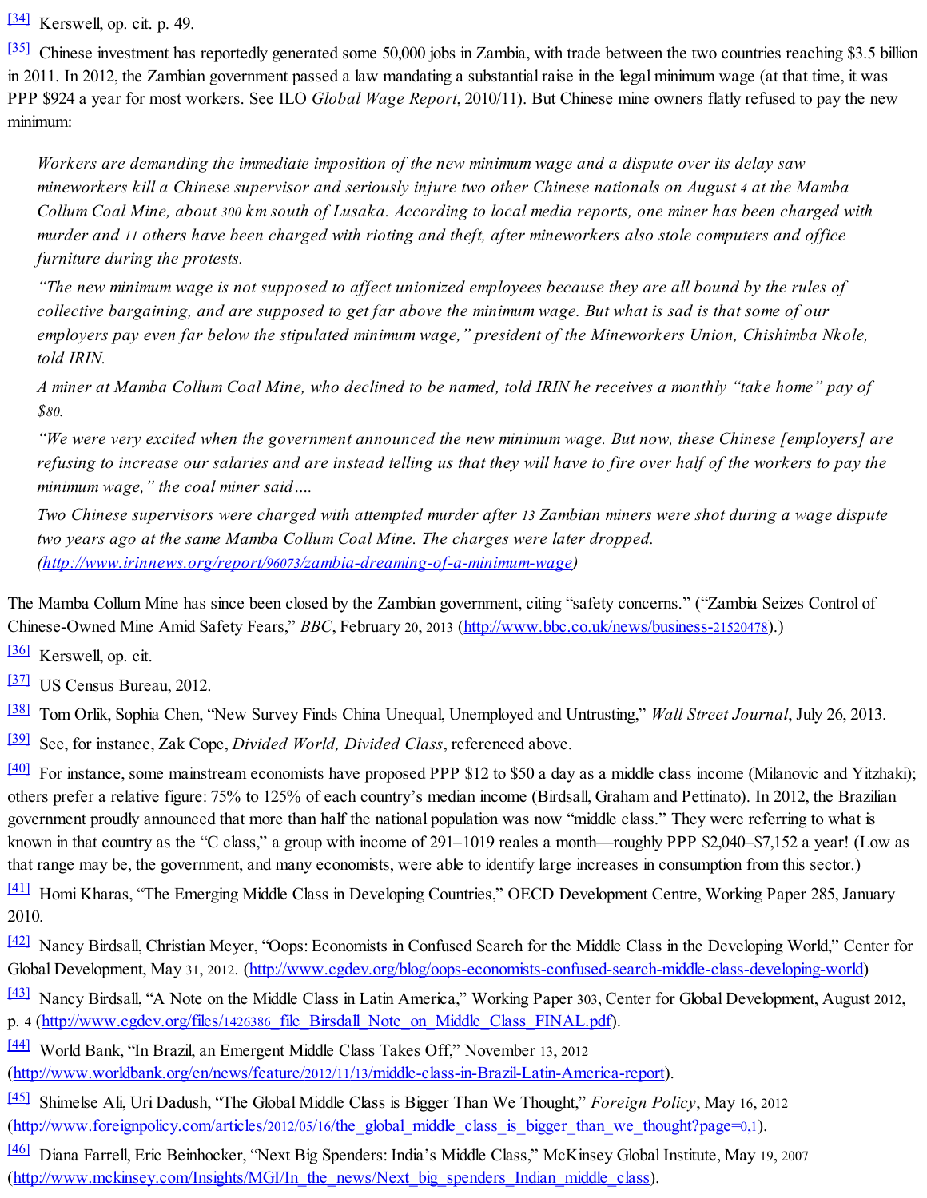[34] Kerswell, op. cit. p. 49.

[35] Chinese investment has reportedly generated some 50,000 jobs in Zambia, with trade between the two countries reaching $3.5 billion in 2011. In 2012, the Zambian government passed a law mandating a substantial raise in the legal minimum wage (at that time, it was PPP $924 a year for most workers. See ILO *Global Wage Report*, 2010/11). But Chinese mine owners flatly refused to pay the new minimum:

> *Workers are demanding the immediate imposition of the new minimum wage and a dispute over its delay saw mineworkers kill a Chinese supervisor and seriously injure two other Chinese nationals on August 4 at the Mamba Collum Coal Mine, about 300 km south of Lusaka. According to local media reports, one miner has been charged with murder and 11 others have been charged with rioting and theft, after mineworkers also stole computers and office furniture during the protests.*
>
> *"The new minimum wage is not supposed to affect unionized employees because they are all bound by the rules of collective bargaining, and are supposed to get far above the minimum wage. But what is sad is that some of our employers pay even far below the stipulated minimum wage," president of the Mineworkers Union, Chishimba Nkole, told IRIN.*
>
> *A miner at Mamba Collum Coal Mine, who declined to be named, told IRIN he receives a monthly "take home" pay of $80.*
>
> *"We were very excited when the government announced the new minimum wage. But now, these Chinese [employers] are refusing to increase our salaries and are instead telling us that they will have to fire over half of the workers to pay the minimum wage," the coal miner said….*
>
> *Two Chinese supervisors were charged with attempted murder after 13 Zambian miners were shot during a wage dispute two years ago at the same Mamba Collum Coal Mine. The charges were later dropped. (http://www.irinnews.org/report/96073/zambia-dreaming-of-a-minimum-wage)*

The Mamba Collum Mine has since been closed by the Zambian government, citing "safety concerns." ("Zambia Seizes Control of Chinese-Owned Mine Amid Safety Fears," *BBC*, February 20, 2013 (http://www.bbc.co.uk/news/business-21520478).)

[36] Kerswell, op. cit.

[37] US Census Bureau, 2012.

[38] Tom Orlik, Sophia Chen, "New Survey Finds China Unequal, Unemployed and Untrusting," *Wall Street Journal*, July 26, 2013.

[39] See, for instance, Zak Cope, *Divided World, Divided Class*, referenced above.

[40] For instance, some mainstream economists have proposed PPP $12 to $50 a day as a middle class income (Milanovic and Yitzhaki); others prefer a relative figure: 75% to 125% of each country's median income (Birdsall, Graham and Pettinato). In 2012, the Brazilian government proudly announced that more than half the national population was now "middle class." They were referring to what is known in that country as the "C class," a group with income of 291–1019 reales a month—roughly PPP $2,040–$7,152 a year! (Low as that range may be, the government, and many economists, were able to identify large increases in consumption from this sector.)

[41] Homi Kharas, "The Emerging Middle Class in Developing Countries," OECD Development Centre, Working Paper 285, January 2010.

[42] Nancy Birdsall, Christian Meyer, "Oops: Economists in Confused Search for the Middle Class in the Developing World," Center for Global Development, May 31, 2012. (http://www.cgdev.org/blog/oops-economists-confused-search-middle-class-developing-world)

[43] Nancy Birdsall, "A Note on the Middle Class in Latin America," Working Paper 303, Center for Global Development, August 2012, p. 4 (http://www.cgdev.org/files/1426386_file_Birdsall_Note_on_Middle_Class_FINAL.pdf).

[44] World Bank, "In Brazil, an Emergent Middle Class Takes Off," November 13, 2012 (http://www.worldbank.org/en/news/feature/2012/11/13/middle-class-in-Brazil-Latin-America-report).

[45] Shimelse Ali, Uri Dadush, "The Global Middle Class is Bigger Than We Thought," *Foreign Policy*, May 16, 2012 (http://www.foreignpolicy.com/articles/2012/05/16/the_global_middle_class_is_bigger_than_we_thought?page=0,1).

[46] Diana Farrell, Eric Beinhocker, "Next Big Spenders: India's Middle Class," McKinsey Global Institute, May 19, 2007 (http://www.mckinsey.com/Insights/MGI/In_the_news/Next_big_spenders_Indian_middle_class).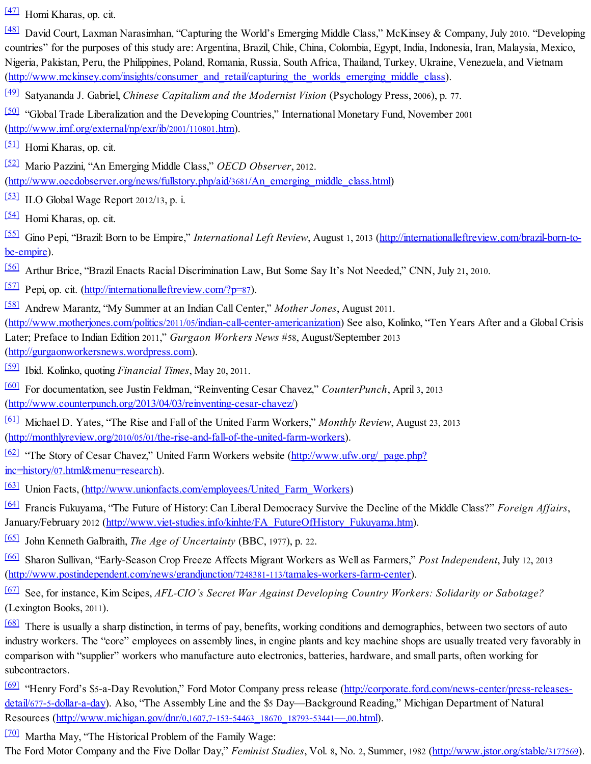[47] Homi Kharas, op. cit.

[48] David Court, Laxman Narasimhan, "Capturing the World's Emerging Middle Class," McKinsey & Company, July 2010. "Developing countries" for the purposes of this study are: Argentina, Brazil, Chile, China, Colombia, Egypt, India, Indonesia, Iran, Malaysia, Mexico, Nigeria, Pakistan, Peru, the Philippines, Poland, Romania, Russia, South Africa, Thailand, Turkey, Ukraine, Venezuela, and Vietnam (http://www.mckinsey.com/insights/consumer_and_retail/capturing_the_worlds_emerging_middle_class).

[49] Satyananda J. Gabriel, *Chinese Capitalism and the Modernist Vision* (Psychology Press, 2006), p. 77.

[50] "Global Trade Liberalization and the Developing Countries," International Monetary Fund, November 2001 (http://www.imf.org/external/np/exr/ib/2001/110801.htm).

[51] Homi Kharas, op. cit.

[52] Mario Pazzini, "An Emerging Middle Class," *OECD Observer*, 2012. (http://www.oecdobserver.org/news/fullstory.php/aid/3681/An_emerging_middle_class.html)

[53] ILO Global Wage Report 2012/13, p. i.

[54] Homi Kharas, op. cit.

[55] Gino Pepi, "Brazil: Born to be Empire," *International Left Review*, August 1, 2013 (http://internationalleftreview.com/brazil-born-to-be-empire).

[56] Arthur Brice, "Brazil Enacts Racial Discrimination Law, But Some Say It's Not Needed," CNN, July 21, 2010.

[57] Pepi, op. cit. (http://internationalleftreview.com/?p=87).

[58] Andrew Marantz, "My Summer at an Indian Call Center," *Mother Jones*, August 2011. (http://www.motherjones.com/politics/2011/05/indian-call-center-americanization) See also, Kolinko, "Ten Years After and a Global Crisis Later; Preface to Indian Edition 2011," *Gurgaon Workers News* #58, August/September 2013 (http://gurgaonworkersnews.wordpress.com).

[59] Ibid. Kolinko, quoting *Financial Times*, May 20, 2011.

[60] For documentation, see Justin Feldman, "Reinventing Cesar Chavez," *CounterPunch*, April 3, 2013 (http://www.counterpunch.org/2013/04/03/reinventing-cesar-chavez/)

[61] Michael D. Yates, "The Rise and Fall of the United Farm Workers," *Monthly Review*, August 23, 2013 (http://monthlyreview.org/2010/05/01/the-rise-and-fall-of-the-united-farm-workers).

[62] "The Story of Cesar Chavez," United Farm Workers website (http://www.ufw.org/_page.php?inc=history/07.html&menu=research).

[63] Union Facts, (http://www.unionfacts.com/employees/United_Farm_Workers)

[64] Francis Fukuyama, "The Future of History: Can Liberal Democracy Survive the Decline of the Middle Class?" *Foreign Affairs*, January/February 2012 (http://www.viet-studies.info/kinhte/FA_FutureOfHistory_Fukuyama.htm).

[65] John Kenneth Galbraith, *The Age of Uncertainty* (BBC, 1977), p. 22.

[66] Sharon Sullivan, "Early-Season Crop Freeze Affects Migrant Workers as Well as Farmers," *Post Independent*, July 12, 2013 (http://www.postindependent.com/news/grandjunction/7248381-113/tamales-workers-farm-center).

[67] See, for instance, Kim Scipes, *AFL-CIO's Secret War Against Developing Country Workers: Solidarity or Sabotage?* (Lexington Books, 2011).

[68] There is usually a sharp distinction, in terms of pay, benefits, working conditions and demographics, between two sectors of auto industry workers. The "core" employees on assembly lines, in engine plants and key machine shops are usually treated very favorably in comparison with "supplier" workers who manufacture auto electronics, batteries, hardware, and small parts, often working for subcontractors.

[69] "Henry Ford's $5-a-Day Revolution," Ford Motor Company press release (http://corporate.ford.com/news-center/press-releases-detail/677-5-dollar-a-day). Also, "The Assembly Line and the $5 Day—Background Reading," Michigan Department of Natural Resources (http://www.michigan.gov/dnr/0,1607,7-153-54463_18670_18793-53441—,00.html).

[70] Martha May, "The Historical Problem of the Family Wage: The Ford Motor Company and the Five Dollar Day," *Feminist Studies*, Vol. 8, No. 2, Summer, 1982 (http://www.jstor.org/stable/3177569).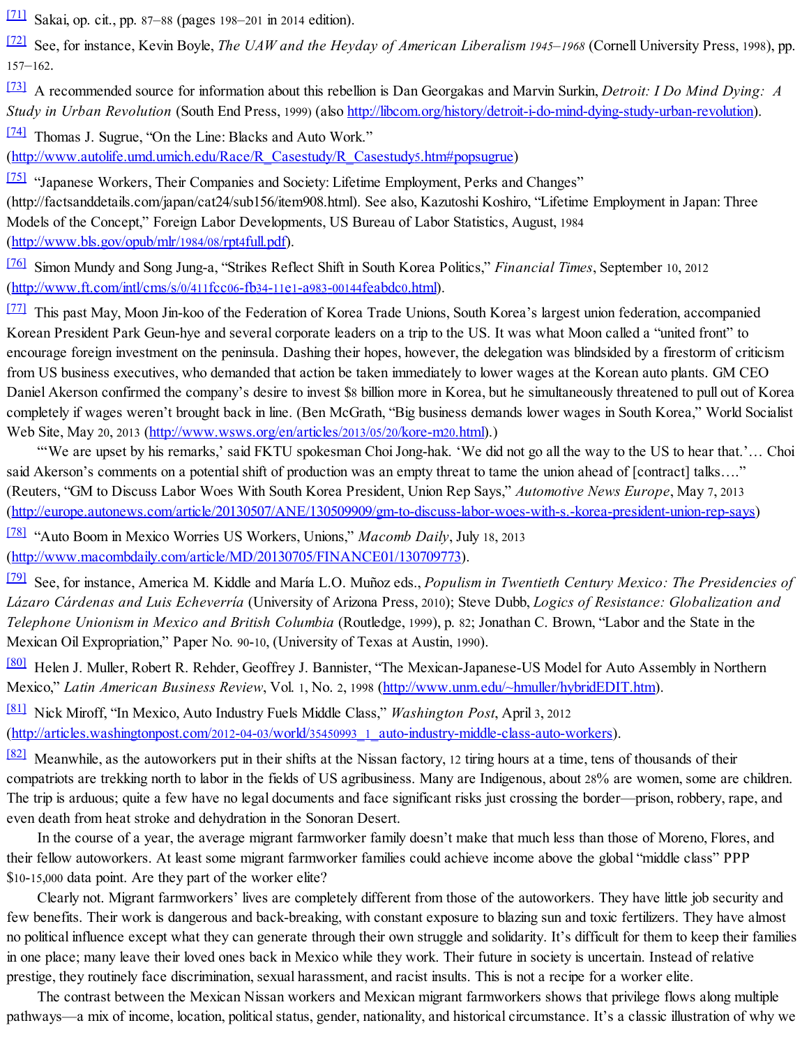[71] Sakai, op. cit., pp. 87–88 (pages 198–201 in 2014 edition).

[72] See, for instance, Kevin Boyle, *The UAW and the Heyday of American Liberalism 1945–1968* (Cornell University Press, 1998), pp. 157–162.

[73] A recommended source for information about this rebellion is Dan Georgakas and Marvin Surkin, *Detroit: I Do Mind Dying: A Study in Urban Revolution* (South End Press, 1999) (also http://libcom.org/history/detroit-i-do-mind-dying-study-urban-revolution).

[74] Thomas J. Sugrue, "On the Line: Blacks and Auto Work." (http://www.autolife.umd.umich.edu/Race/R_Casestudy/R_Casestudy5.htm#popsugrue)

[75] "Japanese Workers, Their Companies and Society: Lifetime Employment, Perks and Changes" (http://factsanddetails.com/japan/cat24/sub156/item908.html). See also, Kazutoshi Koshiro, "Lifetime Employment in Japan: Three Models of the Concept," Foreign Labor Developments, US Bureau of Labor Statistics, August, 1984 (http://www.bls.gov/opub/mlr/1984/08/rpt4full.pdf).

[76] Simon Mundy and Song Jung-a, "Strikes Reflect Shift in South Korea Politics," *Financial Times*, September 10, 2012 (http://www.ft.com/intl/cms/s/0/411fcc06-fb34-11e1-a983-00144feabdc0.html).

[77] This past May, Moon Jin-koo of the Federation of Korea Trade Unions, South Korea's largest union federation, accompanied Korean President Park Geun-hye and several corporate leaders on a trip to the US. It was what Moon called a "united front" to encourage foreign investment on the peninsula. Dashing their hopes, however, the delegation was blindsided by a firestorm of criticism from US business executives, who demanded that action be taken immediately to lower wages at the Korean auto plants. GM CEO Daniel Akerson confirmed the company's desire to invest $8 billion more in Korea, but he simultaneously threatened to pull out of Korea completely if wages weren't brought back in line. (Ben McGrath, "Big business demands lower wages in South Korea," World Socialist Web Site, May 20, 2013 (http://www.wsws.org/en/articles/2013/05/20/kore-m20.html).)

"'We are upset by his remarks,' said FKTU spokesman Choi Jong-hak. 'We did not go all the way to the US to hear that.'… Choi said Akerson's comments on a potential shift of production was an empty threat to tame the union ahead of [contract] talks…." (Reuters, "GM to Discuss Labor Woes With South Korea President, Union Rep Says," *Automotive News Europe*, May 7, 2013 (http://europe.autonews.com/article/20130507/ANE/130509909/gm-to-discuss-labor-woes-with-s.-korea-president-union-rep-says)

[78] "Auto Boom in Mexico Worries US Workers, Unions," *Macomb Daily*, July 18, 2013 (http://www.macombdaily.com/article/MD/20130705/FINANCE01/130709773).

[79] See, for instance, America M. Kiddle and María L.O. Muñoz eds., *Populism in Twentieth Century Mexico: The Presidencies of Lázaro Cárdenas and Luis Echeverría* (University of Arizona Press, 2010); Steve Dubb, *Logics of Resistance: Globalization and Telephone Unionism in Mexico and British Columbia* (Routledge, 1999), p. 82; Jonathan C. Brown, "Labor and the State in the Mexican Oil Expropriation," Paper No. 90-10, (University of Texas at Austin, 1990).

[80] Helen J. Muller, Robert R. Rehder, Geoffrey J. Bannister, "The Mexican-Japanese-US Model for Auto Assembly in Northern Mexico," *Latin American Business Review*, Vol. 1, No. 2, 1998 (http://www.unm.edu/~hmuller/hybridEDIT.htm).

[81] Nick Miroff, "In Mexico, Auto Industry Fuels Middle Class," *Washington Post*, April 3, 2012 (http://articles.washingtonpost.com/2012-04-03/world/35450993_1_auto-industry-middle-class-auto-workers).

[82] Meanwhile, as the autoworkers put in their shifts at the Nissan factory, 12 tiring hours at a time, tens of thousands of their compatriots are trekking north to labor in the fields of US agribusiness. Many are Indigenous, about 28% are women, some are children. The trip is arduous; quite a few have no legal documents and face significant risks just crossing the border—prison, robbery, rape, and even death from heat stroke and dehydration in the Sonoran Desert.

In the course of a year, the average migrant farmworker family doesn't make that much less than those of Moreno, Flores, and their fellow autoworkers. At least some migrant farmworker families could achieve income above the global "middle class" PPP $10-15,000 data point. Are they part of the worker elite?

Clearly not. Migrant farmworkers' lives are completely different from those of the autoworkers. They have little job security and few benefits. Their work is dangerous and back-breaking, with constant exposure to blazing sun and toxic fertilizers. They have almost no political influence except what they can generate through their own struggle and solidarity. It's difficult for them to keep their families in one place; many leave their loved ones back in Mexico while they work. Their future in society is uncertain. Instead of relative prestige, they routinely face discrimination, sexual harassment, and racist insults. This is not a recipe for a worker elite.

The contrast between the Mexican Nissan workers and Mexican migrant farmworkers shows that privilege flows along multiple pathways—a mix of income, location, political status, gender, nationality, and historical circumstance. It's a classic illustration of why we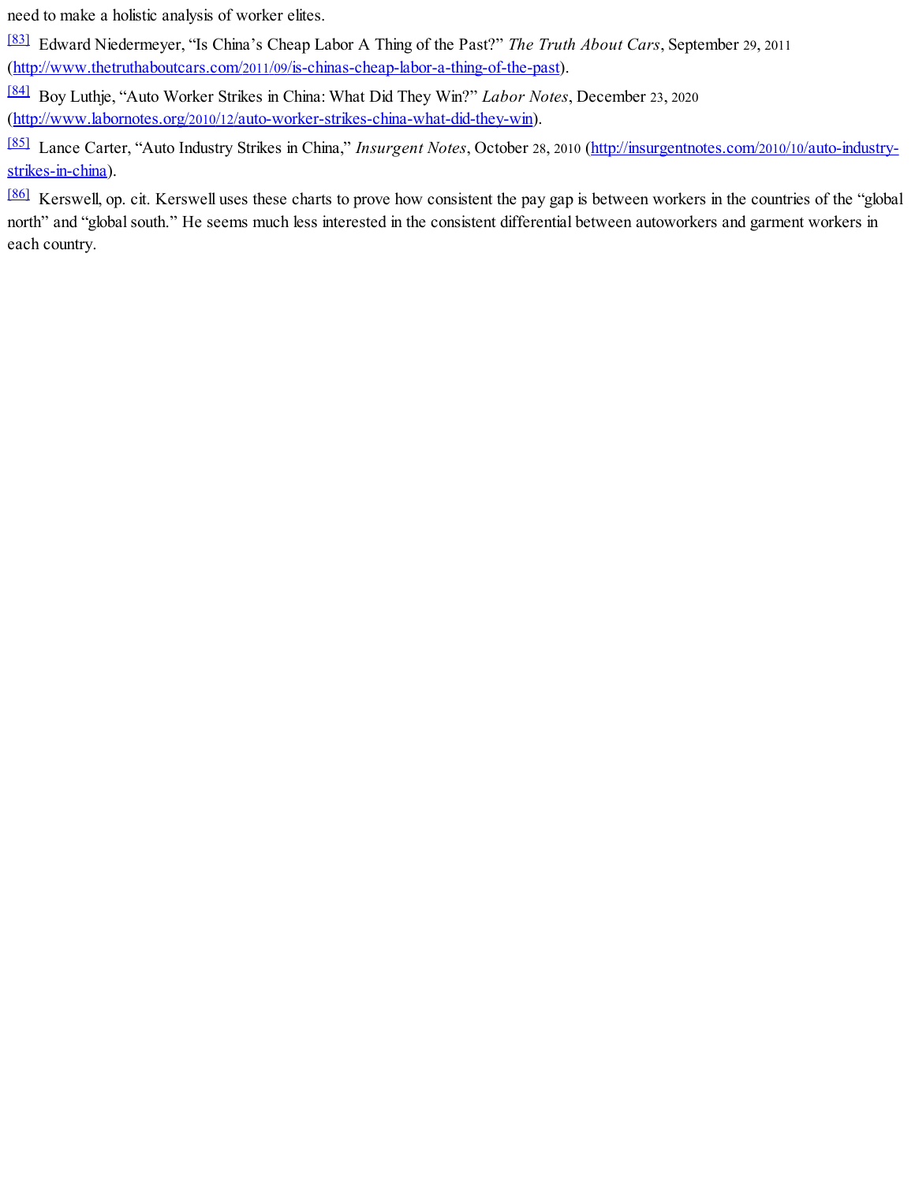need to make a holistic analysis of worker elites.

[83] Edward Niedermeyer, "Is China's Cheap Labor A Thing of the Past?" *The Truth About Cars*, September 29, 2011 (http://www.thetruthaboutcars.com/2011/09/is-chinas-cheap-labor-a-thing-of-the-past).

[84] Boy Luthje, "Auto Worker Strikes in China: What Did They Win?" *Labor Notes*, December 23, 2020 (http://www.labornotes.org/2010/12/auto-worker-strikes-china-what-did-they-win).

[85] Lance Carter, "Auto Industry Strikes in China," *Insurgent Notes*, October 28, 2010 (http://insurgentnotes.com/2010/10/auto-industry-strikes-in-china).

[86] Kerswell, op. cit. Kerswell uses these charts to prove how consistent the pay gap is between workers in the countries of the "global north" and "global south." He seems much less interested in the consistent differential between autoworkers and garment workers in each country.